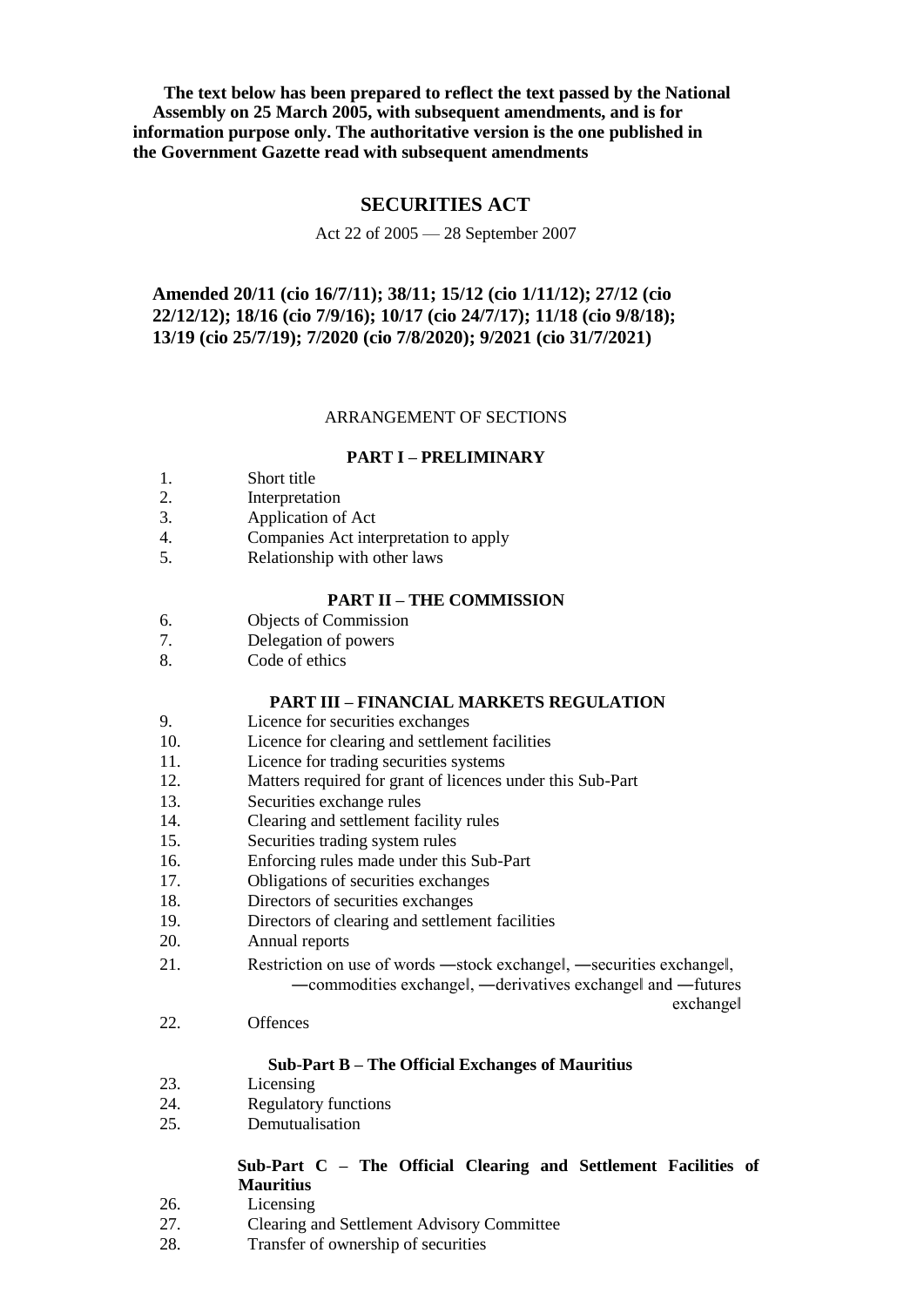**The text below has been prepared to reflect the text passed by the National Assembly on 25 March 2005, with subsequent amendments, and is for information purpose only. The authoritative version is the one published in the Government Gazette read with subsequent amendments**

# SECURITIES ACT

Act 22 of 2005 — 28 September 2007

**Amended 20/11 (cio 16/7/11); 38/11; 15/12 (cio 1/11/12); 27/12 (cio 22/12/12); 18/16 (cio 7/9/16); 10/17 (cio 24/7/17); 11/18 (cio 9/8/18); 13/19 (cio 25/7/19); 7/2020 (cio 7/8/2020); 9/2021 (cio 31/7/2021)**

ARRANGEMENT OF SECTIONS

**PART I – PRELIMINARY**

1. Short title
2. Interpretation
3. Application of Act
4. Companies Act interpretation to apply
5. Relationship with other laws

**PART II – THE COMMISSION**

6. Objects of Commission
7. Delegation of powers
8. Code of ethics

**PART III – FINANCIAL MARKETS REGULATION**

9. Licence for securities exchanges
10. Licence for clearing and settlement facilities
11. Licence for trading securities systems
12. Matters required for grant of licences under this Sub-Part
13. Securities exchange rules
14. Clearing and settlement facility rules
15. Securities trading system rules
16. Enforcing rules made under this Sub-Part
17. Obligations of securities exchanges
18. Directors of securities exchanges
19. Directors of clearing and settlement facilities
20. Annual reports
21. Restriction on use of words ―stock exchange‖, ―securities exchange‖, ―commodities exchange‖, ―derivatives exchange‖ and ―futures exchange‖
22. Offences

**Sub-Part B – The Official Exchanges of Mauritius**

23. Licensing
24. Regulatory functions
25. Demutualisation

**Sub-Part C – The Official Clearing and Settlement Facilities of Mauritius**

26. Licensing
27. Clearing and Settlement Advisory Committee
28. Transfer of ownership of securities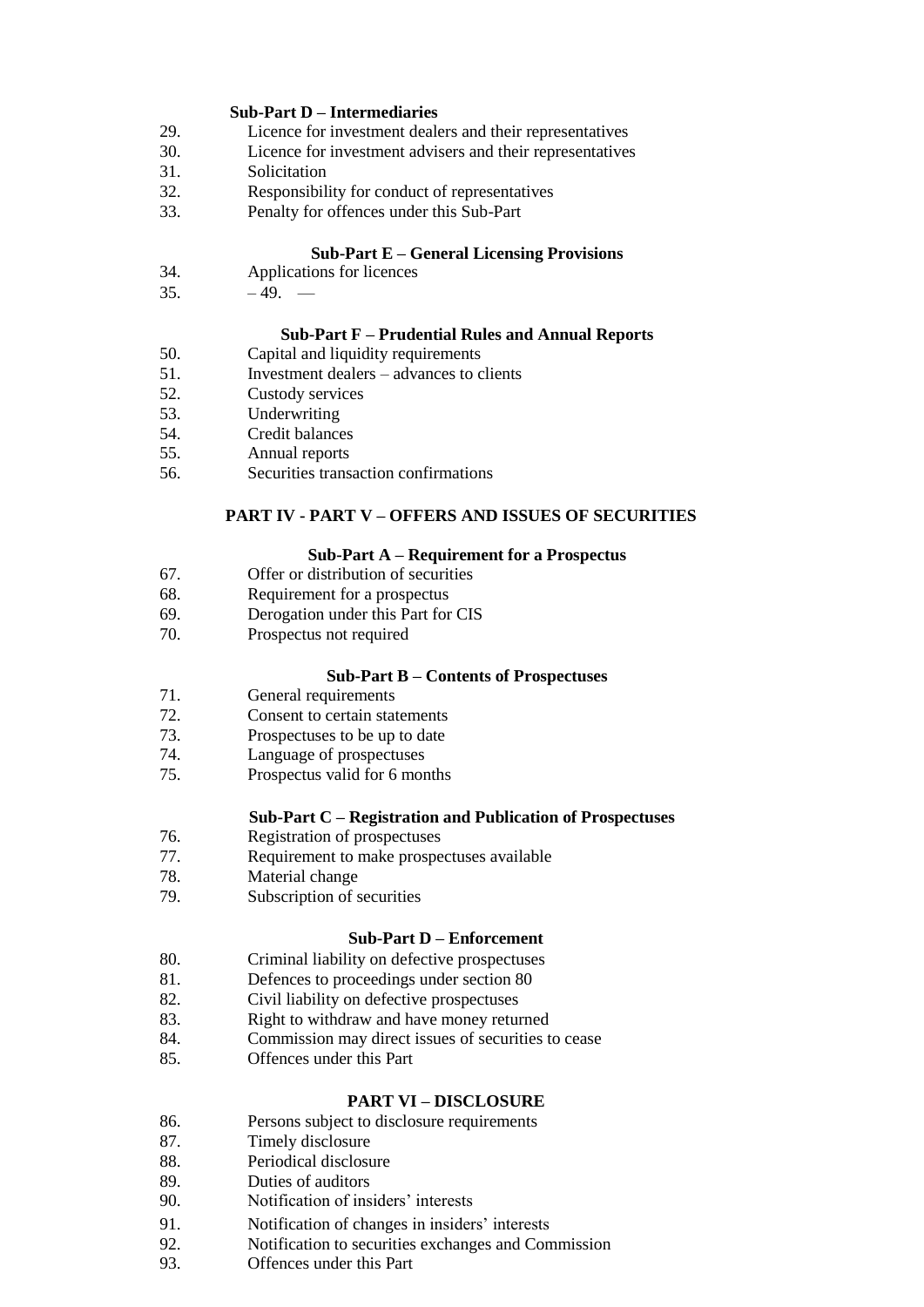### Sub-Part D – Intermediaries

29. Licence for investment dealers and their representatives
30. Licence for investment advisers and their representatives
31. Solicitation
32. Responsibility for conduct of representatives
33. Penalty for offences under this Sub-Part

### Sub-Part E – General Licensing Provisions

34. Applications for licences
35. – 49. —

### Sub-Part F – Prudential Rules and Annual Reports

50. Capital and liquidity requirements
51. Investment dealers – advances to clients
52. Custody services
53. Underwriting
54. Credit balances
55. Annual reports
56. Securities transaction confirmations

## PART IV - PART V – OFFERS AND ISSUES OF SECURITIES

### Sub-Part A – Requirement for a Prospectus

67. Offer or distribution of securities
68. Requirement for a prospectus
69. Derogation under this Part for CIS
70. Prospectus not required

### Sub-Part B – Contents of Prospectuses

71. General requirements
72. Consent to certain statements
73. Prospectuses to be up to date
74. Language of prospectuses
75. Prospectus valid for 6 months

### Sub-Part C – Registration and Publication of Prospectuses

76. Registration of prospectuses
77. Requirement to make prospectuses available
78. Material change
79. Subscription of securities

### Sub-Part D – Enforcement

80. Criminal liability on defective prospectuses
81. Defences to proceedings under section 80
82. Civil liability on defective prospectuses
83. Right to withdraw and have money returned
84. Commission may direct issues of securities to cease
85. Offences under this Part

## PART VI – DISCLOSURE

86. Persons subject to disclosure requirements
87. Timely disclosure
88. Periodical disclosure
89. Duties of auditors
90. Notification of insiders' interests
91. Notification of changes in insiders' interests
92. Notification to securities exchanges and Commission
93. Offences under this Part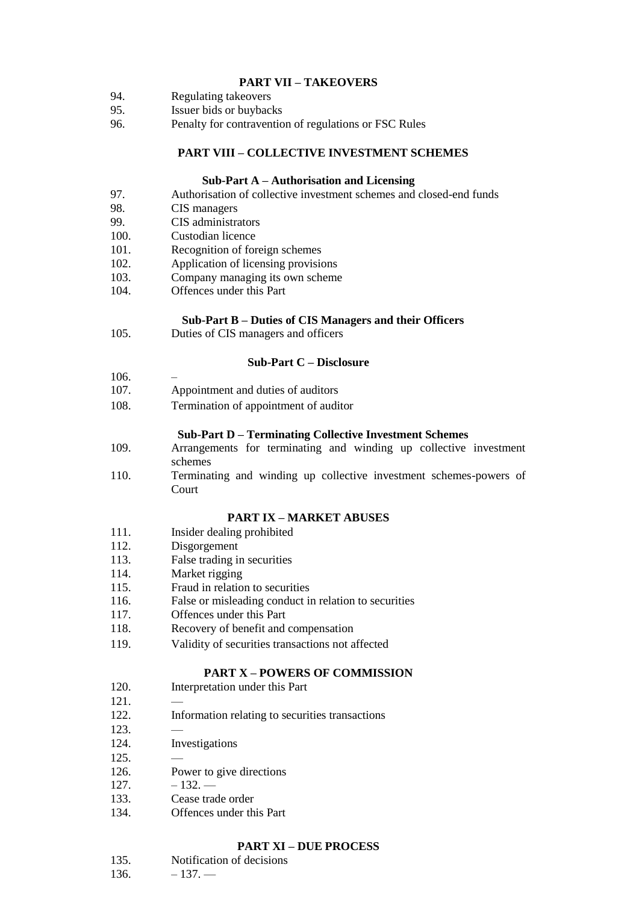**PART VII – TAKEOVERS**

94. Regulating takeovers
95. Issuer bids or buybacks
96. Penalty for contravention of regulations or FSC Rules

**PART VIII – COLLECTIVE INVESTMENT SCHEMES**

**Sub-Part A – Authorisation and Licensing**

97. Authorisation of collective investment schemes and closed-end funds
98. CIS managers
99. CIS administrators
100. Custodian licence
101. Recognition of foreign schemes
102. Application of licensing provisions
103. Company managing its own scheme
104. Offences under this Part

**Sub-Part B – Duties of CIS Managers and their Officers**

105. Duties of CIS managers and officers

**Sub-Part C – Disclosure**

106. –
107. Appointment and duties of auditors
108. Termination of appointment of auditor

**Sub-Part D – Terminating Collective Investment Schemes**

109. Arrangements for terminating and winding up collective investment schemes
110. Terminating and winding up collective investment schemes-powers of Court

**PART IX – MARKET ABUSES**

111. Insider dealing prohibited
112. Disgorgement
113. False trading in securities
114. Market rigging
115. Fraud in relation to securities
116. False or misleading conduct in relation to securities
117. Offences under this Part
118. Recovery of benefit and compensation
119. Validity of securities transactions not affected

**PART X – POWERS OF COMMISSION**

120. Interpretation under this Part
121. —
122. Information relating to securities transactions
123. —
124. Investigations
125. —
126. Power to give directions
127. – 132. —
133. Cease trade order
134. Offences under this Part

**PART XI – DUE PROCESS**

135. Notification of decisions
136. – 137. —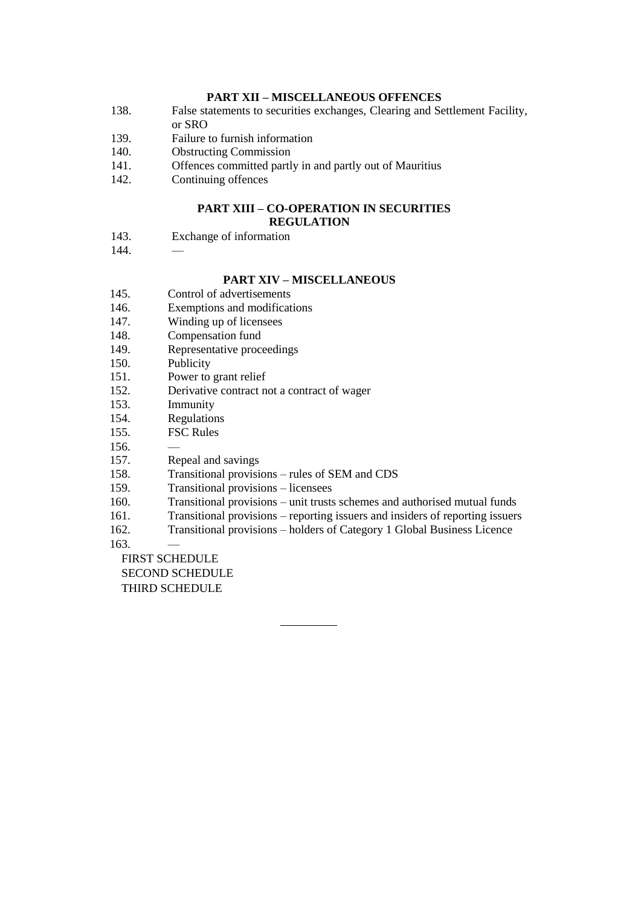**PART XII – MISCELLANEOUS OFFENCES**

138. False statements to securities exchanges, Clearing and Settlement Facility, or SRO
139. Failure to furnish information
140. Obstructing Commission
141. Offences committed partly in and partly out of Mauritius
142. Continuing offences

**PART XIII – CO-OPERATION IN SECURITIES REGULATION**

143. Exchange of information
144. —

**PART XIV – MISCELLANEOUS**

145. Control of advertisements
146. Exemptions and modifications
147. Winding up of licensees
148. Compensation fund
149. Representative proceedings
150. Publicity
151. Power to grant relief
152. Derivative contract not a contract of wager
153. Immunity
154. Regulations
155. FSC Rules
156. —
157. Repeal and savings
158. Transitional provisions – rules of SEM and CDS
159. Transitional provisions – licensees
160. Transitional provisions – unit trusts schemes and authorised mutual funds
161. Transitional provisions – reporting issuers and insiders of reporting issuers
162. Transitional provisions – holders of Category 1 Global Business Licence
163. —

FIRST SCHEDULE

SECOND SCHEDULE

THIRD SCHEDULE

---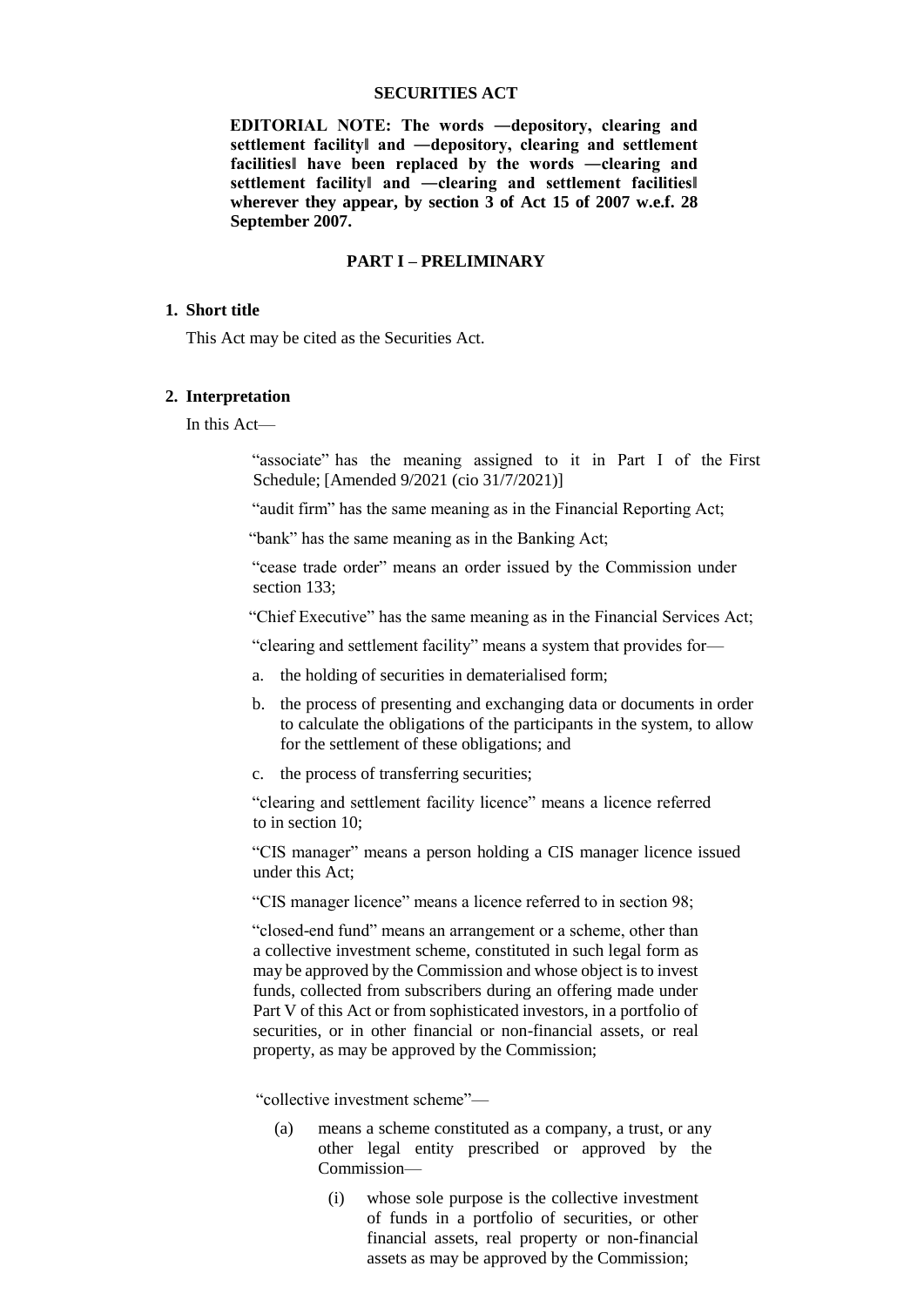# SECURITIES ACT

**EDITORIAL NOTE: The words ―depository, clearing and settlement facility‖ and ―depository, clearing and settlement facilities‖ have been replaced by the words ―clearing and settlement facility‖ and ―clearing and settlement facilities‖ wherever they appear, by section 3 of Act 15 of 2007 w.e.f. 28 September 2007.**

## PART I – PRELIMINARY

### 1. Short title

This Act may be cited as the Securities Act.

### 2. Interpretation

In this Act—

"associate" has the meaning assigned to it in Part I of the First Schedule; [Amended 9/2021 (cio 31/7/2021)]

"audit firm" has the same meaning as in the Financial Reporting Act;

"bank" has the same meaning as in the Banking Act;

"cease trade order" means an order issued by the Commission under section 133;

"Chief Executive" has the same meaning as in the Financial Services Act;

"clearing and settlement facility" means a system that provides for—

a. the holding of securities in dematerialised form;
b. the process of presenting and exchanging data or documents in order to calculate the obligations of the participants in the system, to allow for the settlement of these obligations; and
c. the process of transferring securities;

"clearing and settlement facility licence" means a licence referred to in section 10;

"CIS manager" means a person holding a CIS manager licence issued under this Act;

"CIS manager licence" means a licence referred to in section 98;

"closed-end fund" means an arrangement or a scheme, other than a collective investment scheme, constituted in such legal form as may be approved by the Commission and whose object is to invest funds, collected from subscribers during an offering made under Part V of this Act or from sophisticated investors, in a portfolio of securities, or in other financial or non-financial assets, or real property, as may be approved by the Commission;

"collective investment scheme"—

(a) means a scheme constituted as a company, a trust, or any other legal entity prescribed or approved by the Commission—

(i) whose sole purpose is the collective investment of funds in a portfolio of securities, or other financial assets, real property or non-financial assets as may be approved by the Commission;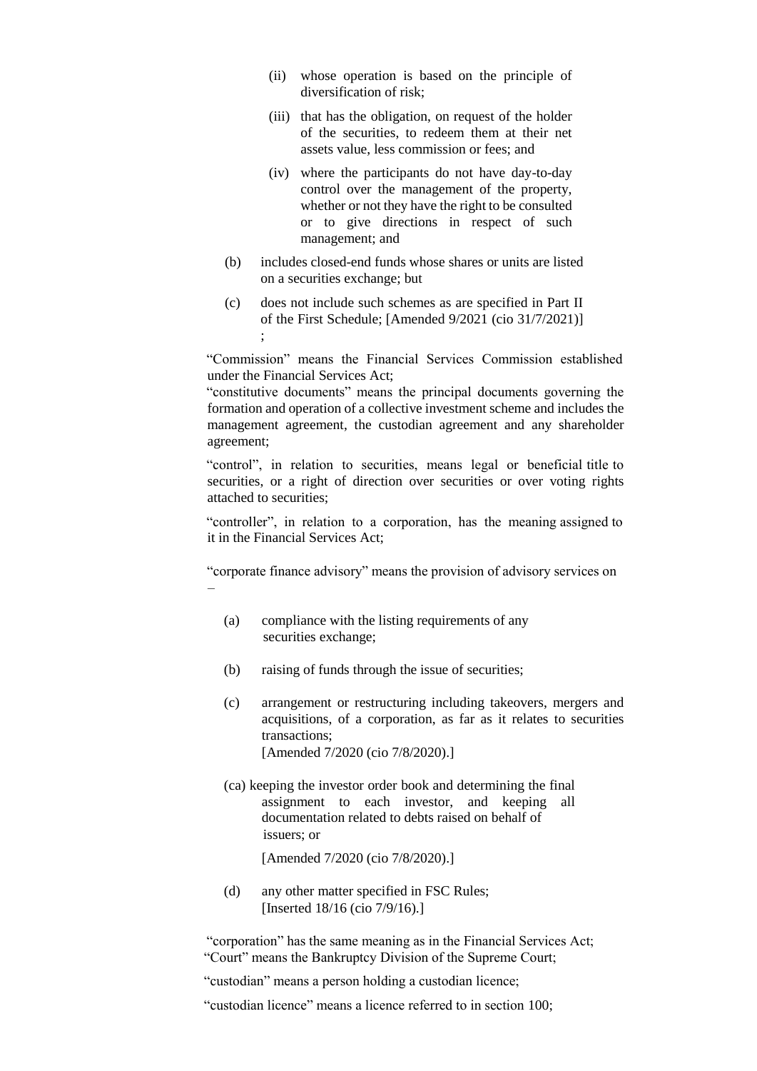(ii) whose operation is based on the principle of diversification of risk;

(iii) that has the obligation, on request of the holder of the securities, to redeem them at their net assets value, less commission or fees; and

(iv) where the participants do not have day-to-day control over the management of the property, whether or not they have the right to be consulted or to give directions in respect of such management; and

(b) includes closed-end funds whose shares or units are listed on a securities exchange; but

(c) does not include such schemes as are specified in Part II of the First Schedule; [Amended 9/2021 (cio 31/7/2021)] ;

"Commission" means the Financial Services Commission established under the Financial Services Act;

"constitutive documents" means the principal documents governing the formation and operation of a collective investment scheme and includes the management agreement, the custodian agreement and any shareholder agreement;

"control", in relation to securities, means legal or beneficial title to securities, or a right of direction over securities or over voting rights attached to securities;

"controller", in relation to a corporation, has the meaning assigned to it in the Financial Services Act;

"corporate finance advisory" means the provision of advisory services on –

(a) compliance with the listing requirements of any securities exchange;

(b) raising of funds through the issue of securities;

(c) arrangement or restructuring including takeovers, mergers and acquisitions, of a corporation, as far as it relates to securities transactions;
[Amended 7/2020 (cio 7/8/2020).]

(ca) keeping the investor order book and determining the final assignment to each investor, and keeping all documentation related to debts raised on behalf of issuers; or

[Amended 7/2020 (cio 7/8/2020).]

(d) any other matter specified in FSC Rules;
[Inserted 18/16 (cio 7/9/16).]

"corporation" has the same meaning as in the Financial Services Act;

"Court" means the Bankruptcy Division of the Supreme Court;

"custodian" means a person holding a custodian licence;

"custodian licence" means a licence referred to in section 100;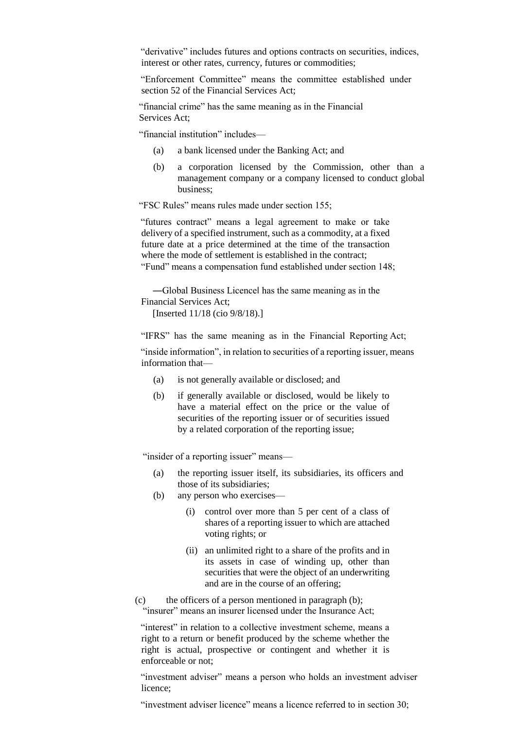"derivative" includes futures and options contracts on securities, indices, interest or other rates, currency, futures or commodities;

"Enforcement Committee" means the committee established under section 52 of the Financial Services Act;

"financial crime" has the same meaning as in the Financial Services Act;

"financial institution" includes—

- (a) a bank licensed under the Banking Act; and
- (b) a corporation licensed by the Commission, other than a management company or a company licensed to conduct global business;

"FSC Rules" means rules made under section 155;

"futures contract" means a legal agreement to make or take delivery of a specified instrument, such as a commodity, at a fixed future date at a price determined at the time of the transaction where the mode of settlement is established in the contract;

"Fund" means a compensation fund established under section 148;

―Global Business Licence‖ has the same meaning as in the Financial Services Act;
[Inserted 11/18 (cio 9/8/18).]

"IFRS" has the same meaning as in the Financial Reporting Act;

"inside information", in relation to securities of a reporting issuer, means information that—

- (a) is not generally available or disclosed; and
- (b) if generally available or disclosed, would be likely to have a material effect on the price or the value of securities of the reporting issuer or of securities issued by a related corporation of the reporting issue;

"insider of a reporting issuer" means—

- (a) the reporting issuer itself, its subsidiaries, its officers and those of its subsidiaries;
- (b) any person who exercises—
  - (i) control over more than 5 per cent of a class of shares of a reporting issuer to which are attached voting rights; or
  - (ii) an unlimited right to a share of the profits and in its assets in case of winding up, other than securities that were the object of an underwriting and are in the course of an offering;
- (c) the officers of a person mentioned in paragraph (b);

"insurer" means an insurer licensed under the Insurance Act;

"interest" in relation to a collective investment scheme, means a right to a return or benefit produced by the scheme whether the right is actual, prospective or contingent and whether it is enforceable or not;

"investment adviser" means a person who holds an investment adviser licence;

"investment adviser licence" means a licence referred to in section 30;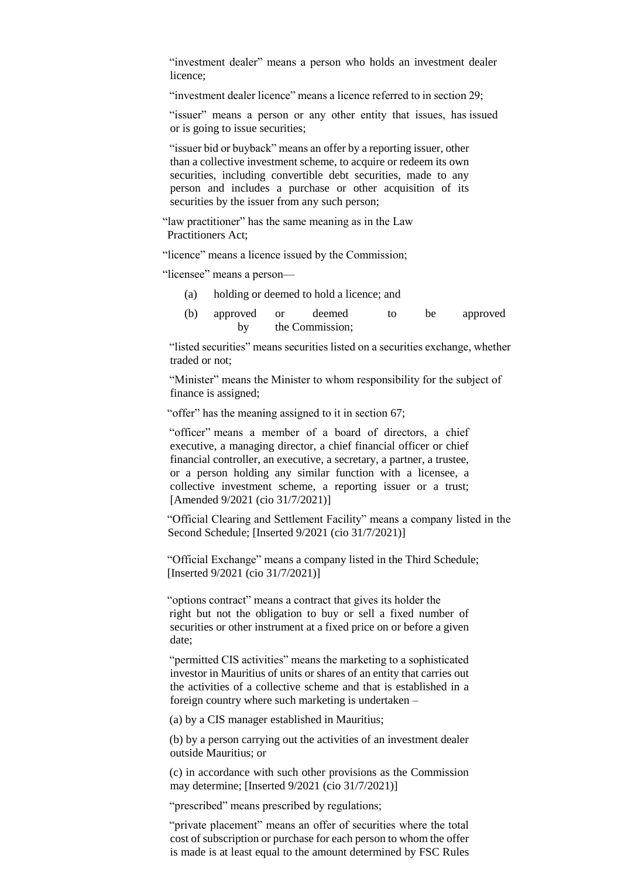"investment dealer" means a person who holds an investment dealer licence;

"investment dealer licence" means a licence referred to in section 29;

"issuer" means a person or any other entity that issues, has issued or is going to issue securities;

"issuer bid or buyback" means an offer by a reporting issuer, other than a collective investment scheme, to acquire or redeem its own securities, including convertible debt securities, made to any person and includes a purchase or other acquisition of its securities by the issuer from any such person;

"law practitioner" has the same meaning as in the Law Practitioners Act;

"licence" means a licence issued by the Commission;

"licensee" means a person—

(a) holding or deemed to hold a licence; and

(b) approved or deemed to be approved by the Commission;

"listed securities" means securities listed on a securities exchange, whether traded or not;

"Minister" means the Minister to whom responsibility for the subject of finance is assigned;

"offer" has the meaning assigned to it in section 67;

"officer" means a member of a board of directors, a chief executive, a managing director, a chief financial officer or chief financial controller, an executive, a secretary, a partner, a trustee, or a person holding any similar function with a licensee, a collective investment scheme, a reporting issuer or a trust; [Amended 9/2021 (cio 31/7/2021)]

"Official Clearing and Settlement Facility" means a company listed in the Second Schedule; [Inserted 9/2021 (cio 31/7/2021)]

"Official Exchange" means a company listed in the Third Schedule; [Inserted 9/2021 (cio 31/7/2021)]

"options contract" means a contract that gives its holder the right but not the obligation to buy or sell a fixed number of securities or other instrument at a fixed price on or before a given date;

"permitted CIS activities" means the marketing to a sophisticated investor in Mauritius of units or shares of an entity that carries out the activities of a collective scheme and that is established in a foreign country where such marketing is undertaken –

(a) by a CIS manager established in Mauritius;

(b) by a person carrying out the activities of an investment dealer outside Mauritius; or

(c) in accordance with such other provisions as the Commission may determine; [Inserted 9/2021 (cio 31/7/2021)]

"prescribed" means prescribed by regulations;

"private placement" means an offer of securities where the total cost of subscription or purchase for each person to whom the offer is made is at least equal to the amount determined by FSC Rules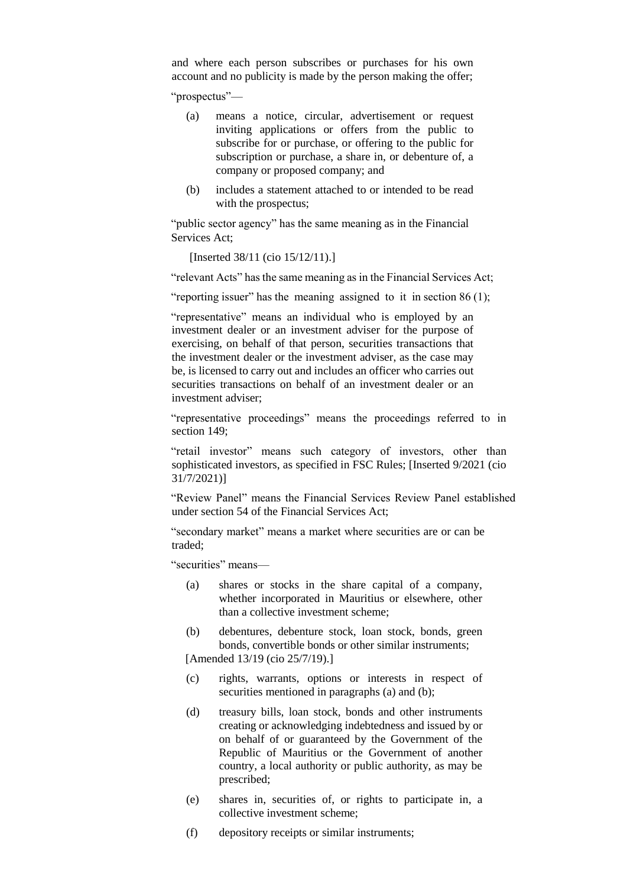and where each person subscribes or purchases for his own account and no publicity is made by the person making the offer;

"prospectus"—

(a) means a notice, circular, advertisement or request inviting applications or offers from the public to subscribe for or purchase, or offering to the public for subscription or purchase, a share in, or debenture of, a company or proposed company; and

(b) includes a statement attached to or intended to be read with the prospectus;

"public sector agency" has the same meaning as in the Financial Services Act;

[Inserted 38/11 (cio 15/12/11).]

"relevant Acts" has the same meaning as in the Financial Services Act;

"reporting issuer" has the meaning assigned to it in section 86 (1);

"representative" means an individual who is employed by an investment dealer or an investment adviser for the purpose of exercising, on behalf of that person, securities transactions that the investment dealer or the investment adviser, as the case may be, is licensed to carry out and includes an officer who carries out securities transactions on behalf of an investment dealer or an investment adviser;

"representative proceedings" means the proceedings referred to in section 149;

"retail investor" means such category of investors, other than sophisticated investors, as specified in FSC Rules; [Inserted 9/2021 (cio 31/7/2021)]

"Review Panel" means the Financial Services Review Panel established under section 54 of the Financial Services Act;

"secondary market" means a market where securities are or can be traded;

"securities" means—

(a) shares or stocks in the share capital of a company, whether incorporated in Mauritius or elsewhere, other than a collective investment scheme;

(b) debentures, debenture stock, loan stock, bonds, green bonds, convertible bonds or other similar instruments;

[Amended 13/19 (cio 25/7/19).]

(c) rights, warrants, options or interests in respect of securities mentioned in paragraphs (a) and (b);

(d) treasury bills, loan stock, bonds and other instruments creating or acknowledging indebtedness and issued by or on behalf of or guaranteed by the Government of the Republic of Mauritius or the Government of another country, a local authority or public authority, as may be prescribed;

(e) shares in, securities of, or rights to participate in, a collective investment scheme;

(f) depository receipts or similar instruments;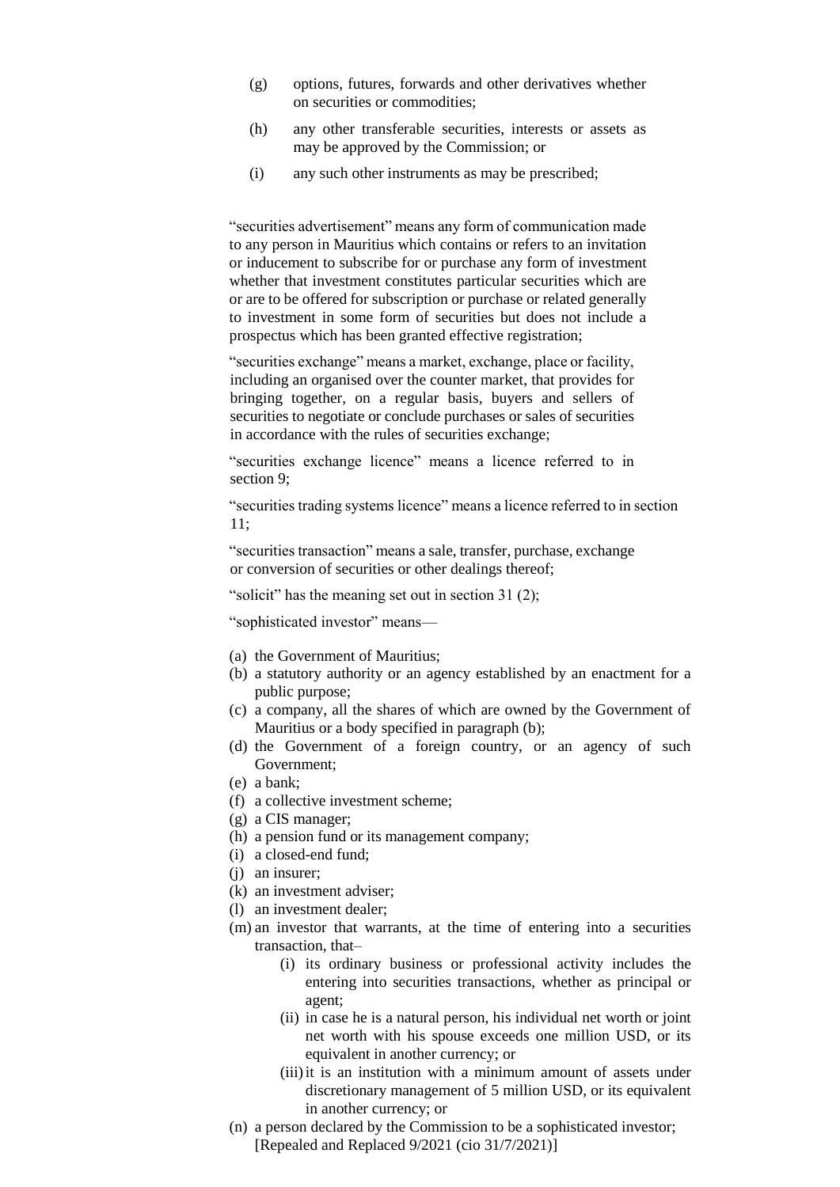(g) options, futures, forwards and other derivatives whether on securities or commodities;

(h) any other transferable securities, interests or assets as may be approved by the Commission; or

(i) any such other instruments as may be prescribed;

"securities advertisement" means any form of communication made to any person in Mauritius which contains or refers to an invitation or inducement to subscribe for or purchase any form of investment whether that investment constitutes particular securities which are or are to be offered for subscription or purchase or related generally to investment in some form of securities but does not include a prospectus which has been granted effective registration;

"securities exchange" means a market, exchange, place or facility, including an organised over the counter market, that provides for bringing together, on a regular basis, buyers and sellers of securities to negotiate or conclude purchases or sales of securities in accordance with the rules of securities exchange;

"securities exchange licence" means a licence referred to in section 9;

"securities trading systems licence" means a licence referred to in section 11;

"securities transaction" means a sale, transfer, purchase, exchange or conversion of securities or other dealings thereof;

"solicit" has the meaning set out in section 31 (2);

"sophisticated investor" means—

(a) the Government of Mauritius;
(b) a statutory authority or an agency established by an enactment for a public purpose;
(c) a company, all the shares of which are owned by the Government of Mauritius or a body specified in paragraph (b);
(d) the Government of a foreign country, or an agency of such Government;
(e) a bank;
(f) a collective investment scheme;
(g) a CIS manager;
(h) a pension fund or its management company;
(i) a closed-end fund;
(j) an insurer;
(k) an investment adviser;
(l) an investment dealer;
(m) an investor that warrants, at the time of entering into a securities transaction, that–
    (i) its ordinary business or professional activity includes the entering into securities transactions, whether as principal or agent;
    (ii) in case he is a natural person, his individual net worth or joint net worth with his spouse exceeds one million USD, or its equivalent in another currency; or
    (iii) it is an institution with a minimum amount of assets under discretionary management of 5 million USD, or its equivalent in another currency; or
(n) a person declared by the Commission to be a sophisticated investor;
[Repealed and Replaced 9/2021 (cio 31/7/2021)]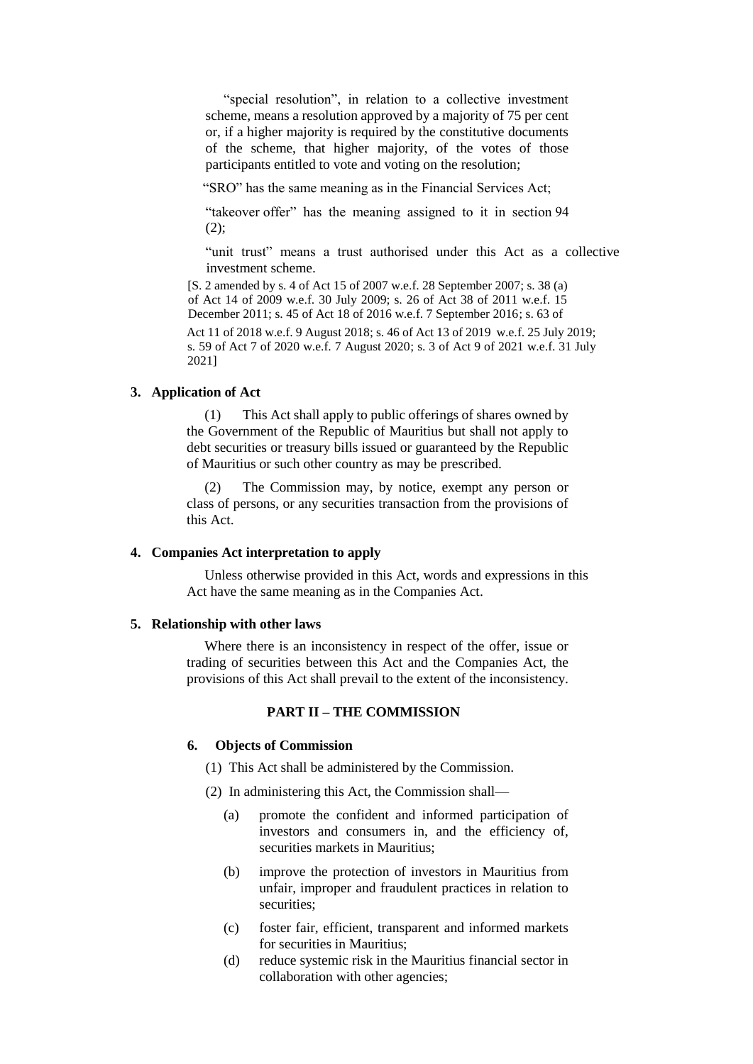"special resolution", in relation to a collective investment scheme, means a resolution approved by a majority of 75 per cent or, if a higher majority is required by the constitutive documents of the scheme, that higher majority, of the votes of those participants entitled to vote and voting on the resolution;

"SRO" has the same meaning as in the Financial Services Act;

"takeover offer" has the meaning assigned to it in section 94 (2);

"unit trust" means a trust authorised under this Act as a collective investment scheme.

[S. 2 amended by s. 4 of Act 15 of 2007 w.e.f. 28 September 2007; s. 38 (a) of Act 14 of 2009 w.e.f. 30 July 2009; s. 26 of Act 38 of 2011 w.e.f. 15 December 2011; s. 45 of Act 18 of 2016 w.e.f. 7 September 2016; s. 63 of Act 11 of 2018 w.e.f. 9 August 2018; s. 46 of Act 13 of 2019 w.e.f. 25 July 2019; s. 59 of Act 7 of 2020 w.e.f. 7 August 2020; s. 3 of Act 9 of 2021 w.e.f. 31 July 2021]

**3. Application of Act**

(1) This Act shall apply to public offerings of shares owned by the Government of the Republic of Mauritius but shall not apply to debt securities or treasury bills issued or guaranteed by the Republic of Mauritius or such other country as may be prescribed.

(2) The Commission may, by notice, exempt any person or class of persons, or any securities transaction from the provisions of this Act.

**4. Companies Act interpretation to apply**

Unless otherwise provided in this Act, words and expressions in this Act have the same meaning as in the Companies Act.

**5. Relationship with other laws**

Where there is an inconsistency in respect of the offer, issue or trading of securities between this Act and the Companies Act, the provisions of this Act shall prevail to the extent of the inconsistency.

## PART II – THE COMMISSION

**6. Objects of Commission**

(1) This Act shall be administered by the Commission.

(2) In administering this Act, the Commission shall—

(a) promote the confident and informed participation of investors and consumers in, and the efficiency of, securities markets in Mauritius;

(b) improve the protection of investors in Mauritius from unfair, improper and fraudulent practices in relation to securities;

(c) foster fair, efficient, transparent and informed markets for securities in Mauritius;

(d) reduce systemic risk in the Mauritius financial sector in collaboration with other agencies;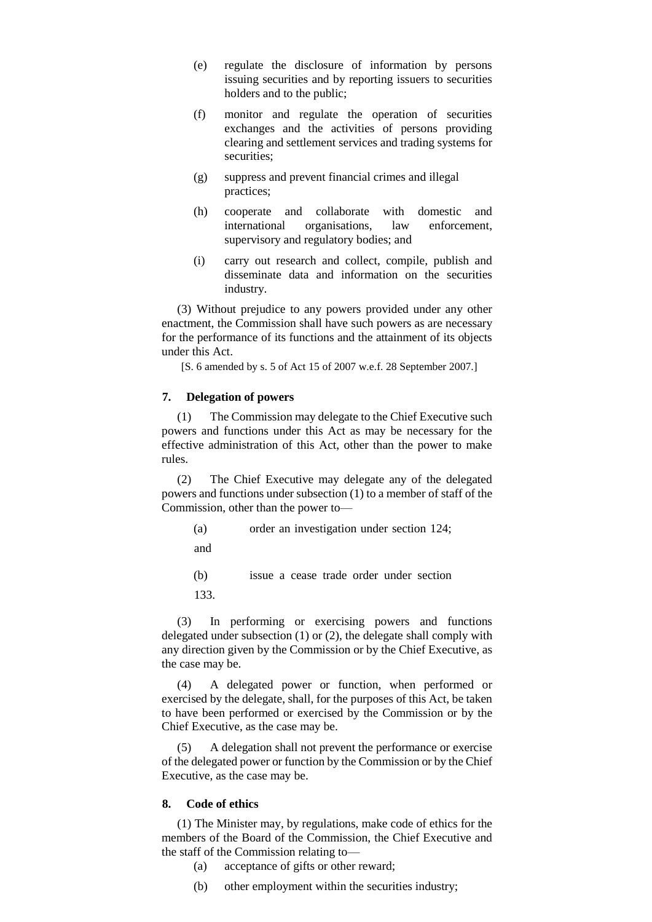(e) regulate the disclosure of information by persons issuing securities and by reporting issuers to securities holders and to the public;

(f) monitor and regulate the operation of securities exchanges and the activities of persons providing clearing and settlement services and trading systems for securities;

(g) suppress and prevent financial crimes and illegal practices;

(h) cooperate and collaborate with domestic and international organisations, law enforcement, supervisory and regulatory bodies; and

(i) carry out research and collect, compile, publish and disseminate data and information on the securities industry.

(3) Without prejudice to any powers provided under any other enactment, the Commission shall have such powers as are necessary for the performance of its functions and the attainment of its objects under this Act.

[S. 6 amended by s. 5 of Act 15 of 2007 w.e.f. 28 September 2007.]

**7. Delegation of powers**

(1) The Commission may delegate to the Chief Executive such powers and functions under this Act as may be necessary for the effective administration of this Act, other than the power to make rules.

(2) The Chief Executive may delegate any of the delegated powers and functions under subsection (1) to a member of staff of the Commission, other than the power to—

(a) order an investigation under section 124; and

(b) issue a cease trade order under section 133.

(3) In performing or exercising powers and functions delegated under subsection (1) or (2), the delegate shall comply with any direction given by the Commission or by the Chief Executive, as the case may be.

(4) A delegated power or function, when performed or exercised by the delegate, shall, for the purposes of this Act, be taken to have been performed or exercised by the Commission or by the Chief Executive, as the case may be.

(5) A delegation shall not prevent the performance or exercise of the delegated power or function by the Commission or by the Chief Executive, as the case may be.

**8. Code of ethics**

(1) The Minister may, by regulations, make code of ethics for the members of the Board of the Commission, the Chief Executive and the staff of the Commission relating to—

(a) acceptance of gifts or other reward;

(b) other employment within the securities industry;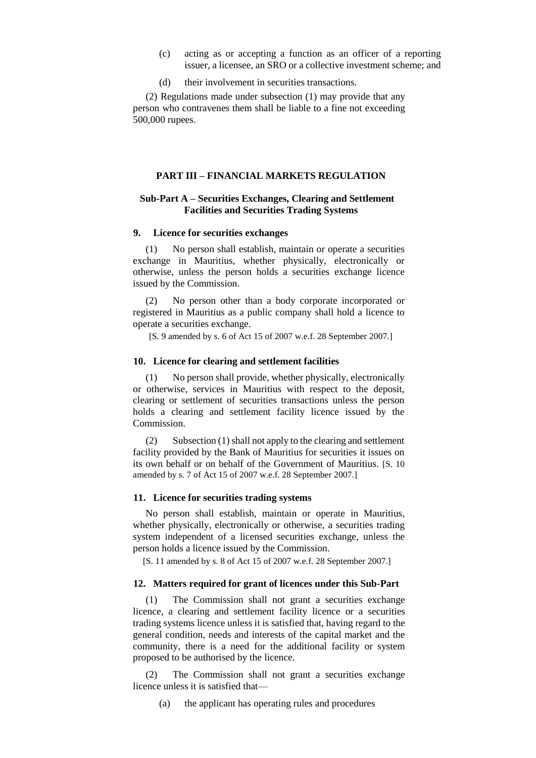(c) acting as or accepting a function as an officer of a reporting issuer, a licensee, an SRO or a collective investment scheme; and

(d) their involvement in securities transactions.

(2) Regulations made under subsection (1) may provide that any person who contravenes them shall be liable to a fine not exceeding 500,000 rupees.

## PART III – FINANCIAL MARKETS REGULATION

### Sub-Part A – Securities Exchanges, Clearing and Settlement Facilities and Securities Trading Systems

#### 9. Licence for securities exchanges

(1) No person shall establish, maintain or operate a securities exchange in Mauritius, whether physically, electronically or otherwise, unless the person holds a securities exchange licence issued by the Commission.

(2) No person other than a body corporate incorporated or registered in Mauritius as a public company shall hold a licence to operate a securities exchange.

[S. 9 amended by s. 6 of Act 15 of 2007 w.e.f. 28 September 2007.]

#### 10. Licence for clearing and settlement facilities

(1) No person shall provide, whether physically, electronically or otherwise, services in Mauritius with respect to the deposit, clearing or settlement of securities transactions unless the person holds a clearing and settlement facility licence issued by the Commission.

(2) Subsection (1) shall not apply to the clearing and settlement facility provided by the Bank of Mauritius for securities it issues on its own behalf or on behalf of the Government of Mauritius. [S. 10 amended by s. 7 of Act 15 of 2007 w.e.f. 28 September 2007.]

#### 11. Licence for securities trading systems

No person shall establish, maintain or operate in Mauritius, whether physically, electronically or otherwise, a securities trading system independent of a licensed securities exchange, unless the person holds a licence issued by the Commission.

[S. 11 amended by s. 8 of Act 15 of 2007 w.e.f. 28 September 2007.]

#### 12. Matters required for grant of licences under this Sub-Part

(1) The Commission shall not grant a securities exchange licence, a clearing and settlement facility licence or a securities trading systems licence unless it is satisfied that, having regard to the general condition, needs and interests of the capital market and the community, there is a need for the additional facility or system proposed to be authorised by the licence.

(2) The Commission shall not grant a securities exchange licence unless it is satisfied that—

(a) the applicant has operating rules and procedures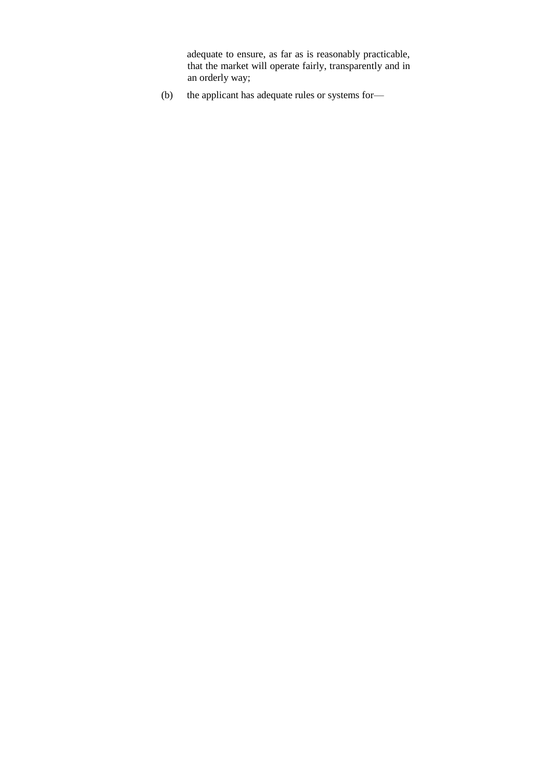adequate to ensure, as far as is reasonably practicable, that the market will operate fairly, transparently and in an orderly way;

(b) the applicant has adequate rules or systems for—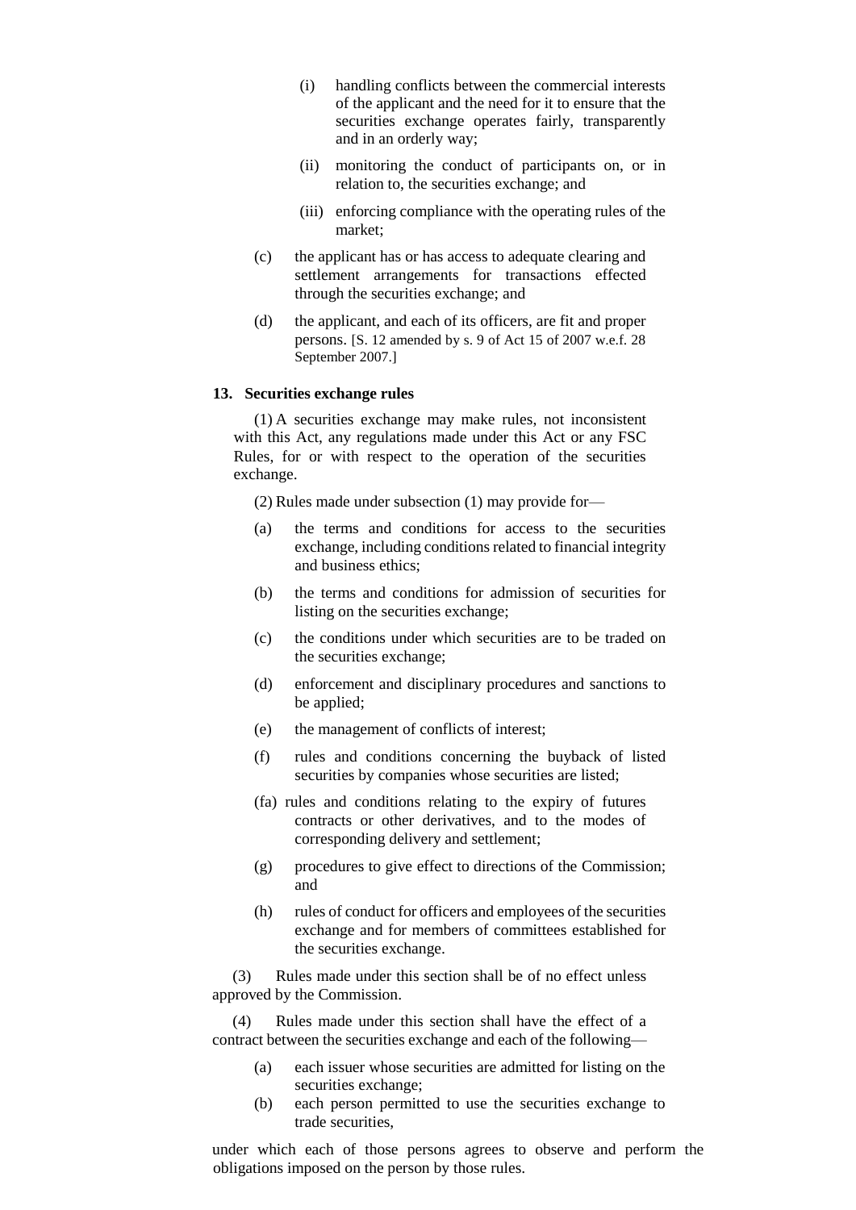(i) handling conflicts between the commercial interests of the applicant and the need for it to ensure that the securities exchange operates fairly, transparently and in an orderly way;

(ii) monitoring the conduct of participants on, or in relation to, the securities exchange; and

(iii) enforcing compliance with the operating rules of the market;

(c) the applicant has or has access to adequate clearing and settlement arrangements for transactions effected through the securities exchange; and

(d) the applicant, and each of its officers, are fit and proper persons. [S. 12 amended by s. 9 of Act 15 of 2007 w.e.f. 28 September 2007.]

**13. Securities exchange rules**

(1) A securities exchange may make rules, not inconsistent with this Act, any regulations made under this Act or any FSC Rules, for or with respect to the operation of the securities exchange.

(2) Rules made under subsection (1) may provide for—

(a) the terms and conditions for access to the securities exchange, including conditions related to financial integrity and business ethics;

(b) the terms and conditions for admission of securities for listing on the securities exchange;

(c) the conditions under which securities are to be traded on the securities exchange;

(d) enforcement and disciplinary procedures and sanctions to be applied;

(e) the management of conflicts of interest;

(f) rules and conditions concerning the buyback of listed securities by companies whose securities are listed;

(fa) rules and conditions relating to the expiry of futures contracts or other derivatives, and to the modes of corresponding delivery and settlement;

(g) procedures to give effect to directions of the Commission; and

(h) rules of conduct for officers and employees of the securities exchange and for members of committees established for the securities exchange.

(3) Rules made under this section shall be of no effect unless approved by the Commission.

(4) Rules made under this section shall have the effect of a contract between the securities exchange and each of the following—

(a) each issuer whose securities are admitted for listing on the securities exchange;

(b) each person permitted to use the securities exchange to trade securities,

under which each of those persons agrees to observe and perform the obligations imposed on the person by those rules.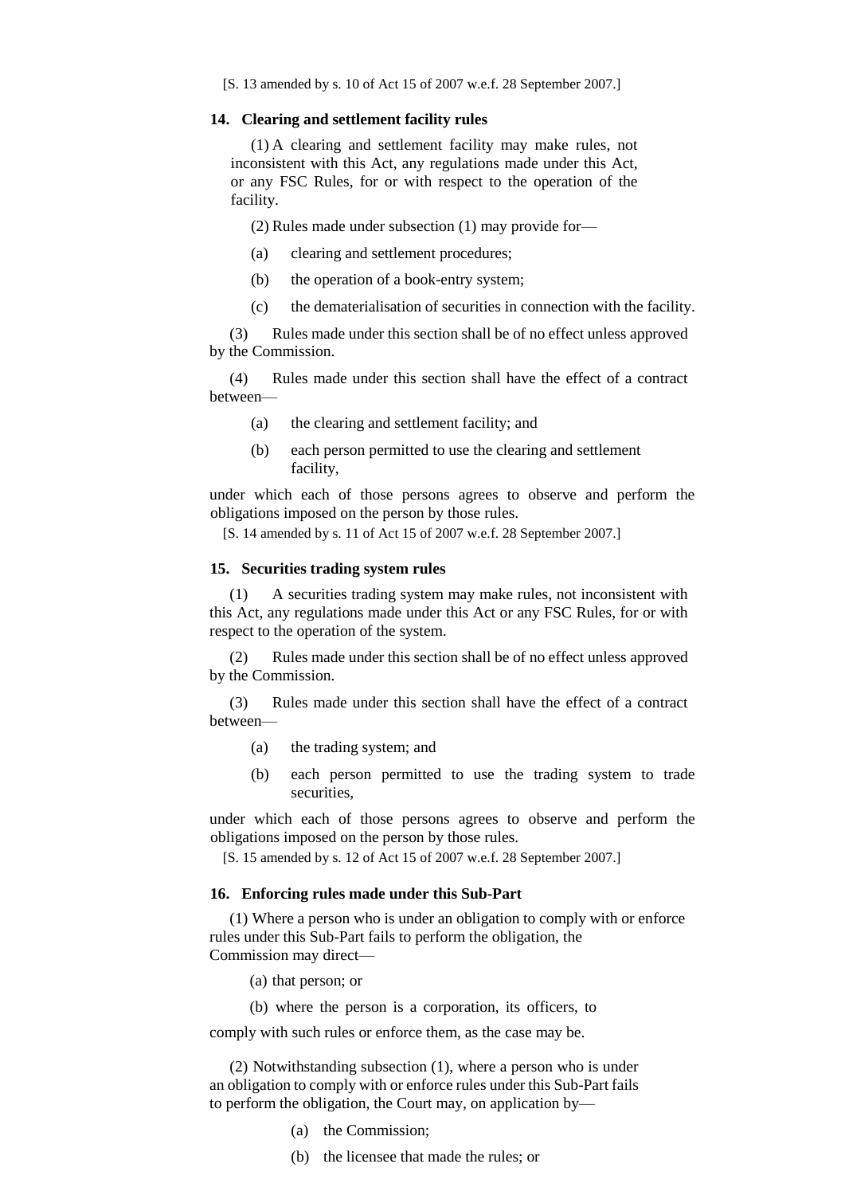[S. 13 amended by s. 10 of Act 15 of 2007 w.e.f. 28 September 2007.]

**14. Clearing and settlement facility rules**

(1) A clearing and settlement facility may make rules, not inconsistent with this Act, any regulations made under this Act, or any FSC Rules, for or with respect to the operation of the facility.

(2) Rules made under subsection (1) may provide for—

(a) clearing and settlement procedures;

(b) the operation of a book-entry system;

(c) the dematerialisation of securities in connection with the facility.

(3) Rules made under this section shall be of no effect unless approved by the Commission.

(4) Rules made under this section shall have the effect of a contract between—

(a) the clearing and settlement facility; and

(b) each person permitted to use the clearing and settlement facility,

under which each of those persons agrees to observe and perform the obligations imposed on the person by those rules.

[S. 14 amended by s. 11 of Act 15 of 2007 w.e.f. 28 September 2007.]

**15. Securities trading system rules**

(1) A securities trading system may make rules, not inconsistent with this Act, any regulations made under this Act or any FSC Rules, for or with respect to the operation of the system.

(2) Rules made under this section shall be of no effect unless approved by the Commission.

(3) Rules made under this section shall have the effect of a contract between—

(a) the trading system; and

(b) each person permitted to use the trading system to trade securities,

under which each of those persons agrees to observe and perform the obligations imposed on the person by those rules.

[S. 15 amended by s. 12 of Act 15 of 2007 w.e.f. 28 September 2007.]

**16. Enforcing rules made under this Sub-Part**

(1) Where a person who is under an obligation to comply with or enforce rules under this Sub-Part fails to perform the obligation, the Commission may direct—

(a) that person; or

(b) where the person is a corporation, its officers, to

comply with such rules or enforce them, as the case may be.

(2) Notwithstanding subsection (1), where a person who is under an obligation to comply with or enforce rules under this Sub-Part fails to perform the obligation, the Court may, on application by—

(a) the Commission;

(b) the licensee that made the rules; or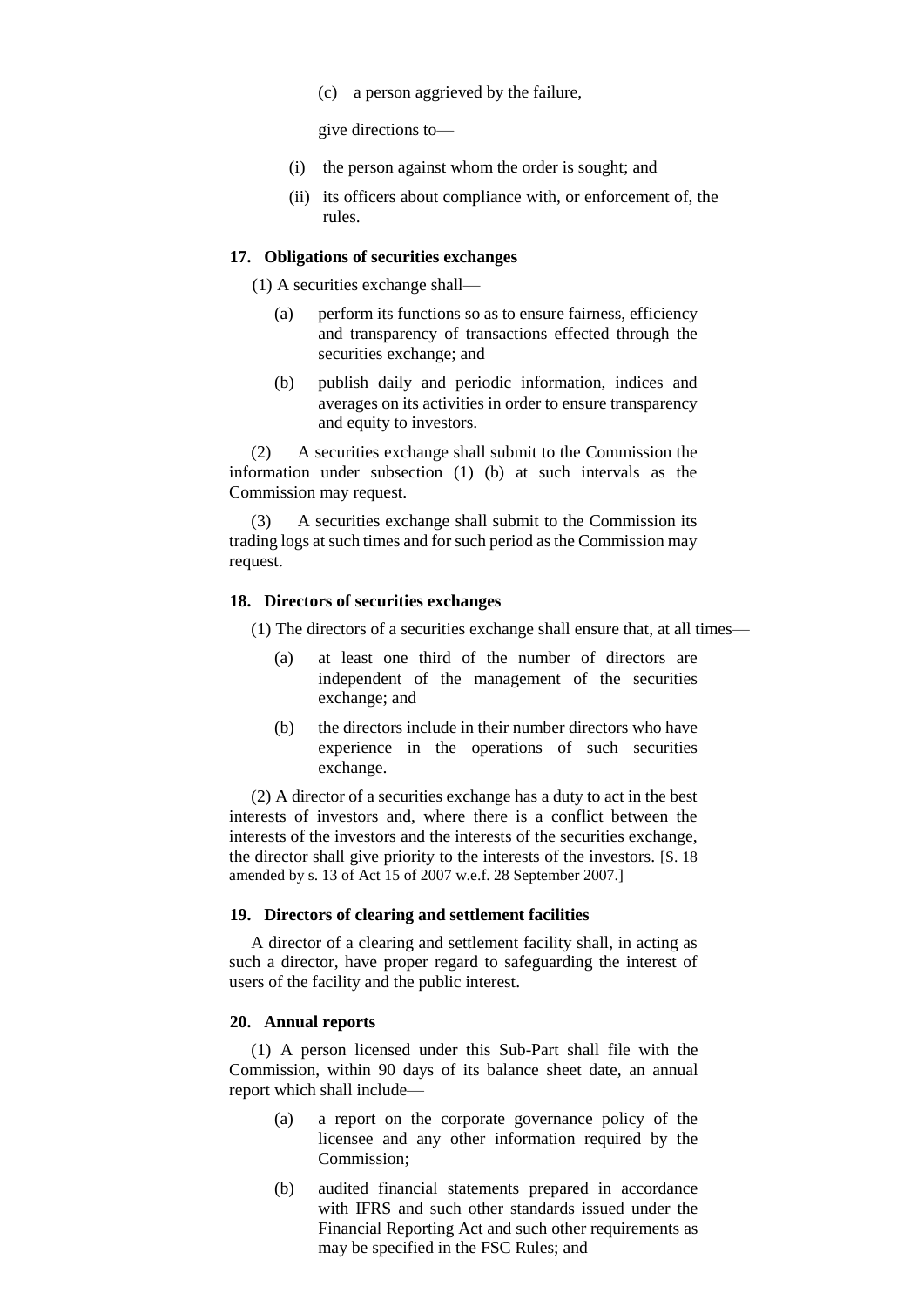(c) a person aggrieved by the failure,

give directions to—

(i) the person against whom the order is sought; and

(ii) its officers about compliance with, or enforcement of, the rules.

### 17. Obligations of securities exchanges

(1) A securities exchange shall—

(a) perform its functions so as to ensure fairness, efficiency and transparency of transactions effected through the securities exchange; and

(b) publish daily and periodic information, indices and averages on its activities in order to ensure transparency and equity to investors.

(2) A securities exchange shall submit to the Commission the information under subsection (1) (b) at such intervals as the Commission may request.

(3) A securities exchange shall submit to the Commission its trading logs at such times and for such period as the Commission may request.

### 18. Directors of securities exchanges

(1) The directors of a securities exchange shall ensure that, at all times—

(a) at least one third of the number of directors are independent of the management of the securities exchange; and

(b) the directors include in their number directors who have experience in the operations of such securities exchange.

(2) A director of a securities exchange has a duty to act in the best interests of investors and, where there is a conflict between the interests of the investors and the interests of the securities exchange, the director shall give priority to the interests of the investors. [S. 18 amended by s. 13 of Act 15 of 2007 w.e.f. 28 September 2007.]

### 19. Directors of clearing and settlement facilities

A director of a clearing and settlement facility shall, in acting as such a director, have proper regard to safeguarding the interest of users of the facility and the public interest.

### 20. Annual reports

(1) A person licensed under this Sub-Part shall file with the Commission, within 90 days of its balance sheet date, an annual report which shall include—

(a) a report on the corporate governance policy of the licensee and any other information required by the Commission;

(b) audited financial statements prepared in accordance with IFRS and such other standards issued under the Financial Reporting Act and such other requirements as may be specified in the FSC Rules; and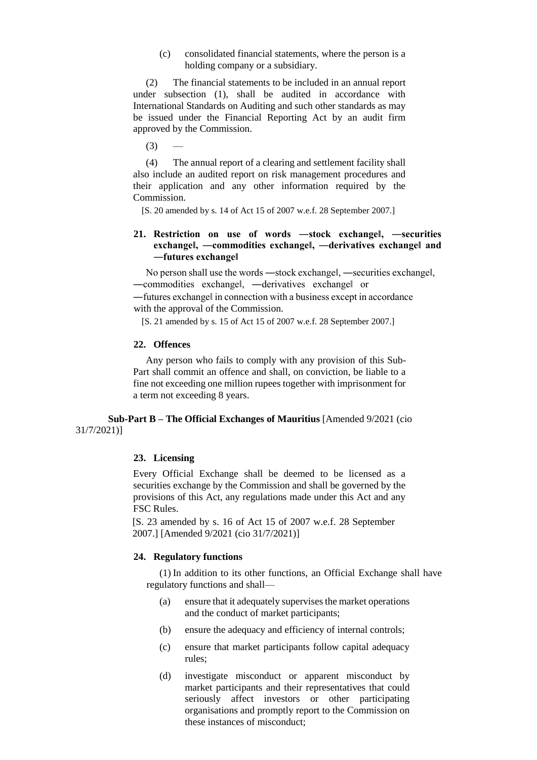(c) consolidated financial statements, where the person is a holding company or a subsidiary.

(2) The financial statements to be included in an annual report under subsection (1), shall be audited in accordance with International Standards on Auditing and such other standards as may be issued under the Financial Reporting Act by an audit firm approved by the Commission.

(3) —

(4) The annual report of a clearing and settlement facility shall also include an audited report on risk management procedures and their application and any other information required by the Commission.

[S. 20 amended by s. 14 of Act 15 of 2007 w.e.f. 28 September 2007.]

### 21. Restriction on use of words ―stock exchange‖, ―securities exchange‖, ―commodities exchange‖, ―derivatives exchange‖ and ―futures exchange‖

No person shall use the words ―stock exchange‖, ―securities exchange‖, ―commodities exchange‖, ―derivatives exchange‖ or ―futures exchange‖ in connection with a business except in accordance with the approval of the Commission.

[S. 21 amended by s. 15 of Act 15 of 2007 w.e.f. 28 September 2007.]

### 22. Offences

Any person who fails to comply with any provision of this Sub-Part shall commit an offence and shall, on conviction, be liable to a fine not exceeding one million rupees together with imprisonment for a term not exceeding 8 years.

## Sub-Part B – The Official Exchanges of Mauritius [Amended 9/2021 (cio 31/7/2021)]

### 23. Licensing

Every Official Exchange shall be deemed to be licensed as a securities exchange by the Commission and shall be governed by the provisions of this Act, any regulations made under this Act and any FSC Rules.

[S. 23 amended by s. 16 of Act 15 of 2007 w.e.f. 28 September 2007.] [Amended 9/2021 (cio 31/7/2021)]

### 24. Regulatory functions

(1) In addition to its other functions, an Official Exchange shall have regulatory functions and shall—

(a) ensure that it adequately supervises the market operations and the conduct of market participants;

(b) ensure the adequacy and efficiency of internal controls;

(c) ensure that market participants follow capital adequacy rules;

(d) investigate misconduct or apparent misconduct by market participants and their representatives that could seriously affect investors or other participating organisations and promptly report to the Commission on these instances of misconduct;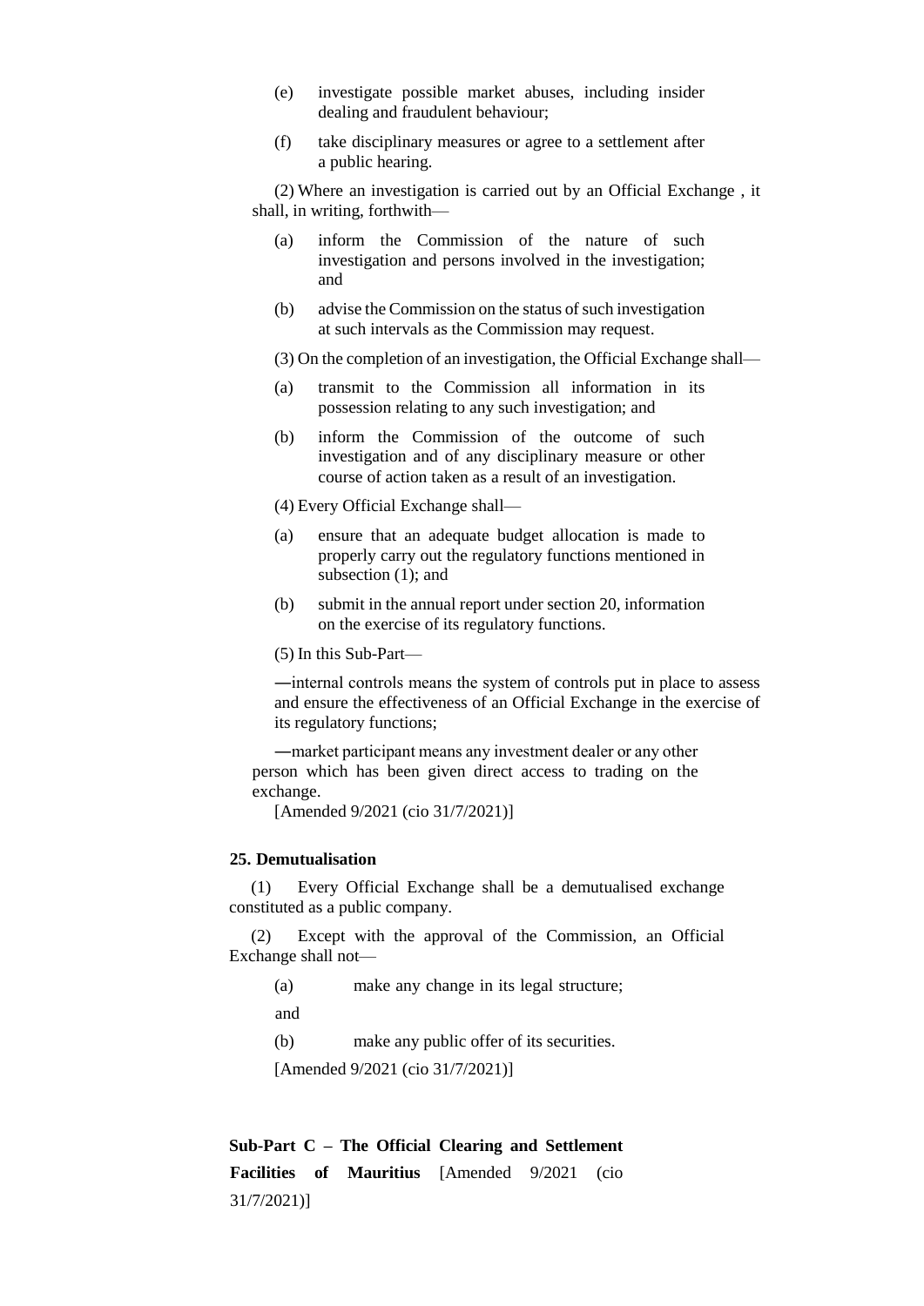(e) investigate possible market abuses, including insider dealing and fraudulent behaviour;

(f) take disciplinary measures or agree to a settlement after a public hearing.

(2) Where an investigation is carried out by an Official Exchange , it shall, in writing, forthwith—

(a) inform the Commission of the nature of such investigation and persons involved in the investigation; and

(b) advise the Commission on the status of such investigation at such intervals as the Commission may request.

(3) On the completion of an investigation, the Official Exchange shall—

(a) transmit to the Commission all information in its possession relating to any such investigation; and

(b) inform the Commission of the outcome of such investigation and of any disciplinary measure or other course of action taken as a result of an investigation.

(4) Every Official Exchange shall—

(a) ensure that an adequate budget allocation is made to properly carry out the regulatory functions mentioned in subsection (1); and

(b) submit in the annual report under section 20, information on the exercise of its regulatory functions.

(5) In this Sub-Part—

―internal controls means the system of controls put in place to assess and ensure the effectiveness of an Official Exchange in the exercise of its regulatory functions;

―market participant means any investment dealer or any other person which has been given direct access to trading on the exchange.

[Amended 9/2021 (cio 31/7/2021)]

**25. Demutualisation**

(1) Every Official Exchange shall be a demutualised exchange constituted as a public company.

(2) Except with the approval of the Commission, an Official Exchange shall not—

(a) make any change in its legal structure;

and

(b) make any public offer of its securities.

[Amended 9/2021 (cio 31/7/2021)]

**Sub-Part C – The Official Clearing and Settlement Facilities of Mauritius** [Amended 9/2021 (cio 31/7/2021)]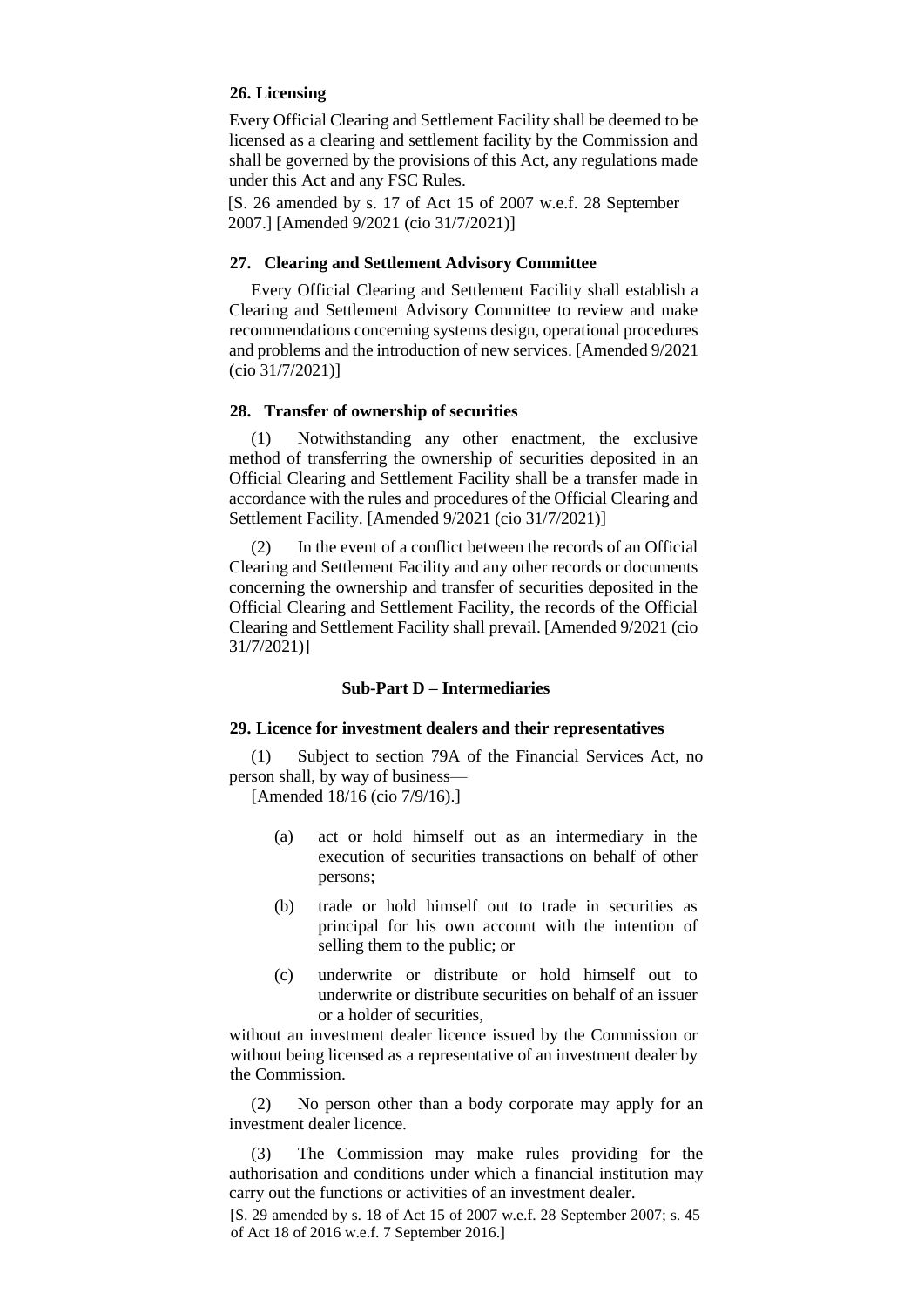**26. Licensing**

Every Official Clearing and Settlement Facility shall be deemed to be licensed as a clearing and settlement facility by the Commission and shall be governed by the provisions of this Act, any regulations made under this Act and any FSC Rules.

[S. 26 amended by s. 17 of Act 15 of 2007 w.e.f. 28 September 2007.] [Amended 9/2021 (cio 31/7/2021)]

**27. Clearing and Settlement Advisory Committee**

Every Official Clearing and Settlement Facility shall establish a Clearing and Settlement Advisory Committee to review and make recommendations concerning systems design, operational procedures and problems and the introduction of new services. [Amended 9/2021 (cio 31/7/2021)]

**28. Transfer of ownership of securities**

(1) Notwithstanding any other enactment, the exclusive method of transferring the ownership of securities deposited in an Official Clearing and Settlement Facility shall be a transfer made in accordance with the rules and procedures of the Official Clearing and Settlement Facility. [Amended 9/2021 (cio 31/7/2021)]

(2) In the event of a conflict between the records of an Official Clearing and Settlement Facility and any other records or documents concerning the ownership and transfer of securities deposited in the Official Clearing and Settlement Facility, the records of the Official Clearing and Settlement Facility shall prevail. [Amended 9/2021 (cio 31/7/2021)]

**Sub-Part D – Intermediaries**

**29. Licence for investment dealers and their representatives**

(1) Subject to section 79A of the Financial Services Act, no person shall, by way of business—

[Amended 18/16 (cio 7/9/16).]

(a) act or hold himself out as an intermediary in the execution of securities transactions on behalf of other persons;

(b) trade or hold himself out to trade in securities as principal for his own account with the intention of selling them to the public; or

(c) underwrite or distribute or hold himself out to underwrite or distribute securities on behalf of an issuer or a holder of securities,

without an investment dealer licence issued by the Commission or without being licensed as a representative of an investment dealer by the Commission.

(2) No person other than a body corporate may apply for an investment dealer licence.

(3) The Commission may make rules providing for the authorisation and conditions under which a financial institution may carry out the functions or activities of an investment dealer.

[S. 29 amended by s. 18 of Act 15 of 2007 w.e.f. 28 September 2007; s. 45 of Act 18 of 2016 w.e.f. 7 September 2016.]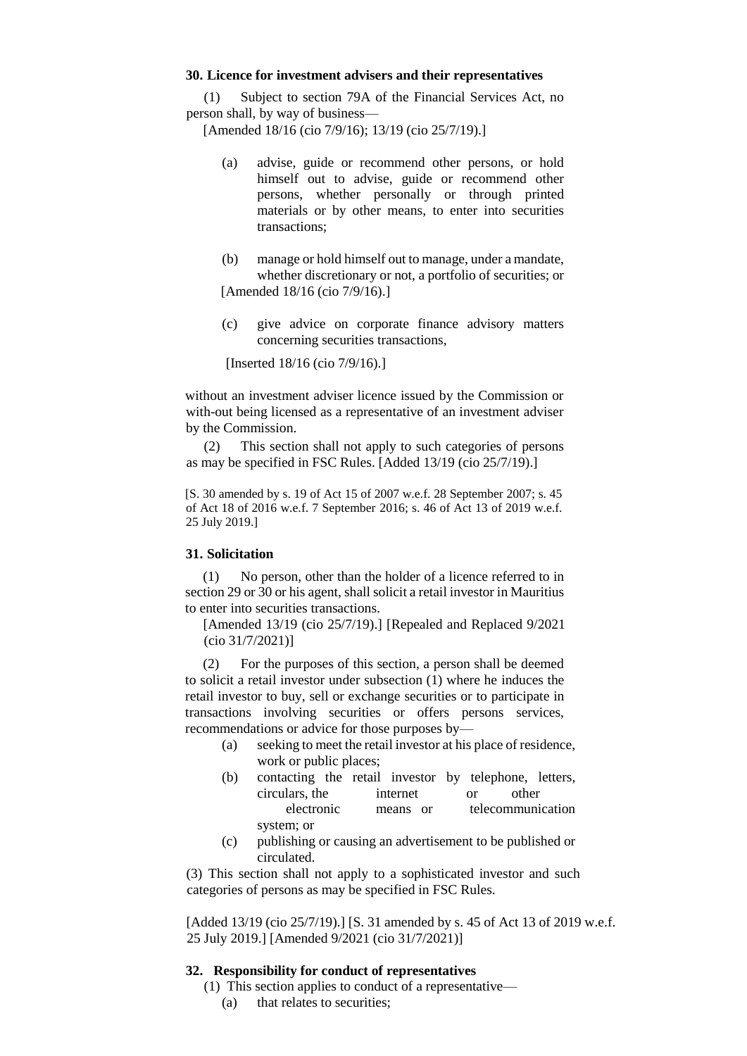**30. Licence for investment advisers and their representatives**

(1) Subject to section 79A of the Financial Services Act, no person shall, by way of business—

[Amended 18/16 (cio 7/9/16); 13/19 (cio 25/7/19).]

(a) advise, guide or recommend other persons, or hold himself out to advise, guide or recommend other persons, whether personally or through printed materials or by other means, to enter into securities transactions;

(b) manage or hold himself out to manage, under a mandate, whether discretionary or not, a portfolio of securities; or

[Amended 18/16 (cio 7/9/16).]

(c) give advice on corporate finance advisory matters concerning securities transactions,

[Inserted 18/16 (cio 7/9/16).]

without an investment adviser licence issued by the Commission or with-out being licensed as a representative of an investment adviser by the Commission.

(2) This section shall not apply to such categories of persons as may be specified in FSC Rules. [Added 13/19 (cio 25/7/19).]

[S. 30 amended by s. 19 of Act 15 of 2007 w.e.f. 28 September 2007; s. 45 of Act 18 of 2016 w.e.f. 7 September 2016; s. 46 of Act 13 of 2019 w.e.f. 25 July 2019.]

**31. Solicitation**

(1) No person, other than the holder of a licence referred to in section 29 or 30 or his agent, shall solicit a retail investor in Mauritius to enter into securities transactions.

[Amended 13/19 (cio 25/7/19).] [Repealed and Replaced 9/2021 (cio 31/7/2021)]

(2) For the purposes of this section, a person shall be deemed to solicit a retail investor under subsection (1) where he induces the retail investor to buy, sell or exchange securities or to participate in transactions involving securities or offers persons services, recommendations or advice for those purposes by—

(a) seeking to meet the retail investor at his place of residence, work or public places;

(b) contacting the retail investor by telephone, letters, circulars, the internet or other electronic means or telecommunication system; or

(c) publishing or causing an advertisement to be published or circulated.

(3) This section shall not apply to a sophisticated investor and such categories of persons as may be specified in FSC Rules.

[Added 13/19 (cio 25/7/19).] [S. 31 amended by s. 45 of Act 13 of 2019 w.e.f. 25 July 2019.] [Amended 9/2021 (cio 31/7/2021)]

**32. Responsibility for conduct of representatives**

(1) This section applies to conduct of a representative—

(a) that relates to securities;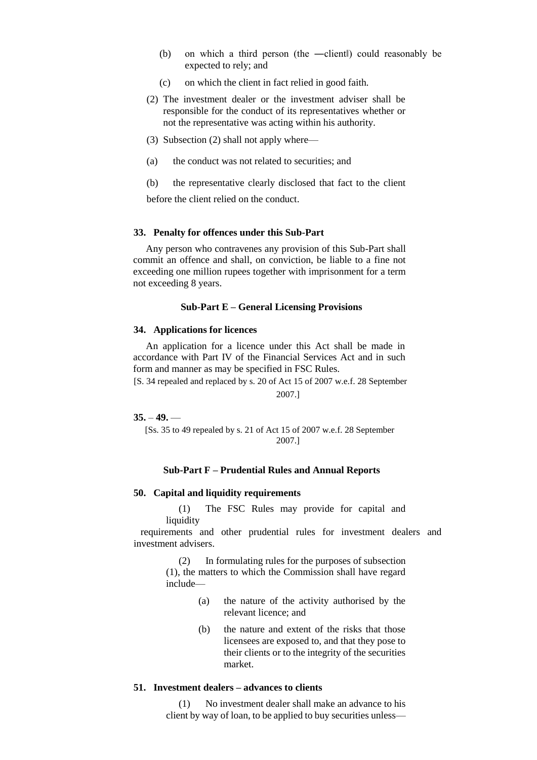(b) on which a third person (the ―client‖) could reasonably be expected to rely; and

(c) on which the client in fact relied in good faith.

(2) The investment dealer or the investment adviser shall be responsible for the conduct of its representatives whether or not the representative was acting within his authority.

(3) Subsection (2) shall not apply where—

(a) the conduct was not related to securities; and

(b) the representative clearly disclosed that fact to the client before the client relied on the conduct.

### 33. Penalty for offences under this Sub-Part

Any person who contravenes any provision of this Sub-Part shall commit an offence and shall, on conviction, be liable to a fine not exceeding one million rupees together with imprisonment for a term not exceeding 8 years.

## Sub-Part E – General Licensing Provisions

### 34. Applications for licences

An application for a licence under this Act shall be made in accordance with Part IV of the Financial Services Act and in such form and manner as may be specified in FSC Rules.

[S. 34 repealed and replaced by s. 20 of Act 15 of 2007 w.e.f. 28 September 2007.]

**35.** – **49.** —

[Ss. 35 to 49 repealed by s. 21 of Act 15 of 2007 w.e.f. 28 September 2007.]

## Sub-Part F – Prudential Rules and Annual Reports

### 50. Capital and liquidity requirements

(1) The FSC Rules may provide for capital and liquidity requirements and other prudential rules for investment dealers and investment advisers.

(2) In formulating rules for the purposes of subsection (1), the matters to which the Commission shall have regard include—

(a) the nature of the activity authorised by the relevant licence; and

(b) the nature and extent of the risks that those licensees are exposed to, and that they pose to their clients or to the integrity of the securities market.

### 51. Investment dealers – advances to clients

(1) No investment dealer shall make an advance to his client by way of loan, to be applied to buy securities unless—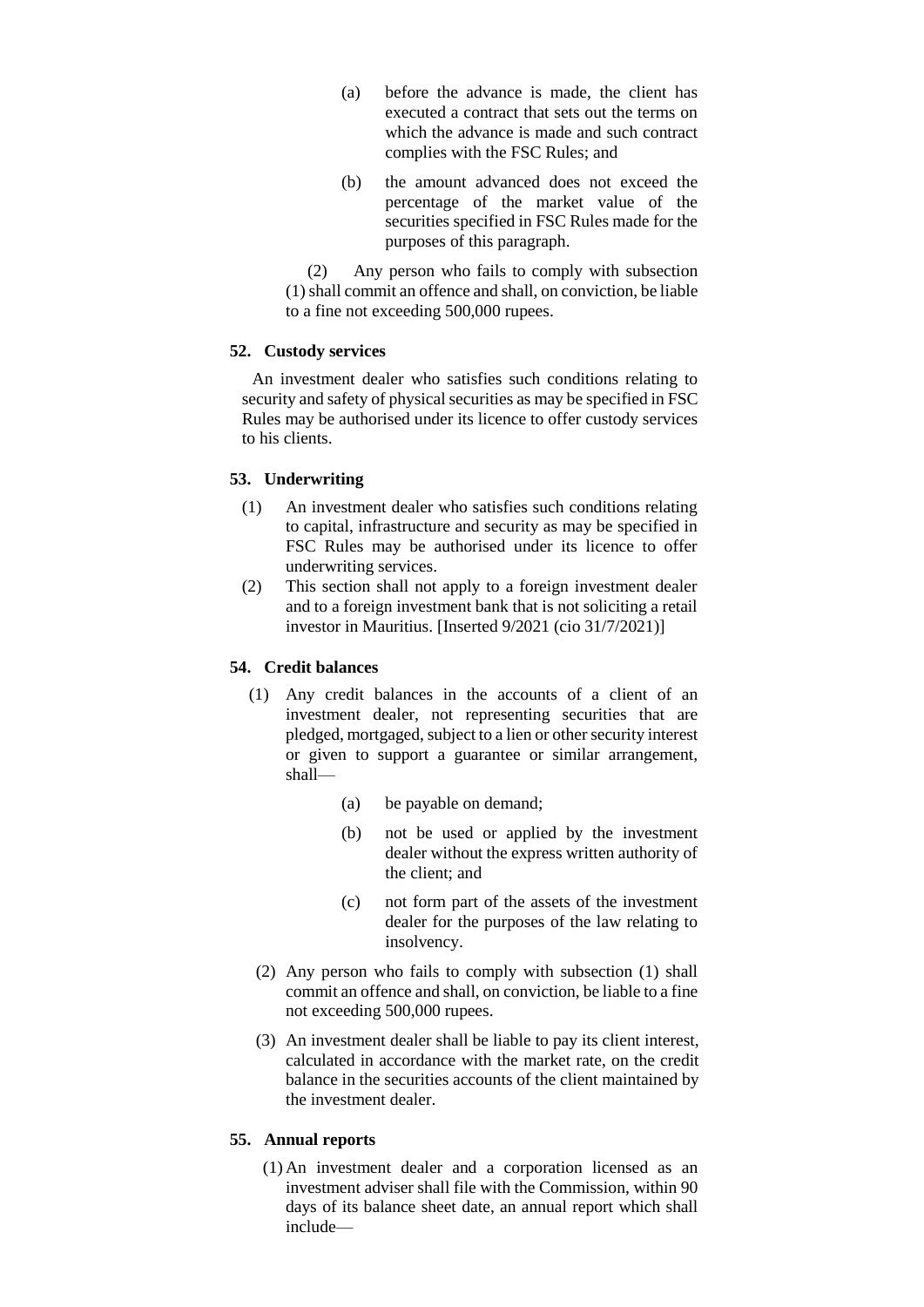(a) before the advance is made, the client has executed a contract that sets out the terms on which the advance is made and such contract complies with the FSC Rules; and

(b) the amount advanced does not exceed the percentage of the market value of the securities specified in FSC Rules made for the purposes of this paragraph.

(2) Any person who fails to comply with subsection (1) shall commit an offence and shall, on conviction, be liable to a fine not exceeding 500,000 rupees.

**52. Custody services**

An investment dealer who satisfies such conditions relating to security and safety of physical securities as may be specified in FSC Rules may be authorised under its licence to offer custody services to his clients.

**53. Underwriting**

(1) An investment dealer who satisfies such conditions relating to capital, infrastructure and security as may be specified in FSC Rules may be authorised under its licence to offer underwriting services.

(2) This section shall not apply to a foreign investment dealer and to a foreign investment bank that is not soliciting a retail investor in Mauritius. [Inserted 9/2021 (cio 31/7/2021)]

**54. Credit balances**

(1) Any credit balances in the accounts of a client of an investment dealer, not representing securities that are pledged, mortgaged, subject to a lien or other security interest or given to support a guarantee or similar arrangement, shall—

(a) be payable on demand;

(b) not be used or applied by the investment dealer without the express written authority of the client; and

(c) not form part of the assets of the investment dealer for the purposes of the law relating to insolvency.

(2) Any person who fails to comply with subsection (1) shall commit an offence and shall, on conviction, be liable to a fine not exceeding 500,000 rupees.

(3) An investment dealer shall be liable to pay its client interest, calculated in accordance with the market rate, on the credit balance in the securities accounts of the client maintained by the investment dealer.

**55. Annual reports**

(1) An investment dealer and a corporation licensed as an investment adviser shall file with the Commission, within 90 days of its balance sheet date, an annual report which shall include—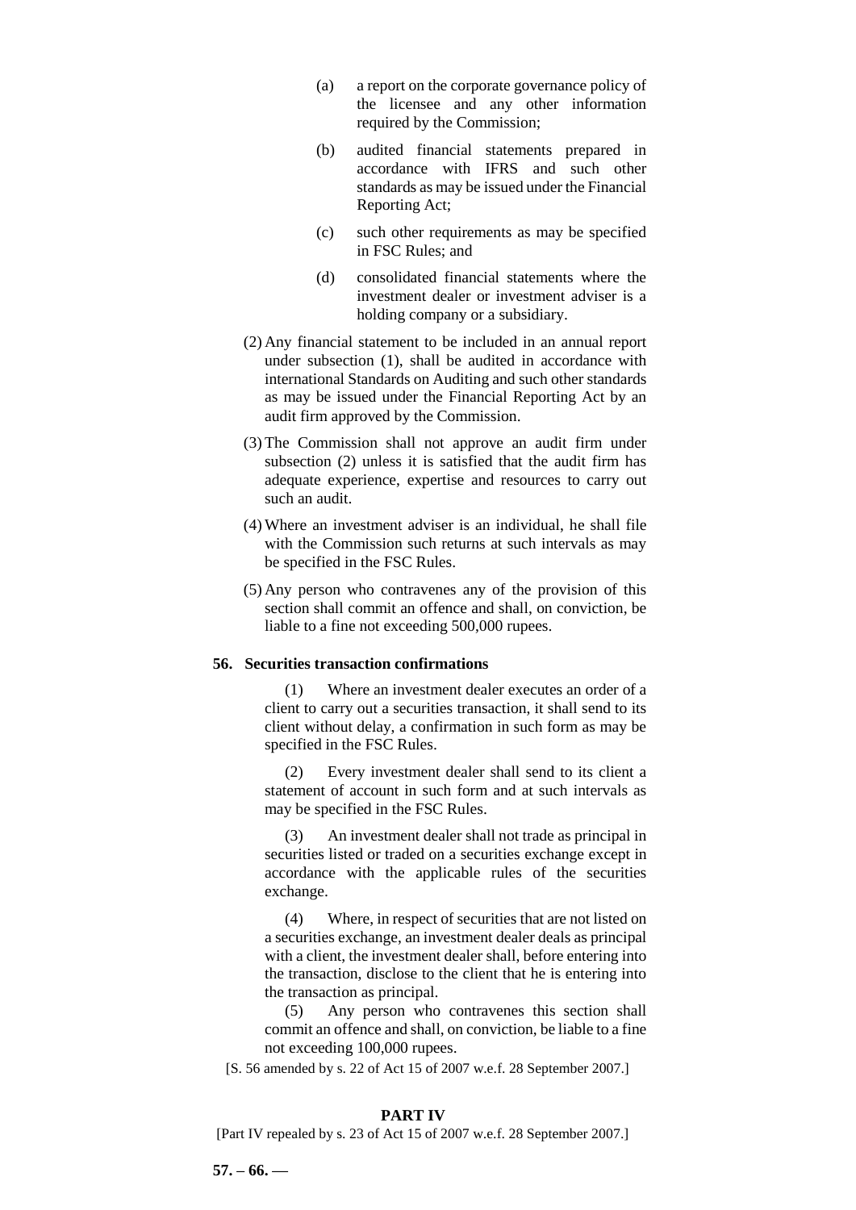(a) a report on the corporate governance policy of the licensee and any other information required by the Commission;

(b) audited financial statements prepared in accordance with IFRS and such other standards as may be issued under the Financial Reporting Act;

(c) such other requirements as may be specified in FSC Rules; and

(d) consolidated financial statements where the investment dealer or investment adviser is a holding company or a subsidiary.

(2) Any financial statement to be included in an annual report under subsection (1), shall be audited in accordance with international Standards on Auditing and such other standards as may be issued under the Financial Reporting Act by an audit firm approved by the Commission.

(3) The Commission shall not approve an audit firm under subsection (2) unless it is satisfied that the audit firm has adequate experience, expertise and resources to carry out such an audit.

(4) Where an investment adviser is an individual, he shall file with the Commission such returns at such intervals as may be specified in the FSC Rules.

(5) Any person who contravenes any of the provision of this section shall commit an offence and shall, on conviction, be liable to a fine not exceeding 500,000 rupees.

**56. Securities transaction confirmations**

(1) Where an investment dealer executes an order of a client to carry out a securities transaction, it shall send to its client without delay, a confirmation in such form as may be specified in the FSC Rules.

(2) Every investment dealer shall send to its client a statement of account in such form and at such intervals as may be specified in the FSC Rules.

(3) An investment dealer shall not trade as principal in securities listed or traded on a securities exchange except in accordance with the applicable rules of the securities exchange.

(4) Where, in respect of securities that are not listed on a securities exchange, an investment dealer deals as principal with a client, the investment dealer shall, before entering into the transaction, disclose to the client that he is entering into the transaction as principal.

(5) Any person who contravenes this section shall commit an offence and shall, on conviction, be liable to a fine not exceeding 100,000 rupees.

[S. 56 amended by s. 22 of Act 15 of 2007 w.e.f. 28 September 2007.]

**PART IV**

[Part IV repealed by s. 23 of Act 15 of 2007 w.e.f. 28 September 2007.]

**57. – 66. —**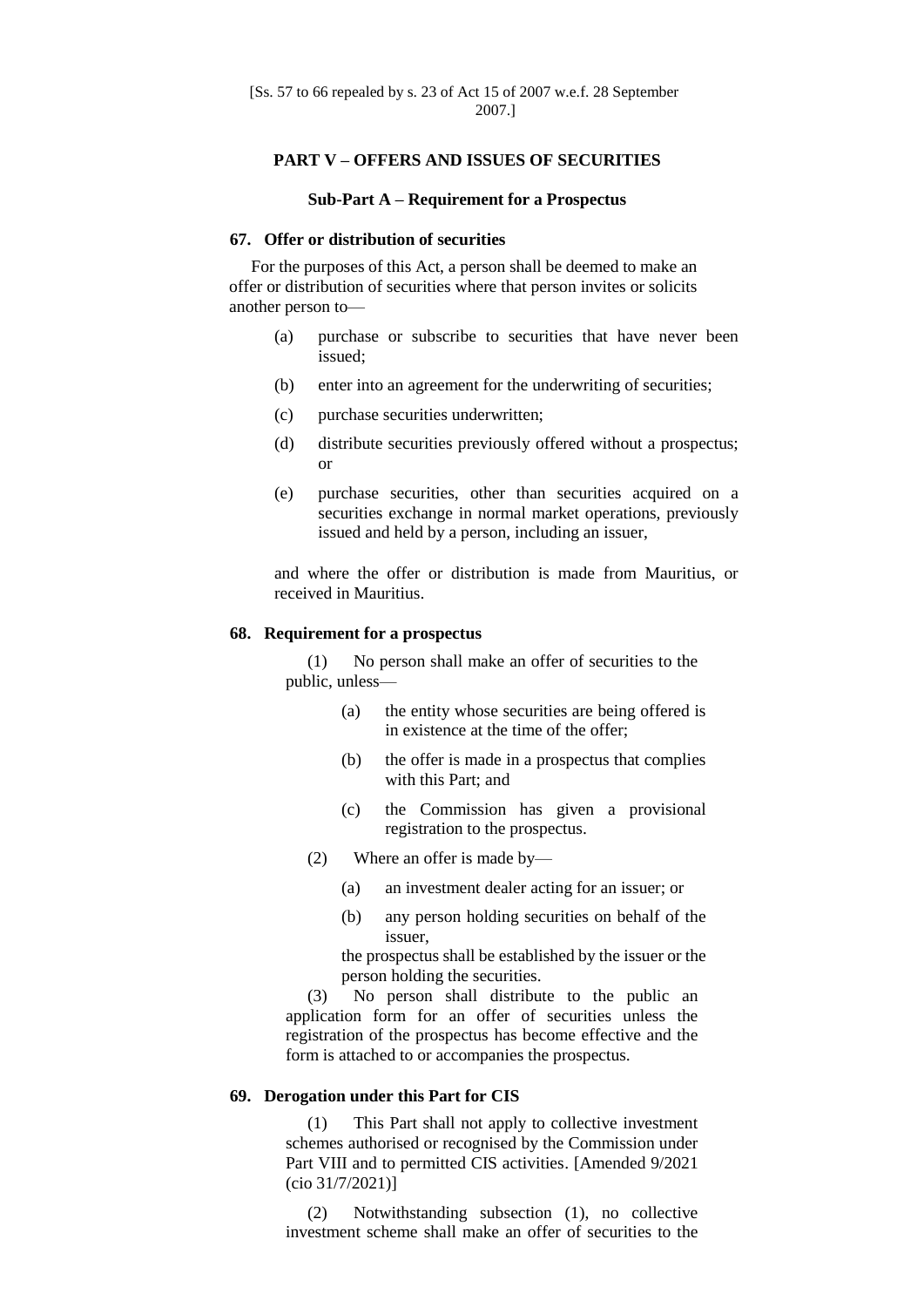[Ss. 57 to 66 repealed by s. 23 of Act 15 of 2007 w.e.f. 28 September 2007.]

## PART V – OFFERS AND ISSUES OF SECURITIES

### Sub-Part A – Requirement for a Prospectus

**67. Offer or distribution of securities**

For the purposes of this Act, a person shall be deemed to make an offer or distribution of securities where that person invites or solicits another person to—

(a) purchase or subscribe to securities that have never been issued;

(b) enter into an agreement for the underwriting of securities;

(c) purchase securities underwritten;

(d) distribute securities previously offered without a prospectus; or

(e) purchase securities, other than securities acquired on a securities exchange in normal market operations, previously issued and held by a person, including an issuer,

and where the offer or distribution is made from Mauritius, or received in Mauritius.

**68. Requirement for a prospectus**

(1) No person shall make an offer of securities to the public, unless—

(a) the entity whose securities are being offered is in existence at the time of the offer;

(b) the offer is made in a prospectus that complies with this Part; and

(c) the Commission has given a provisional registration to the prospectus.

(2) Where an offer is made by—

(a) an investment dealer acting for an issuer; or

(b) any person holding securities on behalf of the issuer,

the prospectus shall be established by the issuer or the person holding the securities.

(3) No person shall distribute to the public an application form for an offer of securities unless the registration of the prospectus has become effective and the form is attached to or accompanies the prospectus.

**69. Derogation under this Part for CIS**

(1) This Part shall not apply to collective investment schemes authorised or recognised by the Commission under Part VIII and to permitted CIS activities. [Amended 9/2021 (cio 31/7/2021)]

(2) Notwithstanding subsection (1), no collective investment scheme shall make an offer of securities to the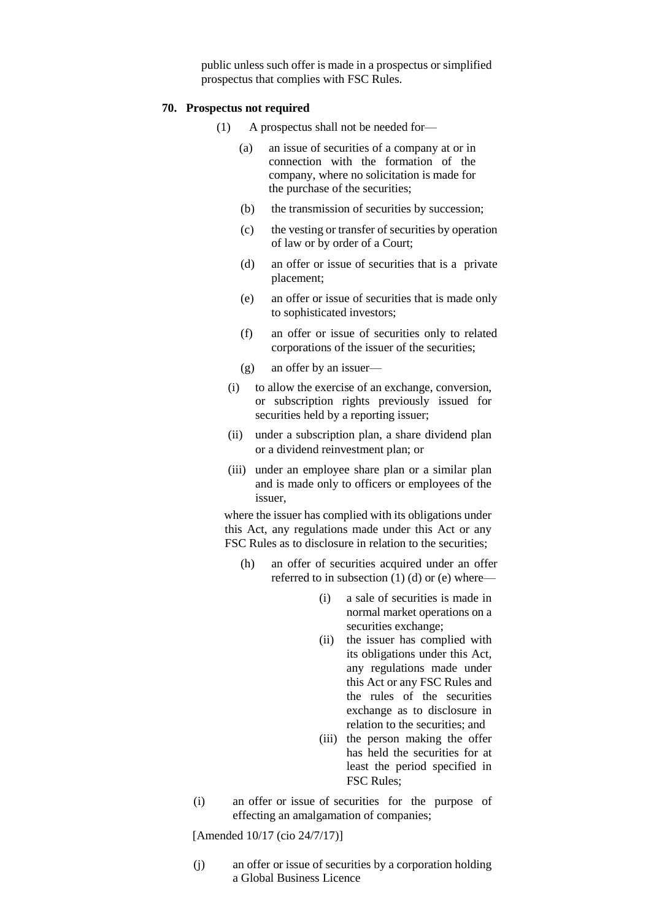public unless such offer is made in a prospectus or simplified prospectus that complies with FSC Rules.

**70. Prospectus not required**

(1) A prospectus shall not be needed for—

(a) an issue of securities of a company at or in connection with the formation of the company, where no solicitation is made for the purchase of the securities;

(b) the transmission of securities by succession;

(c) the vesting or transfer of securities by operation of law or by order of a Court;

(d) an offer or issue of securities that is a private placement;

(e) an offer or issue of securities that is made only to sophisticated investors;

(f) an offer or issue of securities only to related corporations of the issuer of the securities;

(g) an offer by an issuer—

(i) to allow the exercise of an exchange, conversion, or subscription rights previously issued for securities held by a reporting issuer;

(ii) under a subscription plan, a share dividend plan or a dividend reinvestment plan; or

(iii) under an employee share plan or a similar plan and is made only to officers or employees of the issuer,

where the issuer has complied with its obligations under this Act, any regulations made under this Act or any FSC Rules as to disclosure in relation to the securities;

(h) an offer of securities acquired under an offer referred to in subsection (1) (d) or (e) where—

(i) a sale of securities is made in normal market operations on a securities exchange;

(ii) the issuer has complied with its obligations under this Act, any regulations made under this Act or any FSC Rules and the rules of the securities exchange as to disclosure in relation to the securities; and

(iii) the person making the offer has held the securities for at least the period specified in FSC Rules;

(i) an offer or issue of securities for the purpose of effecting an amalgamation of companies;

[Amended 10/17 (cio 24/7/17)]

(j) an offer or issue of securities by a corporation holding a Global Business Licence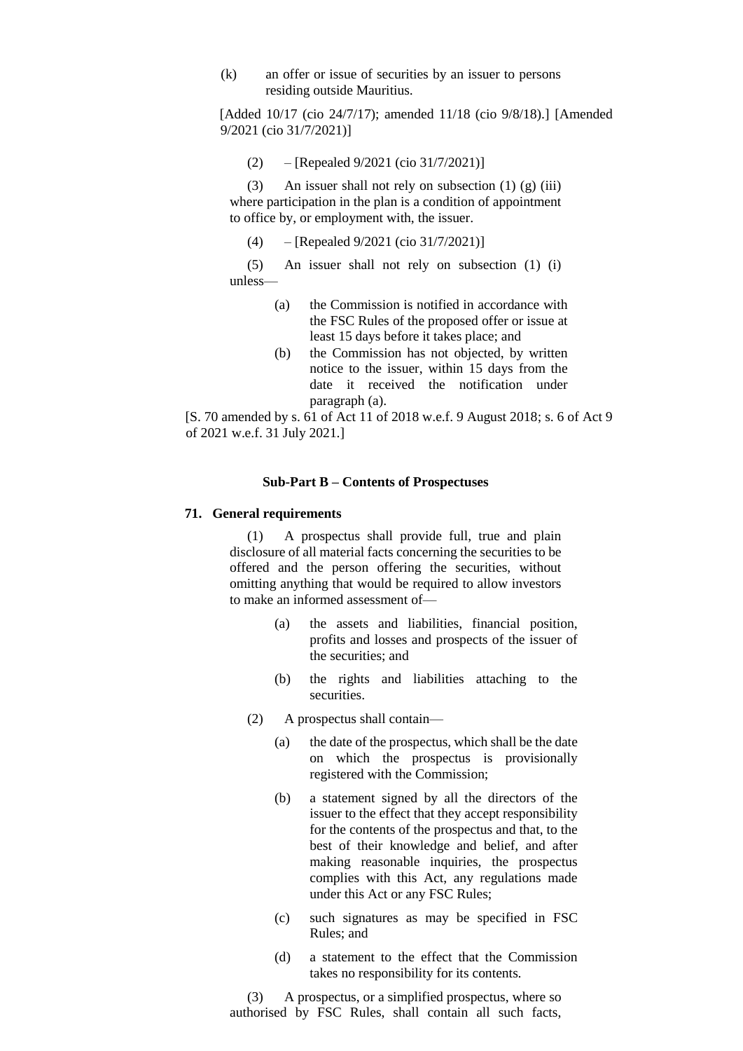(k) an offer or issue of securities by an issuer to persons residing outside Mauritius.

[Added 10/17 (cio 24/7/17); amended 11/18 (cio 9/8/18).] [Amended 9/2021 (cio 31/7/2021)]

(2) – [Repealed 9/2021 (cio 31/7/2021)]

(3) An issuer shall not rely on subsection (1) (g) (iii) where participation in the plan is a condition of appointment to office by, or employment with, the issuer.

(4) – [Repealed 9/2021 (cio 31/7/2021)]

(5) An issuer shall not rely on subsection (1) (i) unless—

(a) the Commission is notified in accordance with the FSC Rules of the proposed offer or issue at least 15 days before it takes place; and

(b) the Commission has not objected, by written notice to the issuer, within 15 days from the date it received the notification under paragraph (a).

[S. 70 amended by s. 61 of Act 11 of 2018 w.e.f. 9 August 2018; s. 6 of Act 9 of 2021 w.e.f. 31 July 2021.]

### Sub-Part B – Contents of Prospectuses

**71. General requirements**

(1) A prospectus shall provide full, true and plain disclosure of all material facts concerning the securities to be offered and the person offering the securities, without omitting anything that would be required to allow investors to make an informed assessment of—

(a) the assets and liabilities, financial position, profits and losses and prospects of the issuer of the securities; and

(b) the rights and liabilities attaching to the securities.

(2) A prospectus shall contain—

(a) the date of the prospectus, which shall be the date on which the prospectus is provisionally registered with the Commission;

(b) a statement signed by all the directors of the issuer to the effect that they accept responsibility for the contents of the prospectus and that, to the best of their knowledge and belief, and after making reasonable inquiries, the prospectus complies with this Act, any regulations made under this Act or any FSC Rules;

(c) such signatures as may be specified in FSC Rules; and

(d) a statement to the effect that the Commission takes no responsibility for its contents.

(3) A prospectus, or a simplified prospectus, where so authorised by FSC Rules, shall contain all such facts,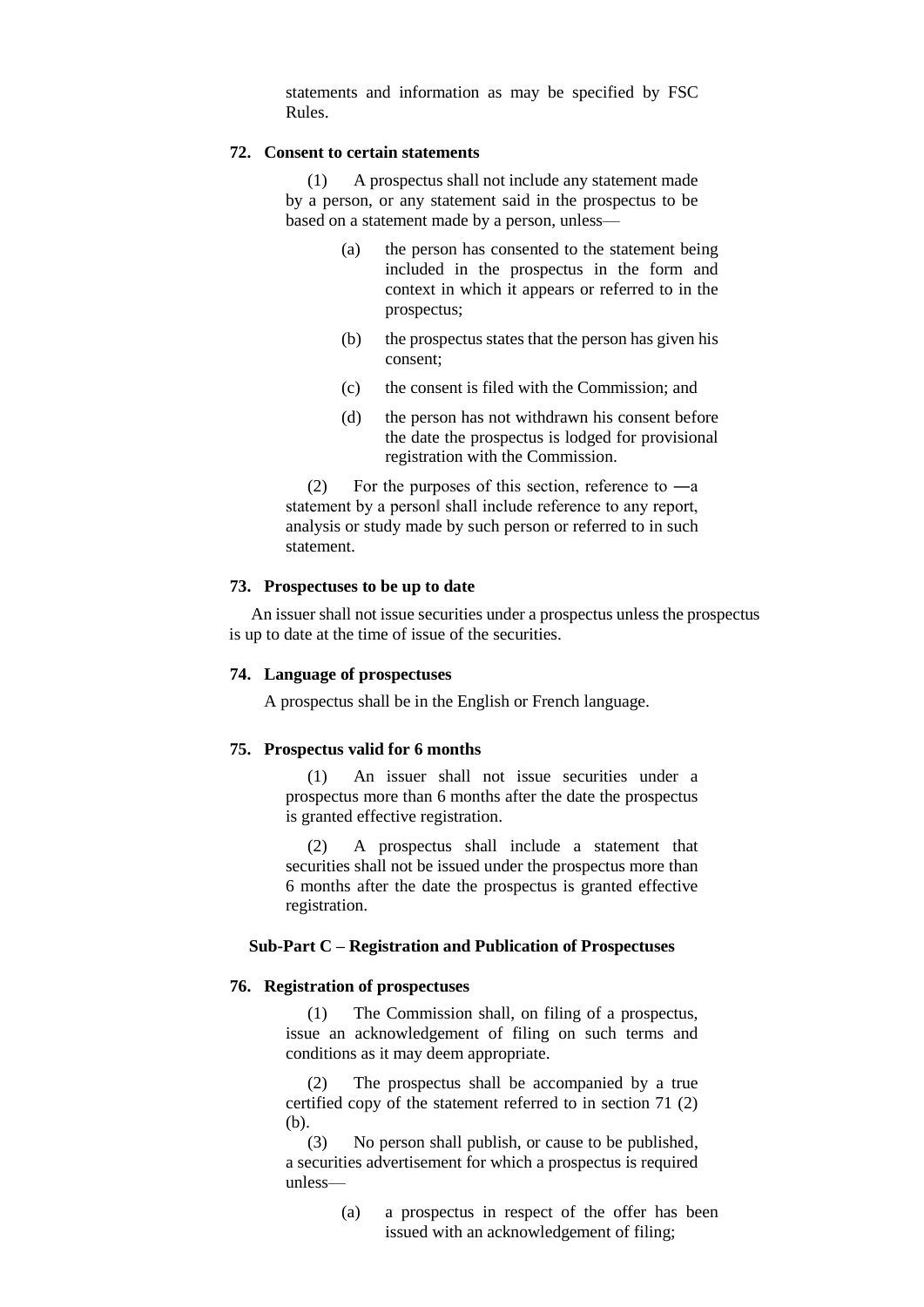statements and information as may be specified by FSC Rules.

### 72. Consent to certain statements

(1) A prospectus shall not include any statement made by a person, or any statement said in the prospectus to be based on a statement made by a person, unless—

(a) the person has consented to the statement being included in the prospectus in the form and context in which it appears or referred to in the prospectus;

(b) the prospectus states that the person has given his consent;

(c) the consent is filed with the Commission; and

(d) the person has not withdrawn his consent before the date the prospectus is lodged for provisional registration with the Commission.

(2) For the purposes of this section, reference to ―a statement by a person‖ shall include reference to any report, analysis or study made by such person or referred to in such statement.

### 73. Prospectuses to be up to date

An issuer shall not issue securities under a prospectus unless the prospectus is up to date at the time of issue of the securities.

### 74. Language of prospectuses

A prospectus shall be in the English or French language.

### 75. Prospectus valid for 6 months

(1) An issuer shall not issue securities under a prospectus more than 6 months after the date the prospectus is granted effective registration.

(2) A prospectus shall include a statement that securities shall not be issued under the prospectus more than 6 months after the date the prospectus is granted effective registration.

## Sub-Part C – Registration and Publication of Prospectuses

### 76. Registration of prospectuses

(1) The Commission shall, on filing of a prospectus, issue an acknowledgement of filing on such terms and conditions as it may deem appropriate.

(2) The prospectus shall be accompanied by a true certified copy of the statement referred to in section 71 (2) (b).

(3) No person shall publish, or cause to be published, a securities advertisement for which a prospectus is required unless—

(a) a prospectus in respect of the offer has been issued with an acknowledgement of filing;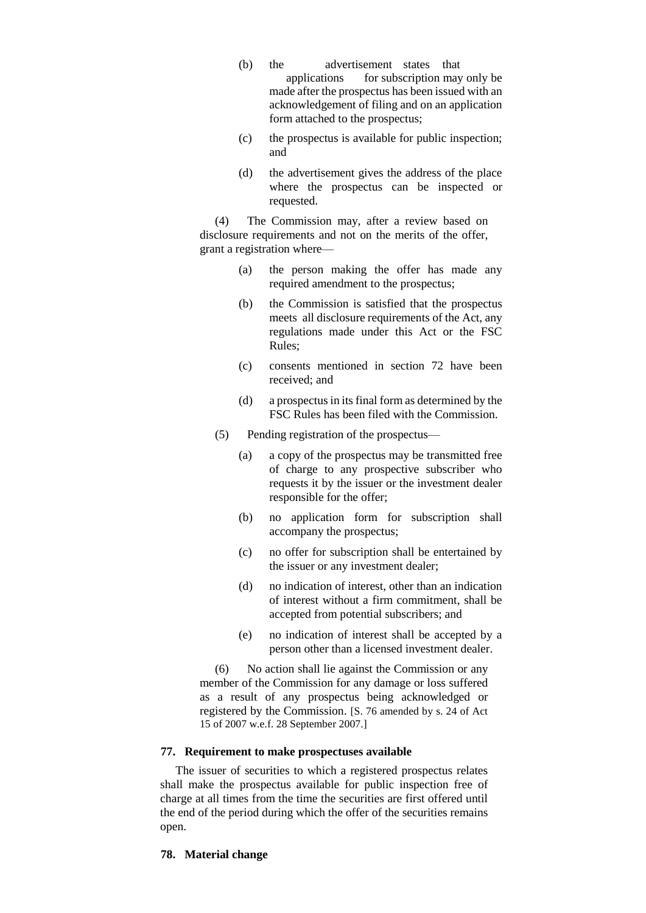(b) the advertisement states that applications for subscription may only be made after the prospectus has been issued with an acknowledgement of filing and on an application form attached to the prospectus;

(c) the prospectus is available for public inspection; and

(d) the advertisement gives the address of the place where the prospectus can be inspected or requested.

(4) The Commission may, after a review based on disclosure requirements and not on the merits of the offer, grant a registration where—

(a) the person making the offer has made any required amendment to the prospectus;

(b) the Commission is satisfied that the prospectus meets all disclosure requirements of the Act, any regulations made under this Act or the FSC Rules;

(c) consents mentioned in section 72 have been received; and

(d) a prospectus in its final form as determined by the FSC Rules has been filed with the Commission.

(5) Pending registration of the prospectus—

(a) a copy of the prospectus may be transmitted free of charge to any prospective subscriber who requests it by the issuer or the investment dealer responsible for the offer;

(b) no application form for subscription shall accompany the prospectus;

(c) no offer for subscription shall be entertained by the issuer or any investment dealer;

(d) no indication of interest, other than an indication of interest without a firm commitment, shall be accepted from potential subscribers; and

(e) no indication of interest shall be accepted by a person other than a licensed investment dealer.

(6) No action shall lie against the Commission or any member of the Commission for any damage or loss suffered as a result of any prospectus being acknowledged or registered by the Commission. [S. 76 amended by s. 24 of Act 15 of 2007 w.e.f. 28 September 2007.]

**77. Requirement to make prospectuses available**

The issuer of securities to which a registered prospectus relates shall make the prospectus available for public inspection free of charge at all times from the time the securities are first offered until the end of the period during which the offer of the securities remains open.

**78. Material change**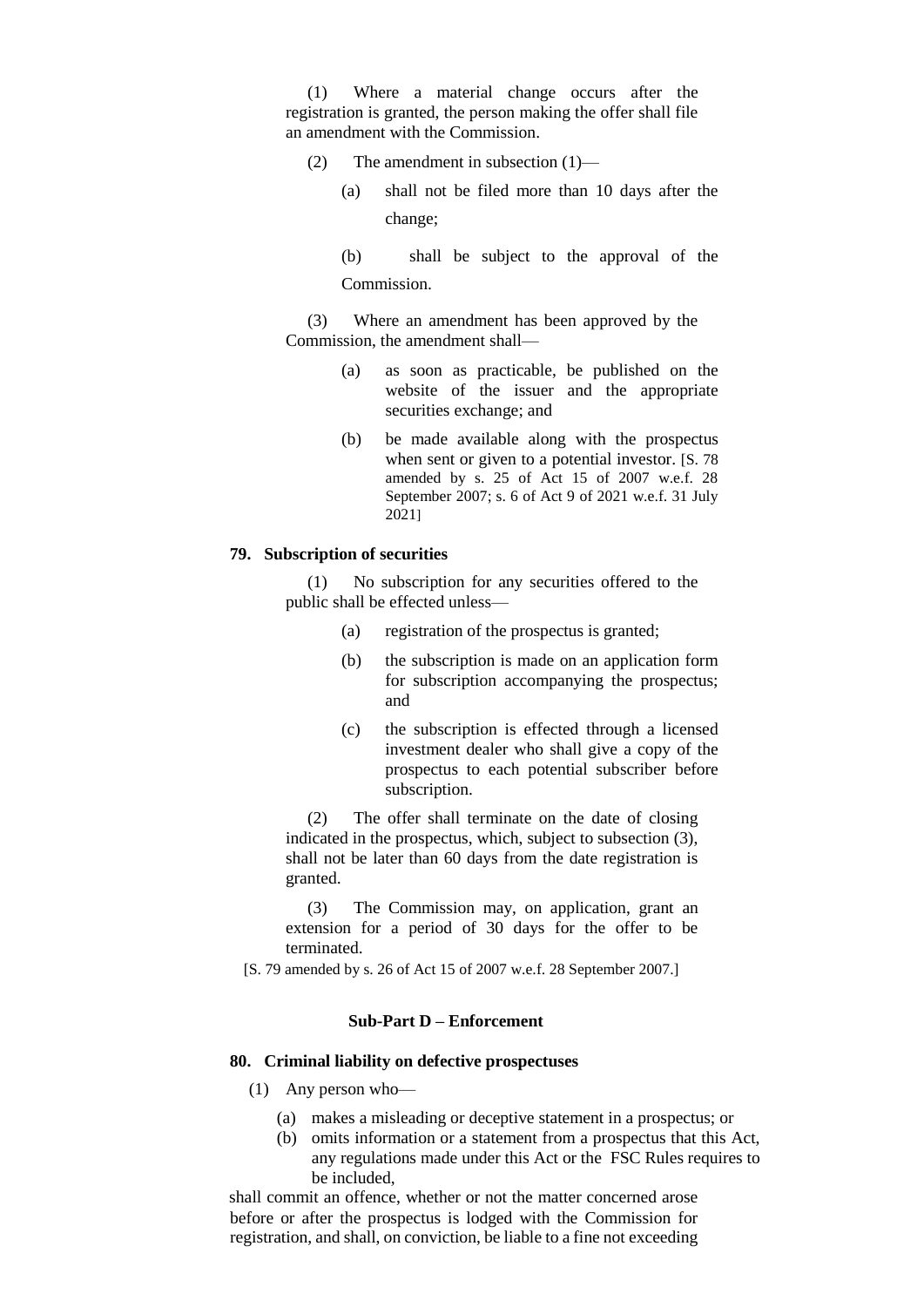(1) Where a material change occurs after the registration is granted, the person making the offer shall file an amendment with the Commission.

(2) The amendment in subsection (1)—

(a) shall not be filed more than 10 days after the change;

(b) shall be subject to the approval of the Commission.

(3) Where an amendment has been approved by the Commission, the amendment shall—

(a) as soon as practicable, be published on the website of the issuer and the appropriate securities exchange; and

(b) be made available along with the prospectus when sent or given to a potential investor. [S. 78 amended by s. 25 of Act 15 of 2007 w.e.f. 28 September 2007; s. 6 of Act 9 of 2021 w.e.f. 31 July 2021]

### 79. Subscription of securities

(1) No subscription for any securities offered to the public shall be effected unless—

(a) registration of the prospectus is granted;

(b) the subscription is made on an application form for subscription accompanying the prospectus; and

(c) the subscription is effected through a licensed investment dealer who shall give a copy of the prospectus to each potential subscriber before subscription.

(2) The offer shall terminate on the date of closing indicated in the prospectus, which, subject to subsection (3), shall not be later than 60 days from the date registration is granted.

(3) The Commission may, on application, grant an extension for a period of 30 days for the offer to be terminated.

[S. 79 amended by s. 26 of Act 15 of 2007 w.e.f. 28 September 2007.]

## Sub-Part D – Enforcement

### 80. Criminal liability on defective prospectuses

(1) Any person who—

(a) makes a misleading or deceptive statement in a prospectus; or

(b) omits information or a statement from a prospectus that this Act, any regulations made under this Act or the FSC Rules requires to be included,

shall commit an offence, whether or not the matter concerned arose before or after the prospectus is lodged with the Commission for registration, and shall, on conviction, be liable to a fine not exceeding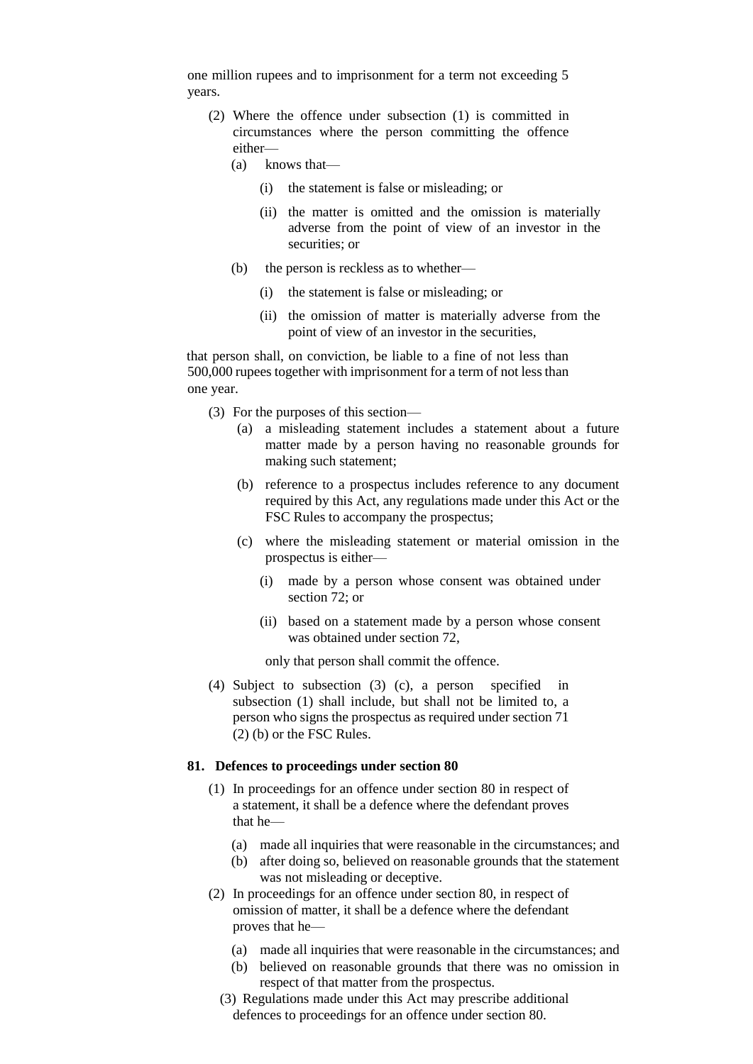one million rupees and to imprisonment for a term not exceeding 5 years.

(2) Where the offence under subsection (1) is committed in circumstances where the person committing the offence either—

(a) knows that—

(i) the statement is false or misleading; or

(ii) the matter is omitted and the omission is materially adverse from the point of view of an investor in the securities; or

(b) the person is reckless as to whether—

(i) the statement is false or misleading; or

(ii) the omission of matter is materially adverse from the point of view of an investor in the securities,

that person shall, on conviction, be liable to a fine of not less than 500,000 rupees together with imprisonment for a term of not less than one year.

(3) For the purposes of this section—

(a) a misleading statement includes a statement about a future matter made by a person having no reasonable grounds for making such statement;

(b) reference to a prospectus includes reference to any document required by this Act, any regulations made under this Act or the FSC Rules to accompany the prospectus;

(c) where the misleading statement or material omission in the prospectus is either—

(i) made by a person whose consent was obtained under section 72; or

(ii) based on a statement made by a person whose consent was obtained under section 72,

only that person shall commit the offence.

(4) Subject to subsection (3) (c), a person specified in subsection (1) shall include, but shall not be limited to, a person who signs the prospectus as required under section 71 (2) (b) or the FSC Rules.

**81. Defences to proceedings under section 80**

(1) In proceedings for an offence under section 80 in respect of a statement, it shall be a defence where the defendant proves that he—

(a) made all inquiries that were reasonable in the circumstances; and

(b) after doing so, believed on reasonable grounds that the statement was not misleading or deceptive.

(2) In proceedings for an offence under section 80, in respect of omission of matter, it shall be a defence where the defendant proves that he—

(a) made all inquiries that were reasonable in the circumstances; and

(b) believed on reasonable grounds that there was no omission in respect of that matter from the prospectus.

(3) Regulations made under this Act may prescribe additional defences to proceedings for an offence under section 80.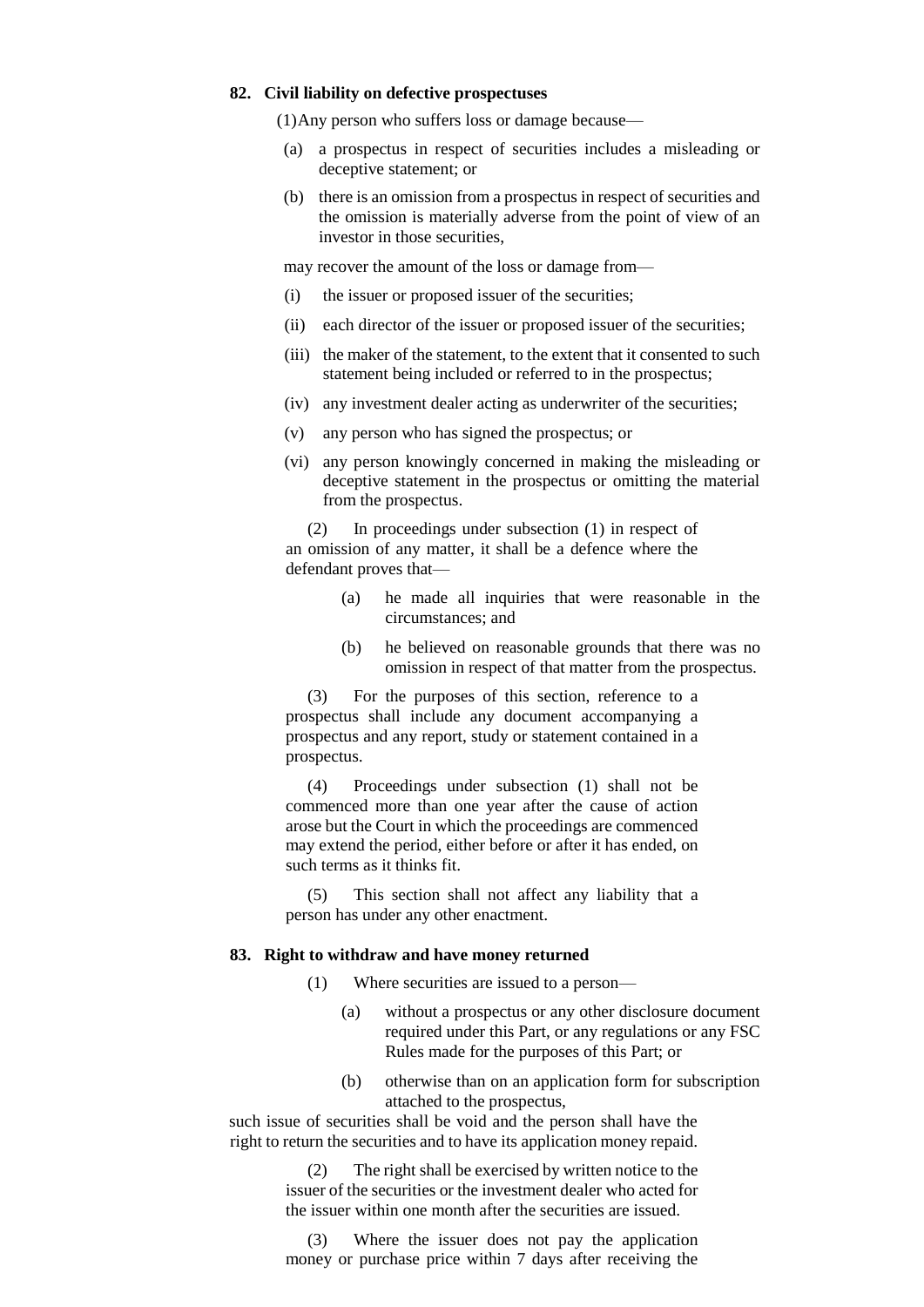### 82. Civil liability on defective prospectuses

(1) Any person who suffers loss or damage because—

(a) a prospectus in respect of securities includes a misleading or deceptive statement; or

(b) there is an omission from a prospectus in respect of securities and the omission is materially adverse from the point of view of an investor in those securities,

may recover the amount of the loss or damage from—

(i) the issuer or proposed issuer of the securities;

(ii) each director of the issuer or proposed issuer of the securities;

(iii) the maker of the statement, to the extent that it consented to such statement being included or referred to in the prospectus;

(iv) any investment dealer acting as underwriter of the securities;

(v) any person who has signed the prospectus; or

(vi) any person knowingly concerned in making the misleading or deceptive statement in the prospectus or omitting the material from the prospectus.

(2) In proceedings under subsection (1) in respect of an omission of any matter, it shall be a defence where the defendant proves that—

(a) he made all inquiries that were reasonable in the circumstances; and

(b) he believed on reasonable grounds that there was no omission in respect of that matter from the prospectus.

(3) For the purposes of this section, reference to a prospectus shall include any document accompanying a prospectus and any report, study or statement contained in a prospectus.

(4) Proceedings under subsection (1) shall not be commenced more than one year after the cause of action arose but the Court in which the proceedings are commenced may extend the period, either before or after it has ended, on such terms as it thinks fit.

(5) This section shall not affect any liability that a person has under any other enactment.

### 83. Right to withdraw and have money returned

(1) Where securities are issued to a person—

(a) without a prospectus or any other disclosure document required under this Part, or any regulations or any FSC Rules made for the purposes of this Part; or

(b) otherwise than on an application form for subscription attached to the prospectus,

such issue of securities shall be void and the person shall have the right to return the securities and to have its application money repaid.

(2) The right shall be exercised by written notice to the issuer of the securities or the investment dealer who acted for the issuer within one month after the securities are issued.

(3) Where the issuer does not pay the application money or purchase price within 7 days after receiving the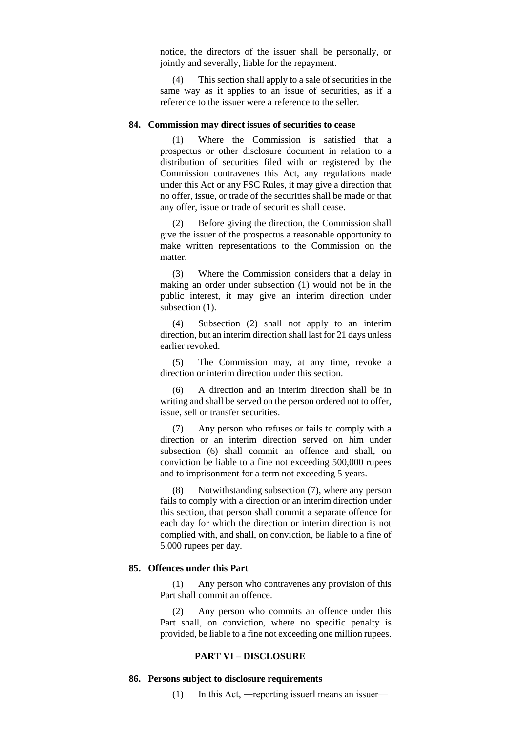notice, the directors of the issuer shall be personally, or jointly and severally, liable for the repayment.

(4) This section shall apply to a sale of securities in the same way as it applies to an issue of securities, as if a reference to the issuer were a reference to the seller.

**84. Commission may direct issues of securities to cease**

(1) Where the Commission is satisfied that a prospectus or other disclosure document in relation to a distribution of securities filed with or registered by the Commission contravenes this Act, any regulations made under this Act or any FSC Rules, it may give a direction that no offer, issue, or trade of the securities shall be made or that any offer, issue or trade of securities shall cease.

(2) Before giving the direction, the Commission shall give the issuer of the prospectus a reasonable opportunity to make written representations to the Commission on the matter.

(3) Where the Commission considers that a delay in making an order under subsection (1) would not be in the public interest, it may give an interim direction under subsection (1).

(4) Subsection (2) shall not apply to an interim direction, but an interim direction shall last for 21 days unless earlier revoked.

(5) The Commission may, at any time, revoke a direction or interim direction under this section.

(6) A direction and an interim direction shall be in writing and shall be served on the person ordered not to offer, issue, sell or transfer securities.

(7) Any person who refuses or fails to comply with a direction or an interim direction served on him under subsection (6) shall commit an offence and shall, on conviction be liable to a fine not exceeding 500,000 rupees and to imprisonment for a term not exceeding 5 years.

(8) Notwithstanding subsection (7), where any person fails to comply with a direction or an interim direction under this section, that person shall commit a separate offence for each day for which the direction or interim direction is not complied with, and shall, on conviction, be liable to a fine of 5,000 rupees per day.

**85. Offences under this Part**

(1) Any person who contravenes any provision of this Part shall commit an offence.

(2) Any person who commits an offence under this Part shall, on conviction, where no specific penalty is provided, be liable to a fine not exceeding one million rupees.

## PART VI – DISCLOSURE

**86. Persons subject to disclosure requirements**

(1) In this Act, ―reporting issuer‖ means an issuer—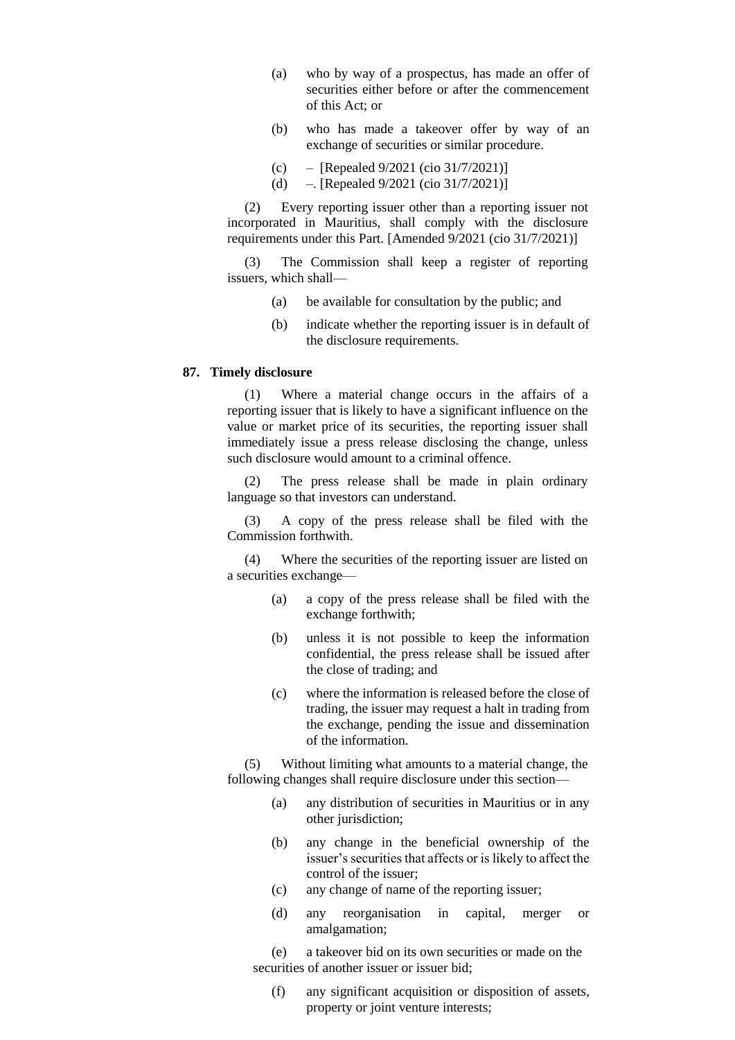(a) who by way of a prospectus, has made an offer of securities either before or after the commencement of this Act; or

(b) who has made a takeover offer by way of an exchange of securities or similar procedure.

(c) – [Repealed 9/2021 (cio 31/7/2021)]

(d) –. [Repealed 9/2021 (cio 31/7/2021)]

(2) Every reporting issuer other than a reporting issuer not incorporated in Mauritius, shall comply with the disclosure requirements under this Part. [Amended 9/2021 (cio 31/7/2021)]

(3) The Commission shall keep a register of reporting issuers, which shall—

(a) be available for consultation by the public; and

(b) indicate whether the reporting issuer is in default of the disclosure requirements.

**87. Timely disclosure**

(1) Where a material change occurs in the affairs of a reporting issuer that is likely to have a significant influence on the value or market price of its securities, the reporting issuer shall immediately issue a press release disclosing the change, unless such disclosure would amount to a criminal offence.

(2) The press release shall be made in plain ordinary language so that investors can understand.

(3) A copy of the press release shall be filed with the Commission forthwith.

(4) Where the securities of the reporting issuer are listed on a securities exchange—

(a) a copy of the press release shall be filed with the exchange forthwith;

(b) unless it is not possible to keep the information confidential, the press release shall be issued after the close of trading; and

(c) where the information is released before the close of trading, the issuer may request a halt in trading from the exchange, pending the issue and dissemination of the information.

(5) Without limiting what amounts to a material change, the following changes shall require disclosure under this section—

(a) any distribution of securities in Mauritius or in any other jurisdiction;

(b) any change in the beneficial ownership of the issuer's securities that affects or is likely to affect the control of the issuer;

(c) any change of name of the reporting issuer;

(d) any reorganisation in capital, merger or amalgamation;

(e) a takeover bid on its own securities or made on the securities of another issuer or issuer bid;

(f) any significant acquisition or disposition of assets, property or joint venture interests;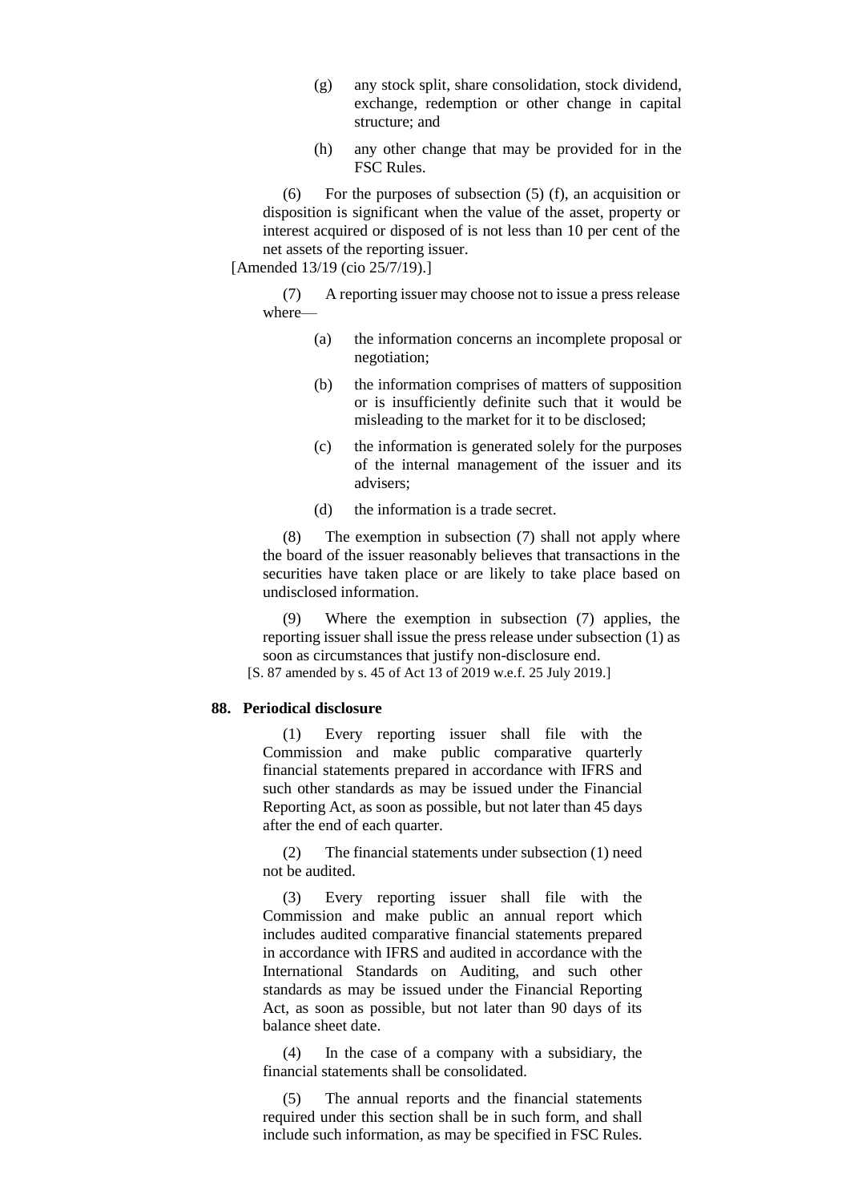(g) any stock split, share consolidation, stock dividend, exchange, redemption or other change in capital structure; and

(h) any other change that may be provided for in the FSC Rules.

(6) For the purposes of subsection (5) (f), an acquisition or disposition is significant when the value of the asset, property or interest acquired or disposed of is not less than 10 per cent of the net assets of the reporting issuer.

[Amended 13/19 (cio 25/7/19).]

(7) A reporting issuer may choose not to issue a press release where—

(a) the information concerns an incomplete proposal or negotiation;

(b) the information comprises of matters of supposition or is insufficiently definite such that it would be misleading to the market for it to be disclosed;

(c) the information is generated solely for the purposes of the internal management of the issuer and its advisers;

(d) the information is a trade secret.

(8) The exemption in subsection (7) shall not apply where the board of the issuer reasonably believes that transactions in the securities have taken place or are likely to take place based on undisclosed information.

(9) Where the exemption in subsection (7) applies, the reporting issuer shall issue the press release under subsection (1) as soon as circumstances that justify non-disclosure end.

[S. 87 amended by s. 45 of Act 13 of 2019 w.e.f. 25 July 2019.]

**88. Periodical disclosure**

(1) Every reporting issuer shall file with the Commission and make public comparative quarterly financial statements prepared in accordance with IFRS and such other standards as may be issued under the Financial Reporting Act, as soon as possible, but not later than 45 days after the end of each quarter.

(2) The financial statements under subsection (1) need not be audited.

(3) Every reporting issuer shall file with the Commission and make public an annual report which includes audited comparative financial statements prepared in accordance with IFRS and audited in accordance with the International Standards on Auditing, and such other standards as may be issued under the Financial Reporting Act, as soon as possible, but not later than 90 days of its balance sheet date.

(4) In the case of a company with a subsidiary, the financial statements shall be consolidated.

(5) The annual reports and the financial statements required under this section shall be in such form, and shall include such information, as may be specified in FSC Rules.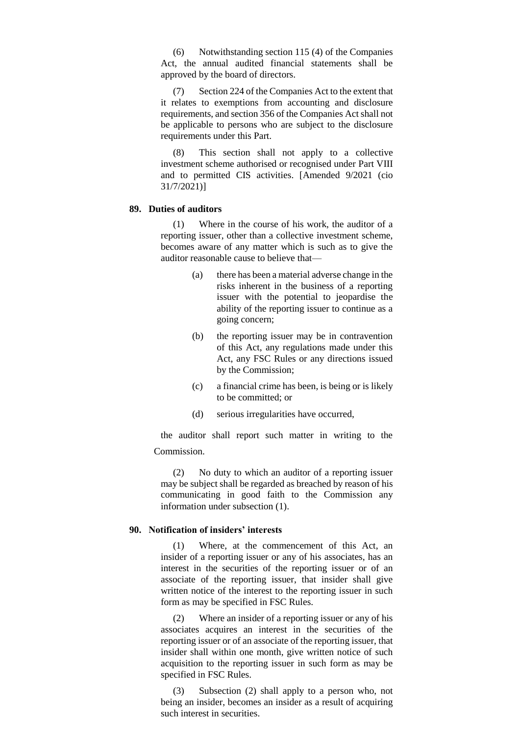(6) Notwithstanding section 115 (4) of the Companies Act, the annual audited financial statements shall be approved by the board of directors.

(7) Section 224 of the Companies Act to the extent that it relates to exemptions from accounting and disclosure requirements, and section 356 of the Companies Act shall not be applicable to persons who are subject to the disclosure requirements under this Part.

(8) This section shall not apply to a collective investment scheme authorised or recognised under Part VIII and to permitted CIS activities. [Amended 9/2021 (cio 31/7/2021)]

**89. Duties of auditors**

(1) Where in the course of his work, the auditor of a reporting issuer, other than a collective investment scheme, becomes aware of any matter which is such as to give the auditor reasonable cause to believe that—

- (a) there has been a material adverse change in the risks inherent in the business of a reporting issuer with the potential to jeopardise the ability of the reporting issuer to continue as a going concern;
- (b) the reporting issuer may be in contravention of this Act, any regulations made under this Act, any FSC Rules or any directions issued by the Commission;
- (c) a financial crime has been, is being or is likely to be committed; or
- (d) serious irregularities have occurred,

the auditor shall report such matter in writing to the Commission.

(2) No duty to which an auditor of a reporting issuer may be subject shall be regarded as breached by reason of his communicating in good faith to the Commission any information under subsection (1).

**90. Notification of insiders' interests**

(1) Where, at the commencement of this Act, an insider of a reporting issuer or any of his associates, has an interest in the securities of the reporting issuer or of an associate of the reporting issuer, that insider shall give written notice of the interest to the reporting issuer in such form as may be specified in FSC Rules.

(2) Where an insider of a reporting issuer or any of his associates acquires an interest in the securities of the reporting issuer or of an associate of the reporting issuer, that insider shall within one month, give written notice of such acquisition to the reporting issuer in such form as may be specified in FSC Rules.

(3) Subsection (2) shall apply to a person who, not being an insider, becomes an insider as a result of acquiring such interest in securities.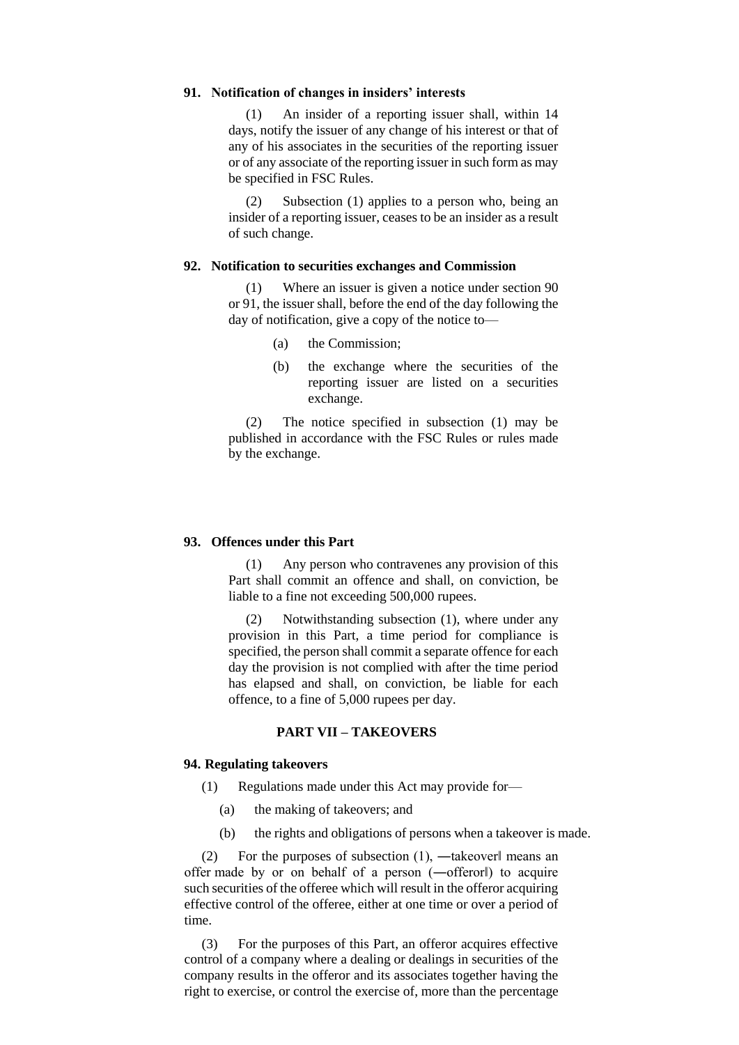**91. Notification of changes in insiders' interests**

(1) An insider of a reporting issuer shall, within 14 days, notify the issuer of any change of his interest or that of any of his associates in the securities of the reporting issuer or of any associate of the reporting issuer in such form as may be specified in FSC Rules.

(2) Subsection (1) applies to a person who, being an insider of a reporting issuer, ceases to be an insider as a result of such change.

**92. Notification to securities exchanges and Commission**

(1) Where an issuer is given a notice under section 90 or 91, the issuer shall, before the end of the day following the day of notification, give a copy of the notice to—

(a) the Commission;

(b) the exchange where the securities of the reporting issuer are listed on a securities exchange.

(2) The notice specified in subsection (1) may be published in accordance with the FSC Rules or rules made by the exchange.

**93. Offences under this Part**

(1) Any person who contravenes any provision of this Part shall commit an offence and shall, on conviction, be liable to a fine not exceeding 500,000 rupees.

(2) Notwithstanding subsection (1), where under any provision in this Part, a time period for compliance is specified, the person shall commit a separate offence for each day the provision is not complied with after the time period has elapsed and shall, on conviction, be liable for each offence, to a fine of 5,000 rupees per day.

## PART VII – TAKEOVERS

**94. Regulating takeovers**

(1) Regulations made under this Act may provide for—

(a) the making of takeovers; and

(b) the rights and obligations of persons when a takeover is made.

(2) For the purposes of subsection (1), ―takeover‖ means an offer made by or on behalf of a person (―offeror‖) to acquire such securities of the offeree which will result in the offeror acquiring effective control of the offeree, either at one time or over a period of time.

(3) For the purposes of this Part, an offeror acquires effective control of a company where a dealing or dealings in securities of the company results in the offeror and its associates together having the right to exercise, or control the exercise of, more than the percentage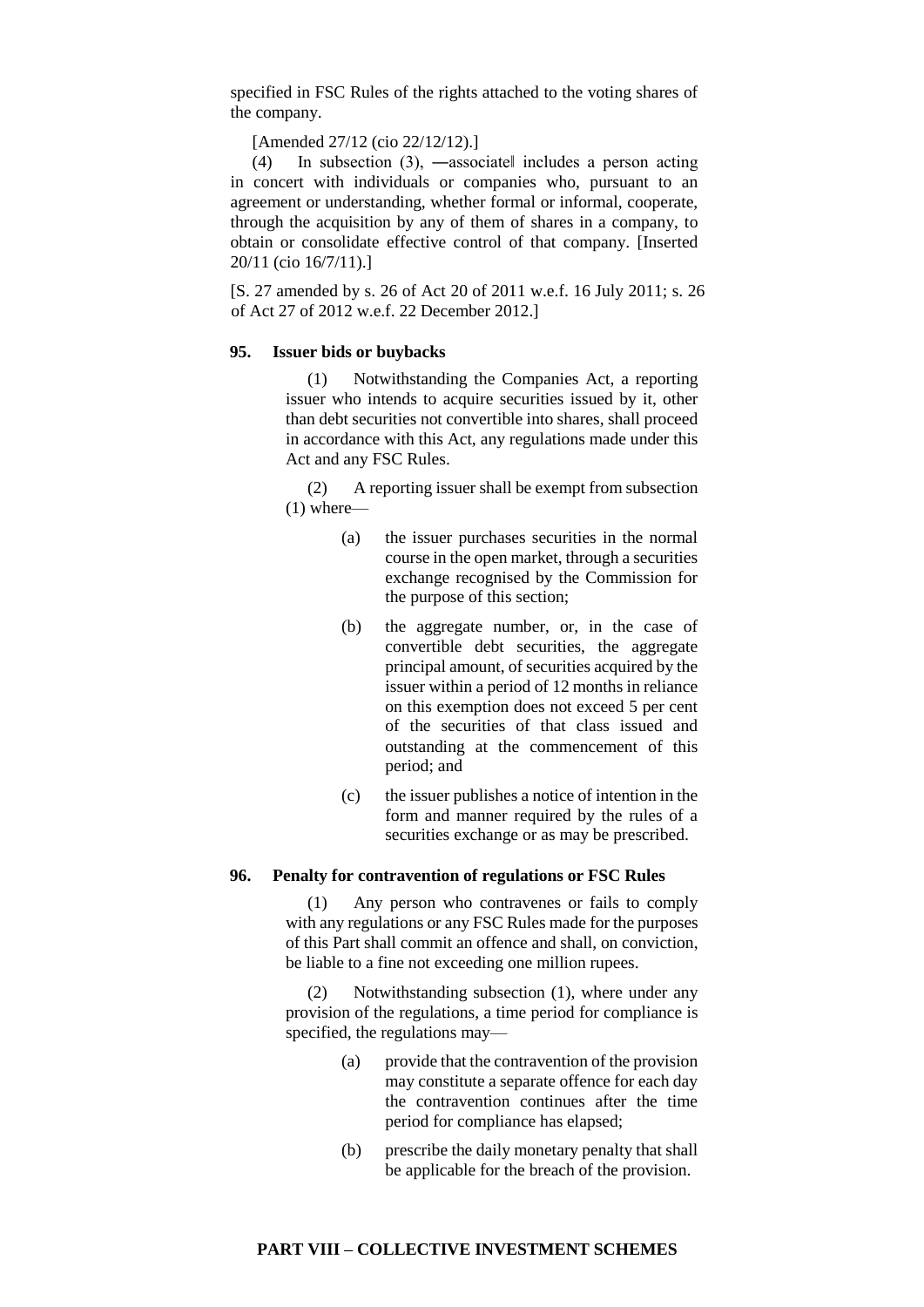specified in FSC Rules of the rights attached to the voting shares of the company.

[Amended 27/12 (cio 22/12/12).]

(4) In subsection (3), ―associate‖ includes a person acting in concert with individuals or companies who, pursuant to an agreement or understanding, whether formal or informal, cooperate, through the acquisition by any of them of shares in a company, to obtain or consolidate effective control of that company. [Inserted 20/11 (cio 16/7/11).]

[S. 27 amended by s. 26 of Act 20 of 2011 w.e.f. 16 July 2011; s. 26 of Act 27 of 2012 w.e.f. 22 December 2012.]

**95. Issuer bids or buybacks**

(1) Notwithstanding the Companies Act, a reporting issuer who intends to acquire securities issued by it, other than debt securities not convertible into shares, shall proceed in accordance with this Act, any regulations made under this Act and any FSC Rules.

(2) A reporting issuer shall be exempt from subsection (1) where—

(a) the issuer purchases securities in the normal course in the open market, through a securities exchange recognised by the Commission for the purpose of this section;

(b) the aggregate number, or, in the case of convertible debt securities, the aggregate principal amount, of securities acquired by the issuer within a period of 12 months in reliance on this exemption does not exceed 5 per cent of the securities of that class issued and outstanding at the commencement of this period; and

(c) the issuer publishes a notice of intention in the form and manner required by the rules of a securities exchange or as may be prescribed.

**96. Penalty for contravention of regulations or FSC Rules**

(1) Any person who contravenes or fails to comply with any regulations or any FSC Rules made for the purposes of this Part shall commit an offence and shall, on conviction, be liable to a fine not exceeding one million rupees.

(2) Notwithstanding subsection (1), where under any provision of the regulations, a time period for compliance is specified, the regulations may—

(a) provide that the contravention of the provision may constitute a separate offence for each day the contravention continues after the time period for compliance has elapsed;

(b) prescribe the daily monetary penalty that shall be applicable for the breach of the provision.

## PART VIII – COLLECTIVE INVESTMENT SCHEMES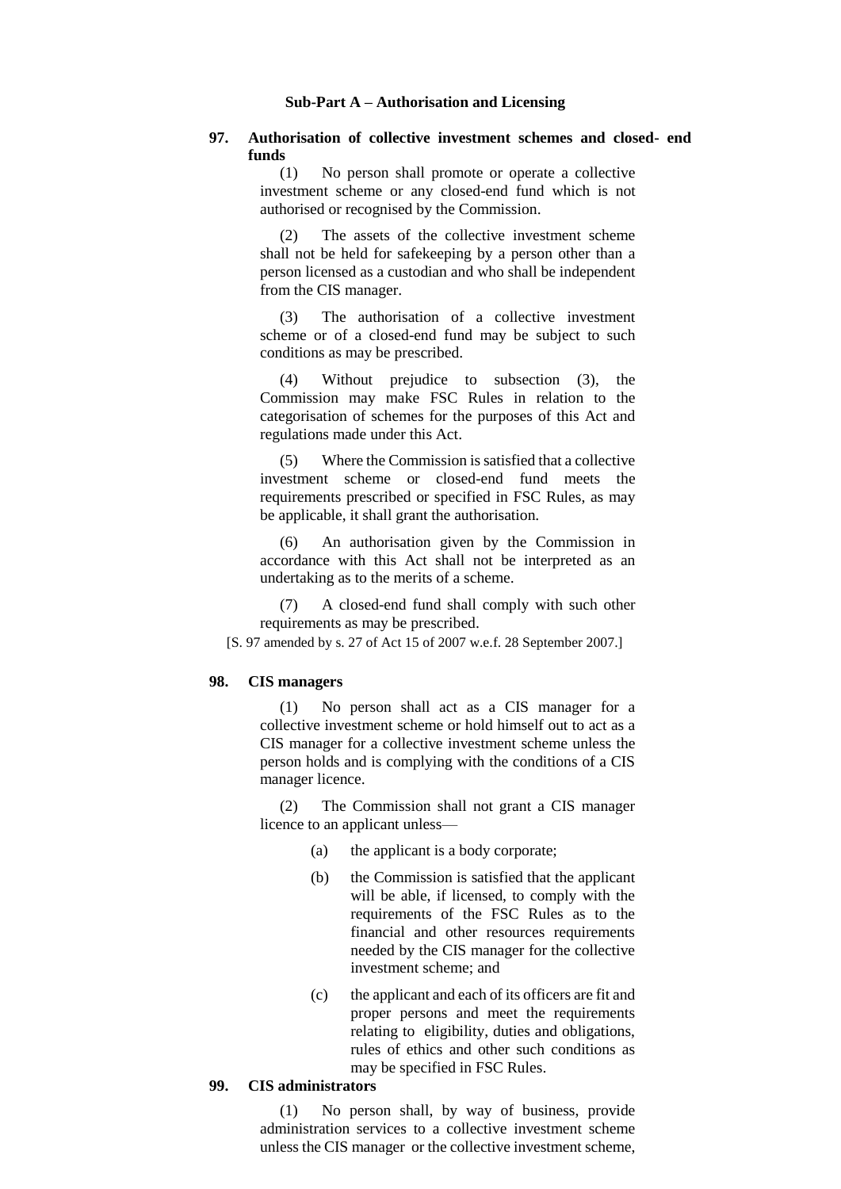### Sub-Part A – Authorisation and Licensing

**97. Authorisation of collective investment schemes and closed- end funds**

(1) No person shall promote or operate a collective investment scheme or any closed-end fund which is not authorised or recognised by the Commission.

(2) The assets of the collective investment scheme shall not be held for safekeeping by a person other than a person licensed as a custodian and who shall be independent from the CIS manager.

(3) The authorisation of a collective investment scheme or of a closed-end fund may be subject to such conditions as may be prescribed.

(4) Without prejudice to subsection (3), the Commission may make FSC Rules in relation to the categorisation of schemes for the purposes of this Act and regulations made under this Act.

(5) Where the Commission is satisfied that a collective investment scheme or closed-end fund meets the requirements prescribed or specified in FSC Rules, as may be applicable, it shall grant the authorisation.

(6) An authorisation given by the Commission in accordance with this Act shall not be interpreted as an undertaking as to the merits of a scheme.

(7) A closed-end fund shall comply with such other requirements as may be prescribed.

[S. 97 amended by s. 27 of Act 15 of 2007 w.e.f. 28 September 2007.]

**98. CIS managers**

(1) No person shall act as a CIS manager for a collective investment scheme or hold himself out to act as a CIS manager for a collective investment scheme unless the person holds and is complying with the conditions of a CIS manager licence.

(2) The Commission shall not grant a CIS manager licence to an applicant unless—

(a) the applicant is a body corporate;

(b) the Commission is satisfied that the applicant will be able, if licensed, to comply with the requirements of the FSC Rules as to the financial and other resources requirements needed by the CIS manager for the collective investment scheme; and

(c) the applicant and each of its officers are fit and proper persons and meet the requirements relating to eligibility, duties and obligations, rules of ethics and other such conditions as may be specified in FSC Rules.

**99. CIS administrators**

(1) No person shall, by way of business, provide administration services to a collective investment scheme unless the CIS manager or the collective investment scheme,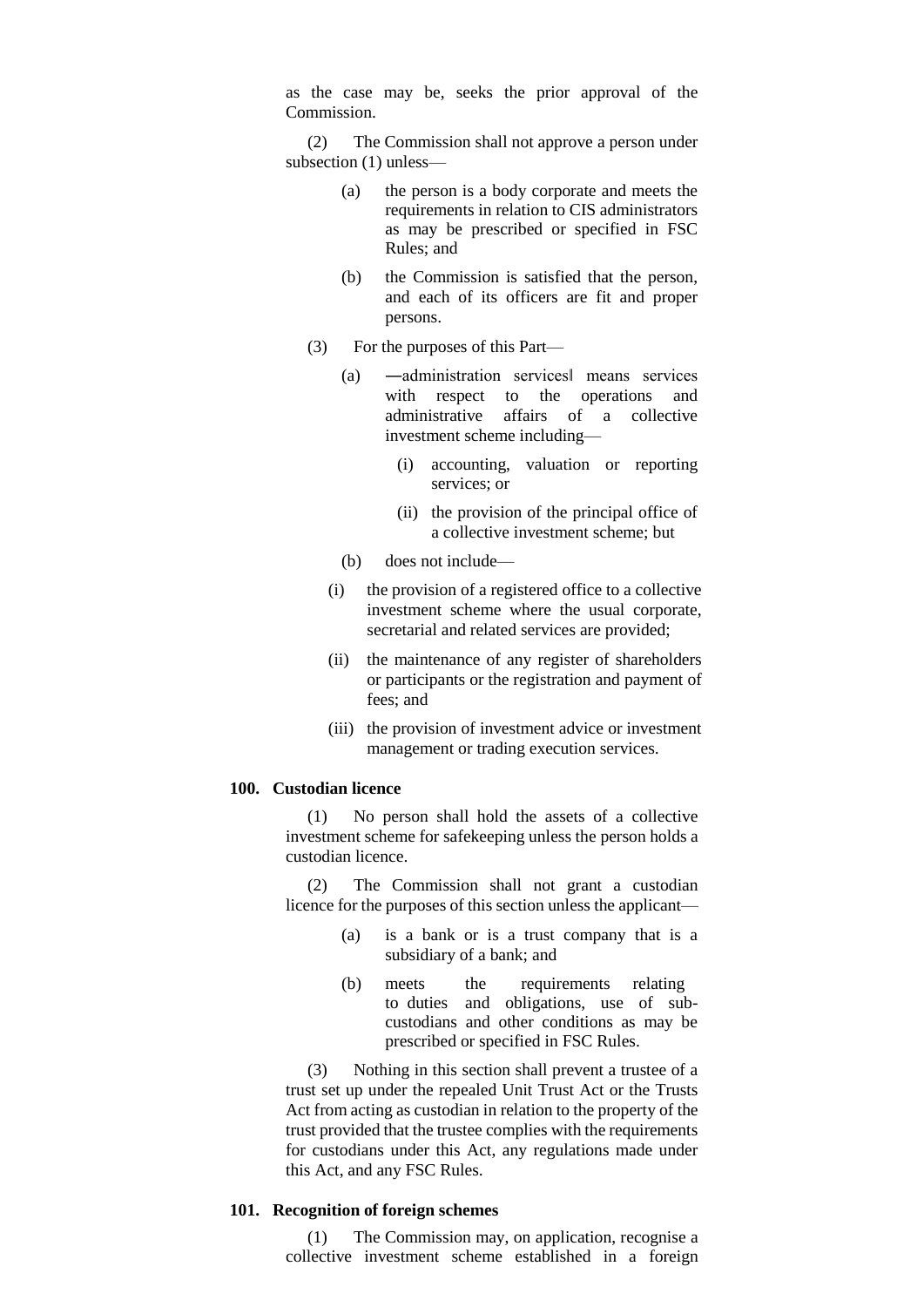as the case may be, seeks the prior approval of the Commission.

(2) The Commission shall not approve a person under subsection (1) unless—

(a) the person is a body corporate and meets the requirements in relation to CIS administrators as may be prescribed or specified in FSC Rules; and

(b) the Commission is satisfied that the person, and each of its officers are fit and proper persons.

(3) For the purposes of this Part—

(a) ―administration services‖ means services with respect to the operations and administrative affairs of a collective investment scheme including—

(i) accounting, valuation or reporting services; or

(ii) the provision of the principal office of a collective investment scheme; but

(b) does not include—

(i) the provision of a registered office to a collective investment scheme where the usual corporate, secretarial and related services are provided;

(ii) the maintenance of any register of shareholders or participants or the registration and payment of fees; and

(iii) the provision of investment advice or investment management or trading execution services.

**100. Custodian licence**

(1) No person shall hold the assets of a collective investment scheme for safekeeping unless the person holds a custodian licence.

(2) The Commission shall not grant a custodian licence for the purposes of this section unless the applicant—

(a) is a bank or is a trust company that is a subsidiary of a bank; and

(b) meets the requirements relating to duties and obligations, use of sub-custodians and other conditions as may be prescribed or specified in FSC Rules.

(3) Nothing in this section shall prevent a trustee of a trust set up under the repealed Unit Trust Act or the Trusts Act from acting as custodian in relation to the property of the trust provided that the trustee complies with the requirements for custodians under this Act, any regulations made under this Act, and any FSC Rules.

**101. Recognition of foreign schemes**

(1) The Commission may, on application, recognise a collective investment scheme established in a foreign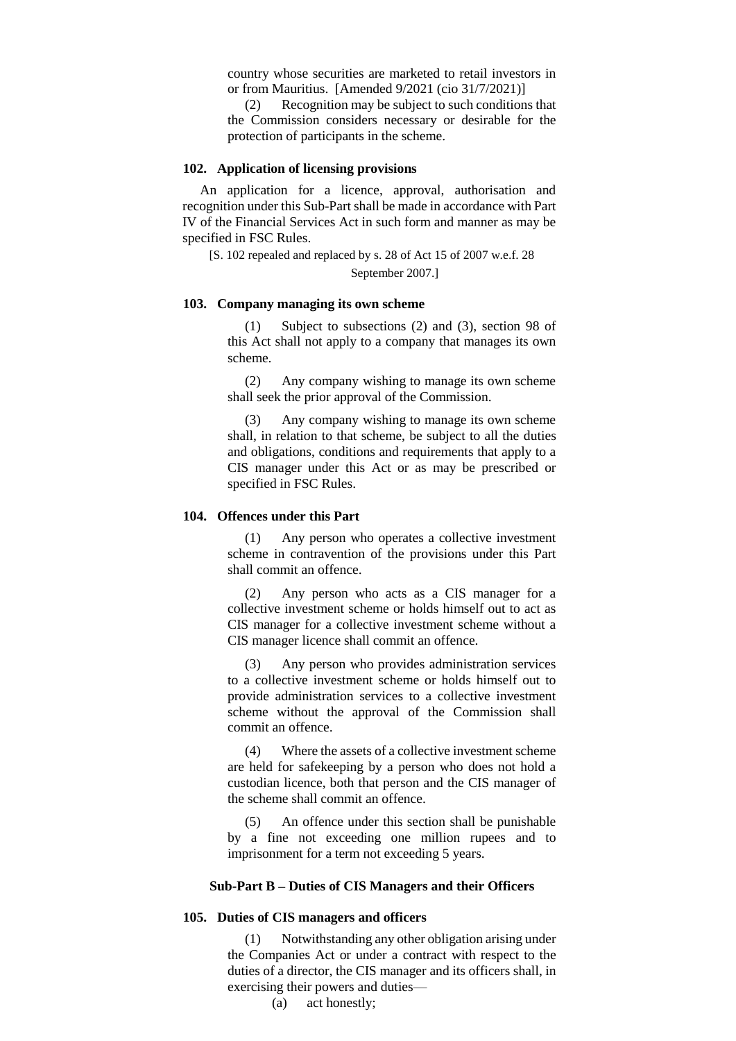country whose securities are marketed to retail investors in or from Mauritius. [Amended 9/2021 (cio 31/7/2021)]

(2) Recognition may be subject to such conditions that the Commission considers necessary or desirable for the protection of participants in the scheme.

**102. Application of licensing provisions**

An application for a licence, approval, authorisation and recognition under this Sub-Part shall be made in accordance with Part IV of the Financial Services Act in such form and manner as may be specified in FSC Rules.

[S. 102 repealed and replaced by s. 28 of Act 15 of 2007 w.e.f. 28 September 2007.]

**103. Company managing its own scheme**

(1) Subject to subsections (2) and (3), section 98 of this Act shall not apply to a company that manages its own scheme.

(2) Any company wishing to manage its own scheme shall seek the prior approval of the Commission.

(3) Any company wishing to manage its own scheme shall, in relation to that scheme, be subject to all the duties and obligations, conditions and requirements that apply to a CIS manager under this Act or as may be prescribed or specified in FSC Rules.

**104. Offences under this Part**

(1) Any person who operates a collective investment scheme in contravention of the provisions under this Part shall commit an offence.

(2) Any person who acts as a CIS manager for a collective investment scheme or holds himself out to act as CIS manager for a collective investment scheme without a CIS manager licence shall commit an offence.

(3) Any person who provides administration services to a collective investment scheme or holds himself out to provide administration services to a collective investment scheme without the approval of the Commission shall commit an offence.

(4) Where the assets of a collective investment scheme are held for safekeeping by a person who does not hold a custodian licence, both that person and the CIS manager of the scheme shall commit an offence.

(5) An offence under this section shall be punishable by a fine not exceeding one million rupees and to imprisonment for a term not exceeding 5 years.

**Sub-Part B – Duties of CIS Managers and their Officers**

**105. Duties of CIS managers and officers**

(1) Notwithstanding any other obligation arising under the Companies Act or under a contract with respect to the duties of a director, the CIS manager and its officers shall, in exercising their powers and duties—

(a) act honestly;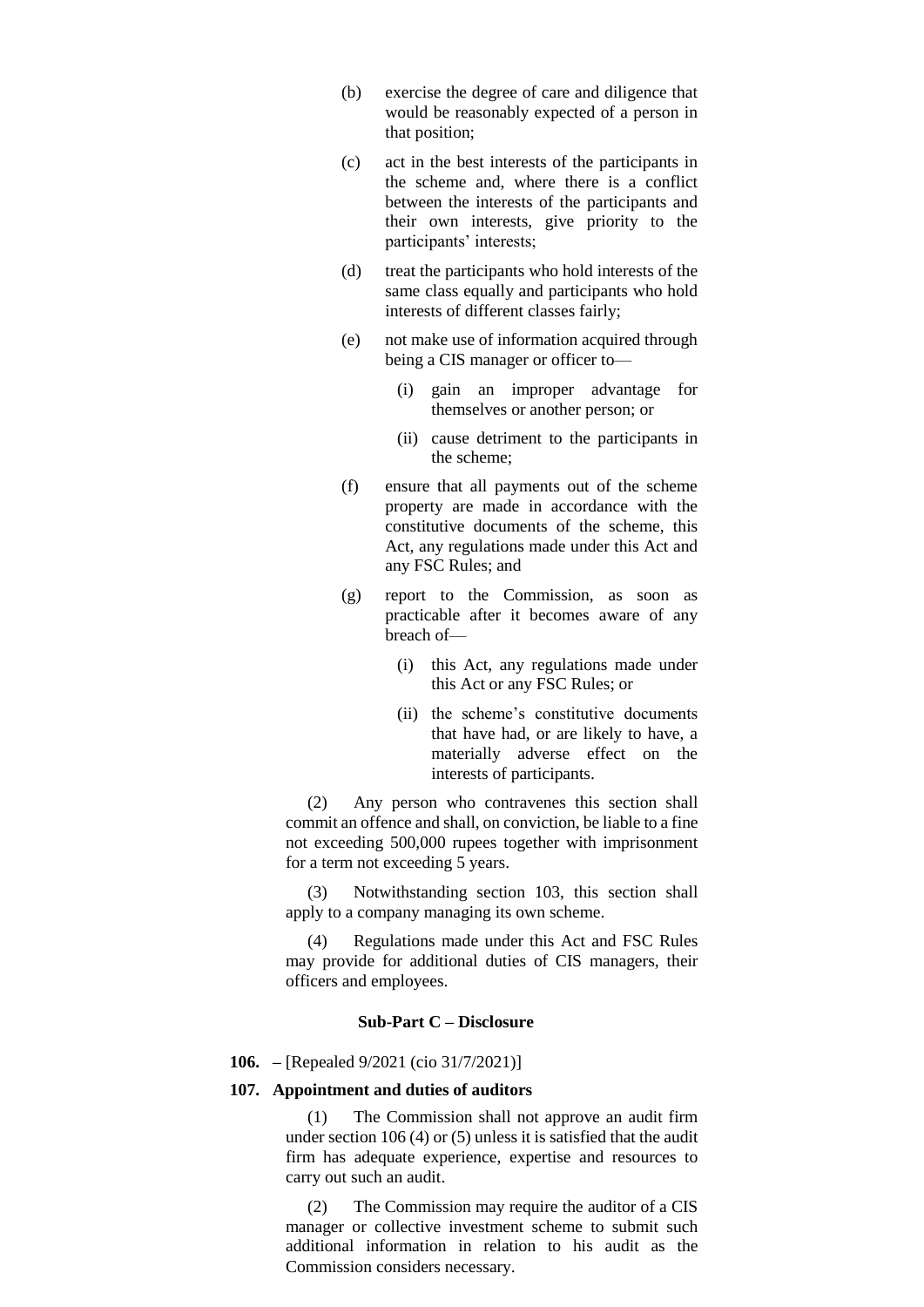(b) exercise the degree of care and diligence that would be reasonably expected of a person in that position;

(c) act in the best interests of the participants in the scheme and, where there is a conflict between the interests of the participants and their own interests, give priority to the participants' interests;

(d) treat the participants who hold interests of the same class equally and participants who hold interests of different classes fairly;

(e) not make use of information acquired through being a CIS manager or officer to—

  (i) gain an improper advantage for themselves or another person; or

  (ii) cause detriment to the participants in the scheme;

(f) ensure that all payments out of the scheme property are made in accordance with the constitutive documents of the scheme, this Act, any regulations made under this Act and any FSC Rules; and

(g) report to the Commission, as soon as practicable after it becomes aware of any breach of—

  (i) this Act, any regulations made under this Act or any FSC Rules; or

  (ii) the scheme's constitutive documents that have had, or are likely to have, a materially adverse effect on the interests of participants.

(2) Any person who contravenes this section shall commit an offence and shall, on conviction, be liable to a fine not exceeding 500,000 rupees together with imprisonment for a term not exceeding 5 years.

(3) Notwithstanding section 103, this section shall apply to a company managing its own scheme.

(4) Regulations made under this Act and FSC Rules may provide for additional duties of CIS managers, their officers and employees.

### Sub-Part C – Disclosure

**106. –** [Repealed 9/2021 (cio 31/7/2021)]

**107. Appointment and duties of auditors**

(1) The Commission shall not approve an audit firm under section 106 (4) or (5) unless it is satisfied that the audit firm has adequate experience, expertise and resources to carry out such an audit.

(2) The Commission may require the auditor of a CIS manager or collective investment scheme to submit such additional information in relation to his audit as the Commission considers necessary.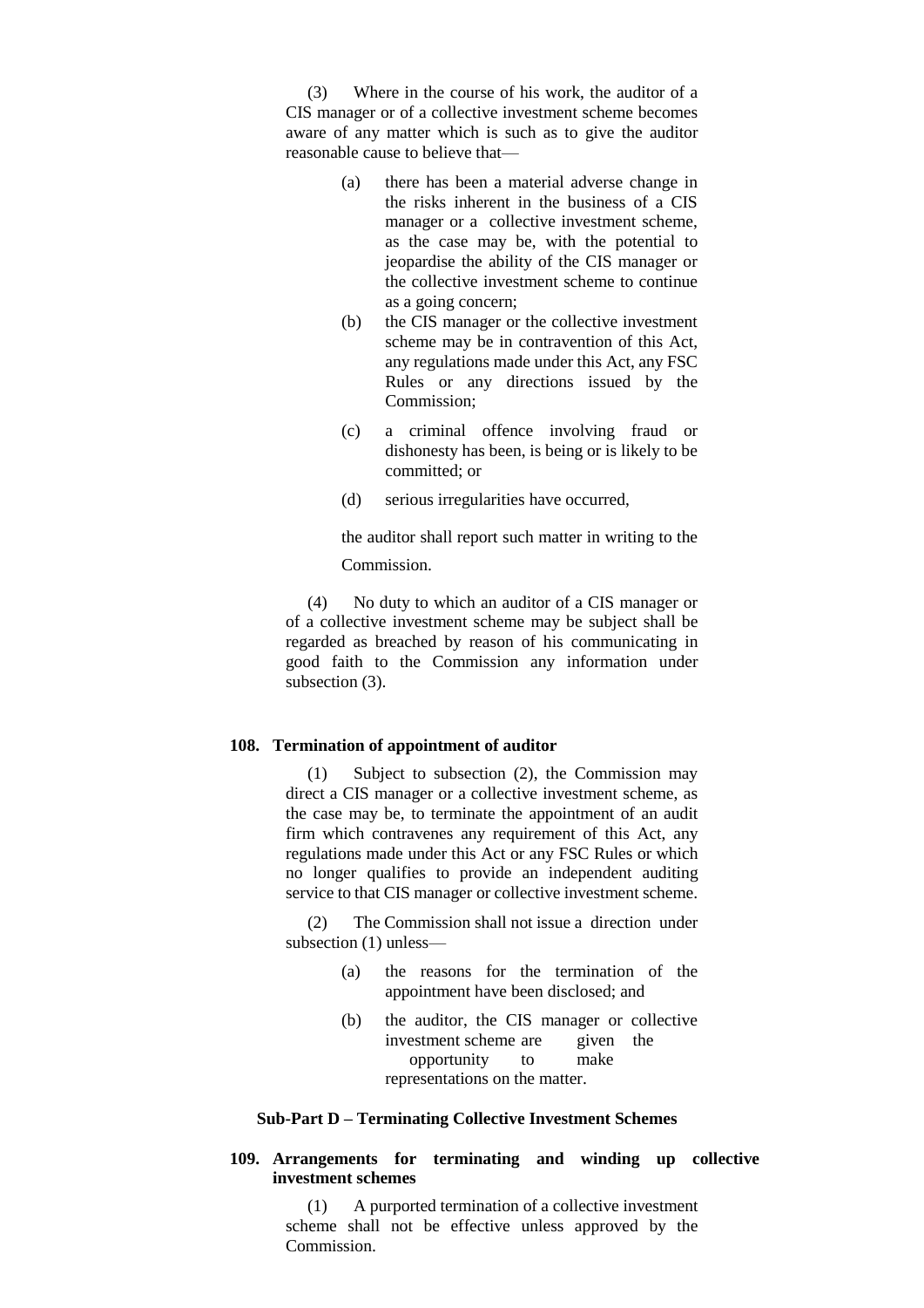(3) Where in the course of his work, the auditor of a CIS manager or of a collective investment scheme becomes aware of any matter which is such as to give the auditor reasonable cause to believe that—

(a) there has been a material adverse change in the risks inherent in the business of a CIS manager or a collective investment scheme, as the case may be, with the potential to jeopardise the ability of the CIS manager or the collective investment scheme to continue as a going concern;

(b) the CIS manager or the collective investment scheme may be in contravention of this Act, any regulations made under this Act, any FSC Rules or any directions issued by the Commission;

(c) a criminal offence involving fraud or dishonesty has been, is being or is likely to be committed; or

(d) serious irregularities have occurred,

the auditor shall report such matter in writing to the Commission.

(4) No duty to which an auditor of a CIS manager or of a collective investment scheme may be subject shall be regarded as breached by reason of his communicating in good faith to the Commission any information under subsection (3).

### 108. Termination of appointment of auditor

(1) Subject to subsection (2), the Commission may direct a CIS manager or a collective investment scheme, as the case may be, to terminate the appointment of an audit firm which contravenes any requirement of this Act, any regulations made under this Act or any FSC Rules or which no longer qualifies to provide an independent auditing service to that CIS manager or collective investment scheme.

(2) The Commission shall not issue a direction under subsection (1) unless—

(a) the reasons for the termination of the appointment have been disclosed; and

(b) the auditor, the CIS manager or collective investment scheme are given the opportunity to make representations on the matter.

## Sub-Part D – Terminating Collective Investment Schemes

### 109. Arrangements for terminating and winding up collective investment schemes

(1) A purported termination of a collective investment scheme shall not be effective unless approved by the Commission.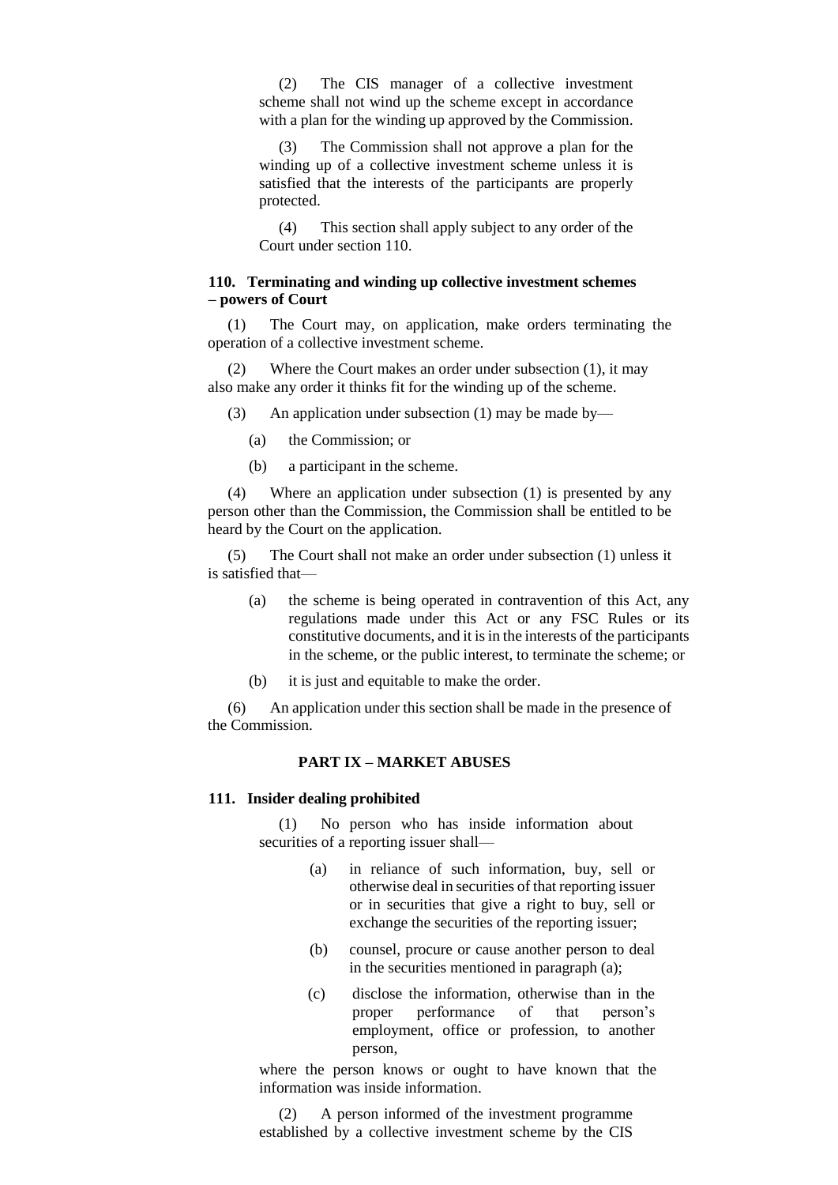(2) The CIS manager of a collective investment scheme shall not wind up the scheme except in accordance with a plan for the winding up approved by the Commission.

(3) The Commission shall not approve a plan for the winding up of a collective investment scheme unless it is satisfied that the interests of the participants are properly protected.

(4) This section shall apply subject to any order of the Court under section 110.

### 110. Terminating and winding up collective investment schemes – powers of Court

(1) The Court may, on application, make orders terminating the operation of a collective investment scheme.

(2) Where the Court makes an order under subsection (1), it may also make any order it thinks fit for the winding up of the scheme.

(3) An application under subsection (1) may be made by—

(a) the Commission; or

(b) a participant in the scheme.

(4) Where an application under subsection (1) is presented by any person other than the Commission, the Commission shall be entitled to be heard by the Court on the application.

(5) The Court shall not make an order under subsection (1) unless it is satisfied that—

(a) the scheme is being operated in contravention of this Act, any regulations made under this Act or any FSC Rules or its constitutive documents, and it is in the interests of the participants in the scheme, or the public interest, to terminate the scheme; or

(b) it is just and equitable to make the order.

(6) An application under this section shall be made in the presence of the Commission.

## PART IX – MARKET ABUSES

### 111. Insider dealing prohibited

(1) No person who has inside information about securities of a reporting issuer shall—

(a) in reliance of such information, buy, sell or otherwise deal in securities of that reporting issuer or in securities that give a right to buy, sell or exchange the securities of the reporting issuer;

(b) counsel, procure or cause another person to deal in the securities mentioned in paragraph (a);

(c) disclose the information, otherwise than in the proper performance of that person's employment, office or profession, to another person,

where the person knows or ought to have known that the information was inside information.

(2) A person informed of the investment programme established by a collective investment scheme by the CIS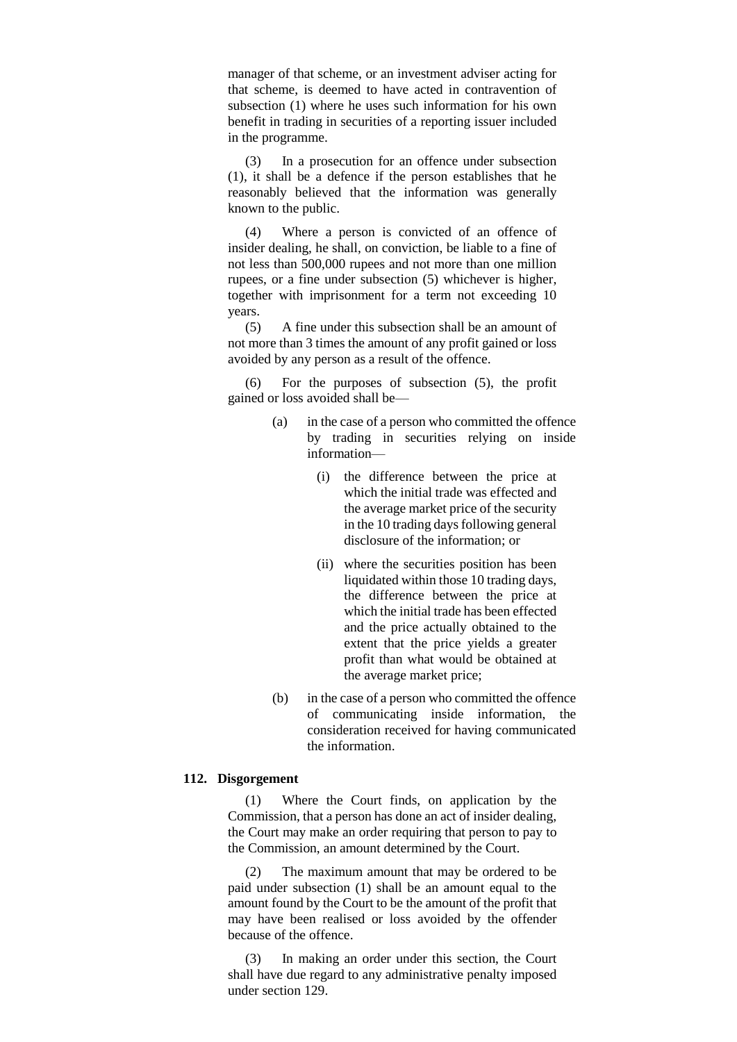manager of that scheme, or an investment adviser acting for that scheme, is deemed to have acted in contravention of subsection (1) where he uses such information for his own benefit in trading in securities of a reporting issuer included in the programme.

(3) In a prosecution for an offence under subsection (1), it shall be a defence if the person establishes that he reasonably believed that the information was generally known to the public.

(4) Where a person is convicted of an offence of insider dealing, he shall, on conviction, be liable to a fine of not less than 500,000 rupees and not more than one million rupees, or a fine under subsection (5) whichever is higher, together with imprisonment for a term not exceeding 10 years.

(5) A fine under this subsection shall be an amount of not more than 3 times the amount of any profit gained or loss avoided by any person as a result of the offence.

(6) For the purposes of subsection (5), the profit gained or loss avoided shall be—

- (a) in the case of a person who committed the offence by trading in securities relying on inside information—
  - (i) the difference between the price at which the initial trade was effected and the average market price of the security in the 10 trading days following general disclosure of the information; or
  - (ii) where the securities position has been liquidated within those 10 trading days, the difference between the price at which the initial trade has been effected and the price actually obtained to the extent that the price yields a greater profit than what would be obtained at the average market price;
- (b) in the case of a person who committed the offence of communicating inside information, the consideration received for having communicated the information.

**112. Disgorgement**

(1) Where the Court finds, on application by the Commission, that a person has done an act of insider dealing, the Court may make an order requiring that person to pay to the Commission, an amount determined by the Court.

(2) The maximum amount that may be ordered to be paid under subsection (1) shall be an amount equal to the amount found by the Court to be the amount of the profit that may have been realised or loss avoided by the offender because of the offence.

(3) In making an order under this section, the Court shall have due regard to any administrative penalty imposed under section 129.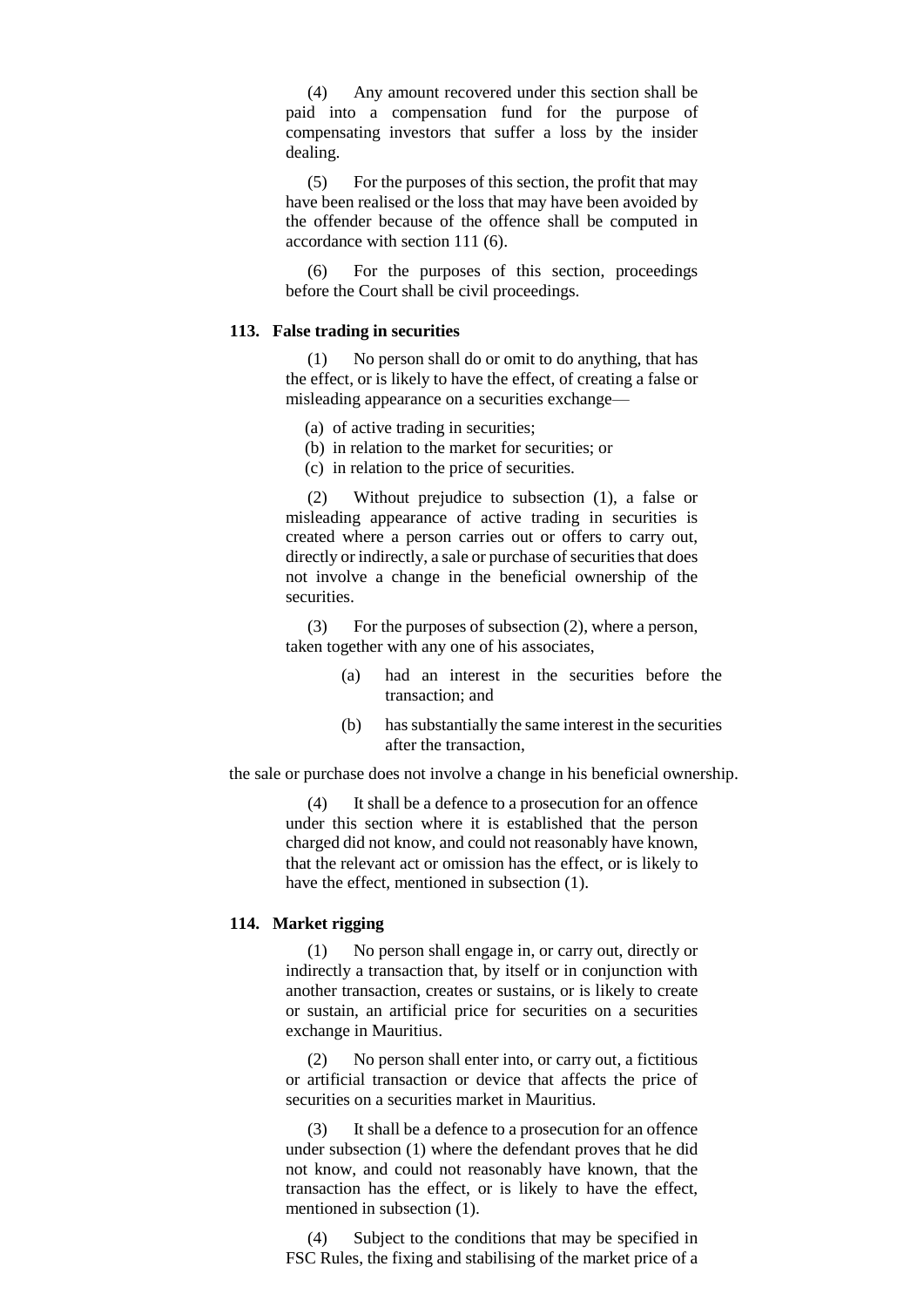(4) Any amount recovered under this section shall be paid into a compensation fund for the purpose of compensating investors that suffer a loss by the insider dealing.

(5) For the purposes of this section, the profit that may have been realised or the loss that may have been avoided by the offender because of the offence shall be computed in accordance with section 111 (6).

(6) For the purposes of this section, proceedings before the Court shall be civil proceedings.

**113. False trading in securities**

(1) No person shall do or omit to do anything, that has the effect, or is likely to have the effect, of creating a false or misleading appearance on a securities exchange—

(a) of active trading in securities;

(b) in relation to the market for securities; or

(c) in relation to the price of securities.

(2) Without prejudice to subsection (1), a false or misleading appearance of active trading in securities is created where a person carries out or offers to carry out, directly or indirectly, a sale or purchase of securities that does not involve a change in the beneficial ownership of the securities.

(3) For the purposes of subsection (2), where a person, taken together with any one of his associates,

(a) had an interest in the securities before the transaction; and

(b) has substantially the same interest in the securities after the transaction,

the sale or purchase does not involve a change in his beneficial ownership.

(4) It shall be a defence to a prosecution for an offence under this section where it is established that the person charged did not know, and could not reasonably have known, that the relevant act or omission has the effect, or is likely to have the effect, mentioned in subsection (1).

**114. Market rigging**

(1) No person shall engage in, or carry out, directly or indirectly a transaction that, by itself or in conjunction with another transaction, creates or sustains, or is likely to create or sustain, an artificial price for securities on a securities exchange in Mauritius.

(2) No person shall enter into, or carry out, a fictitious or artificial transaction or device that affects the price of securities on a securities market in Mauritius.

(3) It shall be a defence to a prosecution for an offence under subsection (1) where the defendant proves that he did not know, and could not reasonably have known, that the transaction has the effect, or is likely to have the effect, mentioned in subsection (1).

(4) Subject to the conditions that may be specified in FSC Rules, the fixing and stabilising of the market price of a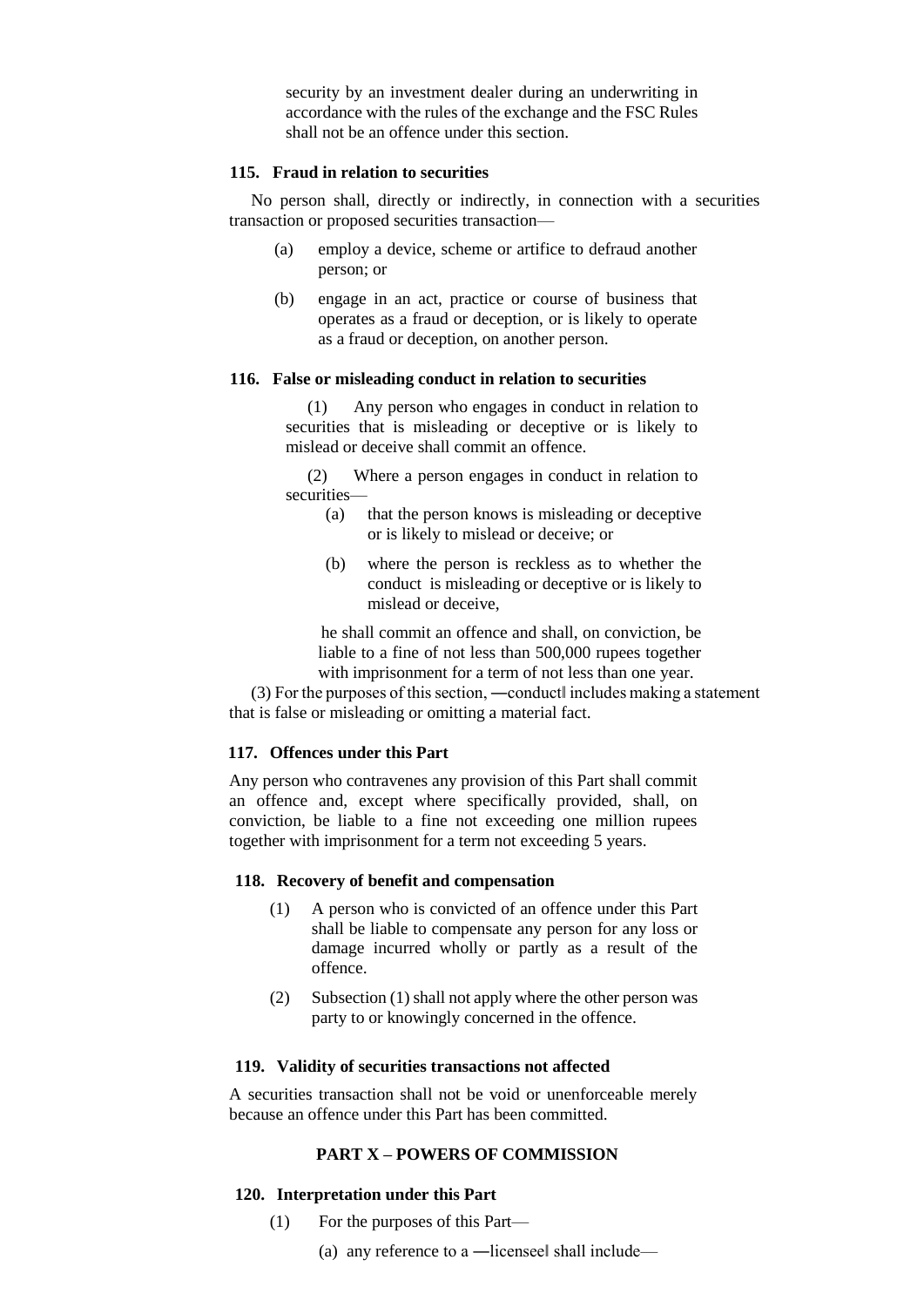security by an investment dealer during an underwriting in accordance with the rules of the exchange and the FSC Rules shall not be an offence under this section.

### 115. Fraud in relation to securities

No person shall, directly or indirectly, in connection with a securities transaction or proposed securities transaction—

(a) employ a device, scheme or artifice to defraud another person; or

(b) engage in an act, practice or course of business that operates as a fraud or deception, or is likely to operate as a fraud or deception, on another person.

### 116. False or misleading conduct in relation to securities

(1) Any person who engages in conduct in relation to securities that is misleading or deceptive or is likely to mislead or deceive shall commit an offence.

(2) Where a person engages in conduct in relation to securities—

(a) that the person knows is misleading or deceptive or is likely to mislead or deceive; or

(b) where the person is reckless as to whether the conduct is misleading or deceptive or is likely to mislead or deceive,

he shall commit an offence and shall, on conviction, be liable to a fine of not less than 500,000 rupees together with imprisonment for a term of not less than one year.

(3) For the purposes of this section, ―conduct‖ includes making a statement that is false or misleading or omitting a material fact.

### 117. Offences under this Part

Any person who contravenes any provision of this Part shall commit an offence and, except where specifically provided, shall, on conviction, be liable to a fine not exceeding one million rupees together with imprisonment for a term not exceeding 5 years.

### 118. Recovery of benefit and compensation

(1) A person who is convicted of an offence under this Part shall be liable to compensate any person for any loss or damage incurred wholly or partly as a result of the offence.

(2) Subsection (1) shall not apply where the other person was party to or knowingly concerned in the offence.

### 119. Validity of securities transactions not affected

A securities transaction shall not be void or unenforceable merely because an offence under this Part has been committed.

## PART X – POWERS OF COMMISSION

### 120. Interpretation under this Part

(1) For the purposes of this Part—

(a) any reference to a ―licensee‖ shall include—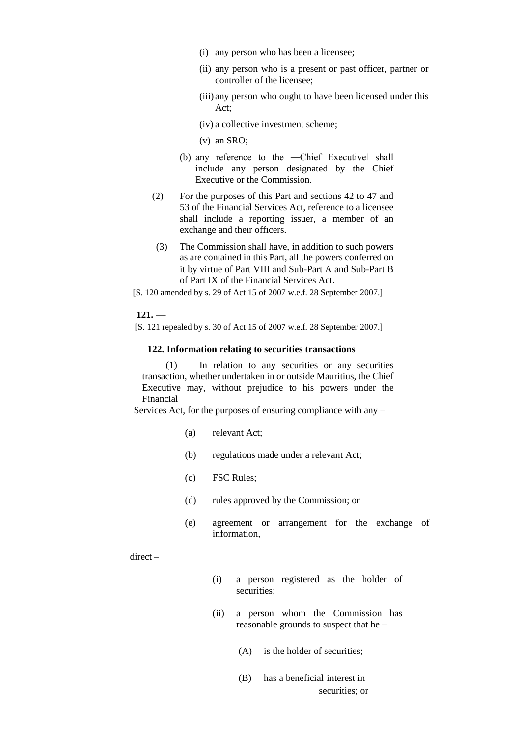(i) any person who has been a licensee;

(ii) any person who is a present or past officer, partner or controller of the licensee;

(iii) any person who ought to have been licensed under this Act;

(iv) a collective investment scheme;

(v) an SRO;

(b) any reference to the ―Chief Executive‖ shall include any person designated by the Chief Executive or the Commission.

(2) For the purposes of this Part and sections 42 to 47 and 53 of the Financial Services Act, reference to a licensee shall include a reporting issuer, a member of an exchange and their officers.

(3) The Commission shall have, in addition to such powers as are contained in this Part, all the powers conferred on it by virtue of Part VIII and Sub-Part A and Sub-Part B of Part IX of the Financial Services Act.

[S. 120 amended by s. 29 of Act 15 of 2007 w.e.f. 28 September 2007.]

**121.** —

[S. 121 repealed by s. 30 of Act 15 of 2007 w.e.f. 28 September 2007.]

**122. Information relating to securities transactions**

(1) In relation to any securities or any securities transaction, whether undertaken in or outside Mauritius, the Chief Executive may, without prejudice to his powers under the Financial Services Act, for the purposes of ensuring compliance with any –

(a) relevant Act;

(b) regulations made under a relevant Act;

(c) FSC Rules;

(d) rules approved by the Commission; or

(e) agreement or arrangement for the exchange of information,

direct –

(i) a person registered as the holder of securities;

(ii) a person whom the Commission has reasonable grounds to suspect that he –

(A) is the holder of securities;

(B) has a beneficial interest in securities; or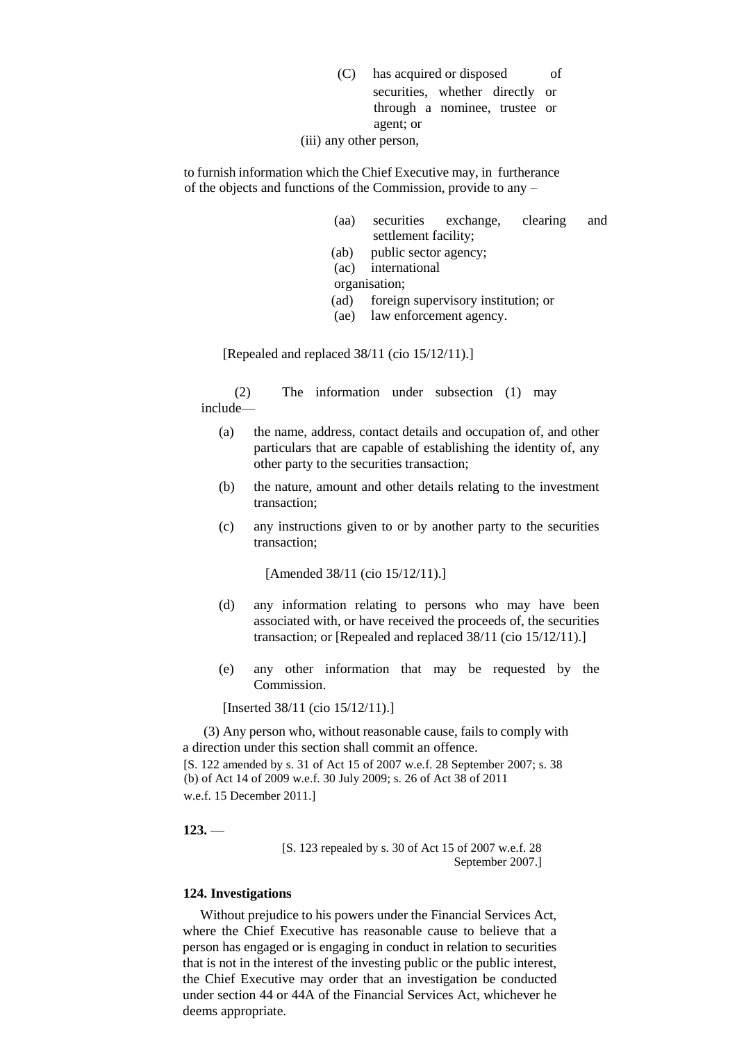(C) has acquired or disposed of securities, whether directly or through a nominee, trustee or agent; or

(iii) any other person,

to furnish information which the Chief Executive may, in furtherance of the objects and functions of the Commission, provide to any –

(aa) securities exchange, clearing and settlement facility;

(ab) public sector agency;

(ac) international organisation;

(ad) foreign supervisory institution; or

(ae) law enforcement agency.

[Repealed and replaced 38/11 (cio 15/12/11).]

(2) The information under subsection (1) may include—

(a) the name, address, contact details and occupation of, and other particulars that are capable of establishing the identity of, any other party to the securities transaction;

(b) the nature, amount and other details relating to the investment transaction;

(c) any instructions given to or by another party to the securities transaction;

[Amended 38/11 (cio 15/12/11).]

(d) any information relating to persons who may have been associated with, or have received the proceeds of, the securities transaction; or [Repealed and replaced 38/11 (cio 15/12/11).]

(e) any other information that may be requested by the Commission.

[Inserted 38/11 (cio 15/12/11).]

(3) Any person who, without reasonable cause, fails to comply with a direction under this section shall commit an offence.

[S. 122 amended by s. 31 of Act 15 of 2007 w.e.f. 28 September 2007; s. 38 (b) of Act 14 of 2009 w.e.f. 30 July 2009; s. 26 of Act 38 of 2011 w.e.f. 15 December 2011.]

**123.** —

[S. 123 repealed by s. 30 of Act 15 of 2007 w.e.f. 28 September 2007.]

**124. Investigations**

Without prejudice to his powers under the Financial Services Act, where the Chief Executive has reasonable cause to believe that a person has engaged or is engaging in conduct in relation to securities that is not in the interest of the investing public or the public interest, the Chief Executive may order that an investigation be conducted under section 44 or 44A of the Financial Services Act, whichever he deems appropriate.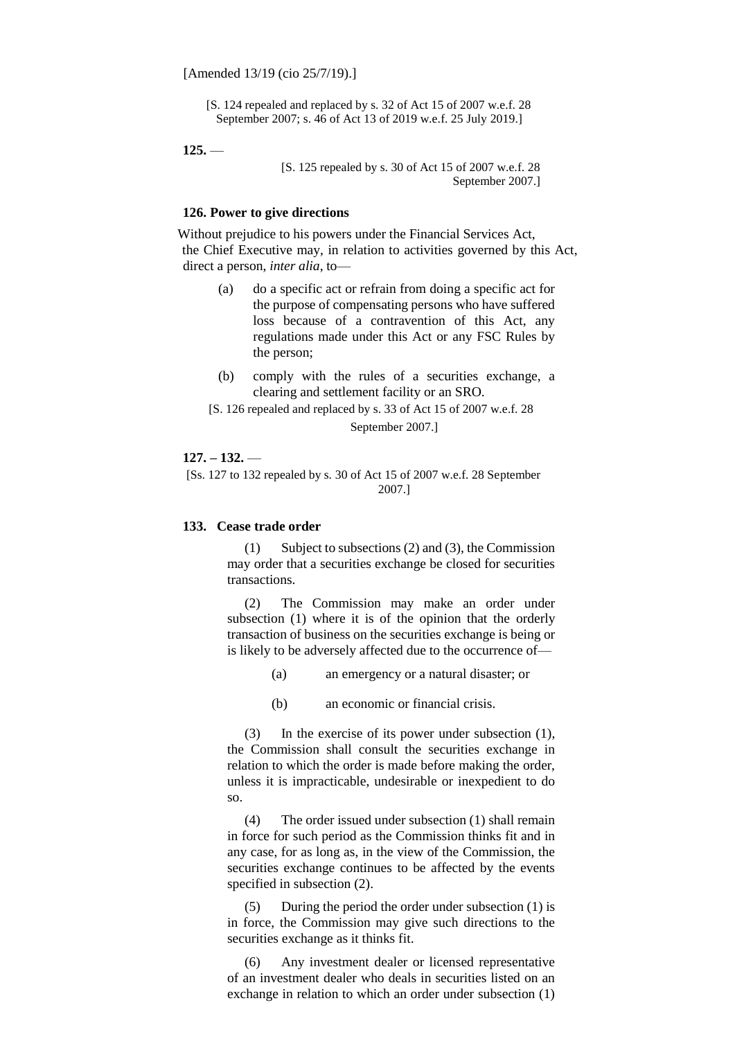[Amended 13/19 (cio 25/7/19).]

[S. 124 repealed and replaced by s. 32 of Act 15 of 2007 w.e.f. 28 September 2007; s. 46 of Act 13 of 2019 w.e.f. 25 July 2019.]

**125.** —

[S. 125 repealed by s. 30 of Act 15 of 2007 w.e.f. 28 September 2007.]

**126. Power to give directions**

Without prejudice to his powers under the Financial Services Act, the Chief Executive may, in relation to activities governed by this Act, direct a person, *inter alia*, to—

(a) do a specific act or refrain from doing a specific act for the purpose of compensating persons who have suffered loss because of a contravention of this Act, any regulations made under this Act or any FSC Rules by the person;

(b) comply with the rules of a securities exchange, a clearing and settlement facility or an SRO.

[S. 126 repealed and replaced by s. 33 of Act 15 of 2007 w.e.f. 28 September 2007.]

**127. – 132.** —

[Ss. 127 to 132 repealed by s. 30 of Act 15 of 2007 w.e.f. 28 September 2007.]

**133. Cease trade order**

(1) Subject to subsections (2) and (3), the Commission may order that a securities exchange be closed for securities transactions.

(2) The Commission may make an order under subsection (1) where it is of the opinion that the orderly transaction of business on the securities exchange is being or is likely to be adversely affected due to the occurrence of—

(a) an emergency or a natural disaster; or

(b) an economic or financial crisis.

(3) In the exercise of its power under subsection (1), the Commission shall consult the securities exchange in relation to which the order is made before making the order, unless it is impracticable, undesirable or inexpedient to do so.

(4) The order issued under subsection (1) shall remain in force for such period as the Commission thinks fit and in any case, for as long as, in the view of the Commission, the securities exchange continues to be affected by the events specified in subsection (2).

(5) During the period the order under subsection (1) is in force, the Commission may give such directions to the securities exchange as it thinks fit.

(6) Any investment dealer or licensed representative of an investment dealer who deals in securities listed on an exchange in relation to which an order under subsection (1)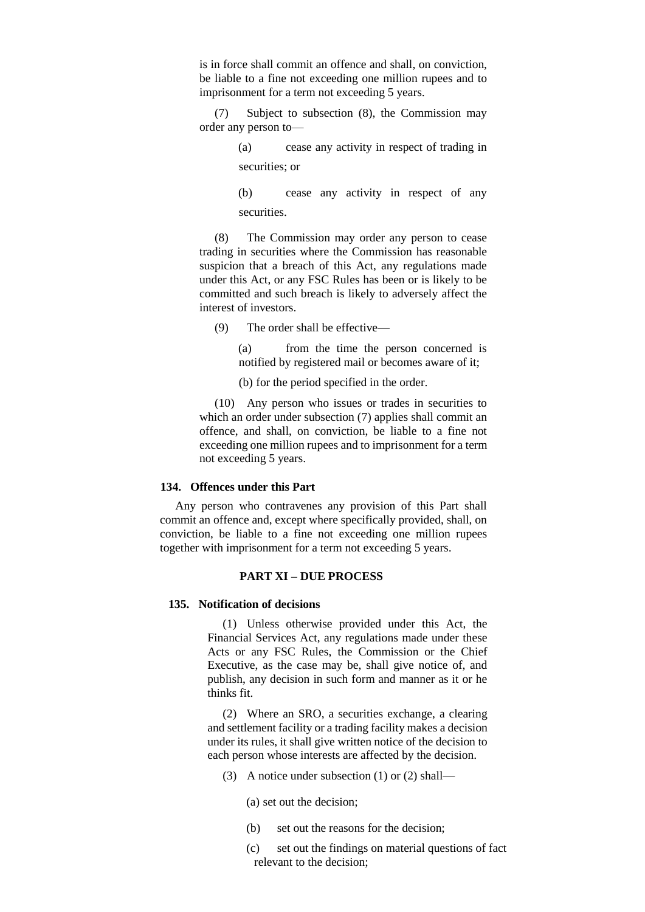is in force shall commit an offence and shall, on conviction, be liable to a fine not exceeding one million rupees and to imprisonment for a term not exceeding 5 years.

(7) Subject to subsection (8), the Commission may order any person to—

(a) cease any activity in respect of trading in securities; or

(b) cease any activity in respect of any securities.

(8) The Commission may order any person to cease trading in securities where the Commission has reasonable suspicion that a breach of this Act, any regulations made under this Act, or any FSC Rules has been or is likely to be committed and such breach is likely to adversely affect the interest of investors.

(9) The order shall be effective—

(a) from the time the person concerned is notified by registered mail or becomes aware of it;

(b) for the period specified in the order.

(10) Any person who issues or trades in securities to which an order under subsection (7) applies shall commit an offence, and shall, on conviction, be liable to a fine not exceeding one million rupees and to imprisonment for a term not exceeding 5 years.

**134. Offences under this Part**

Any person who contravenes any provision of this Part shall commit an offence and, except where specifically provided, shall, on conviction, be liable to a fine not exceeding one million rupees together with imprisonment for a term not exceeding 5 years.

## PART XI – DUE PROCESS

**135. Notification of decisions**

(1) Unless otherwise provided under this Act, the Financial Services Act, any regulations made under these Acts or any FSC Rules, the Commission or the Chief Executive, as the case may be, shall give notice of, and publish, any decision in such form and manner as it or he thinks fit.

(2) Where an SRO, a securities exchange, a clearing and settlement facility or a trading facility makes a decision under its rules, it shall give written notice of the decision to each person whose interests are affected by the decision.

(3) A notice under subsection (1) or (2) shall—

(a) set out the decision;

(b) set out the reasons for the decision;

(c) set out the findings on material questions of fact relevant to the decision;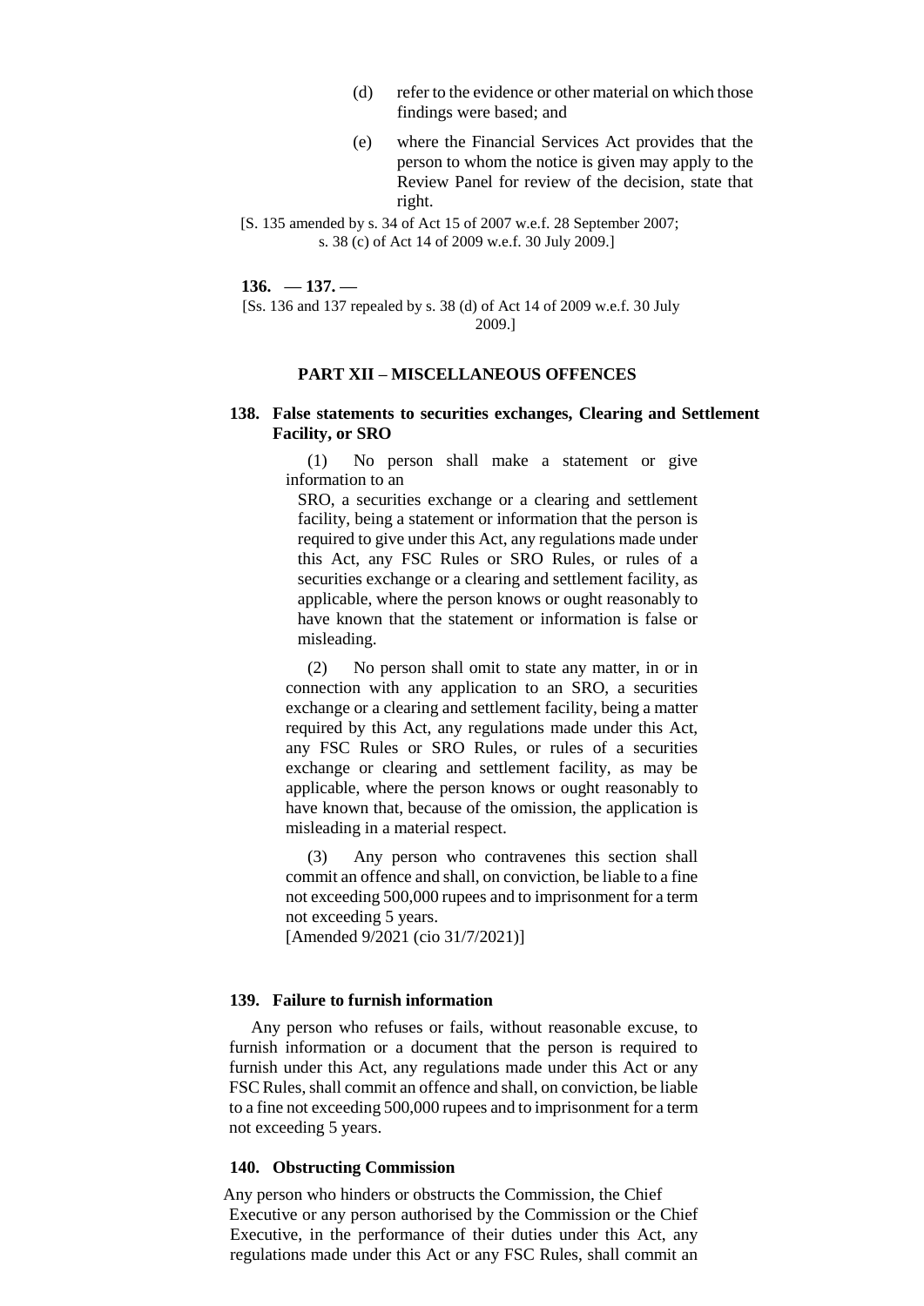(d) refer to the evidence or other material on which those findings were based; and

(e) where the Financial Services Act provides that the person to whom the notice is given may apply to the Review Panel for review of the decision, state that right.

[S. 135 amended by s. 34 of Act 15 of 2007 w.e.f. 28 September 2007; s. 38 (c) of Act 14 of 2009 w.e.f. 30 July 2009.]

**136. — 137. —**

[Ss. 136 and 137 repealed by s. 38 (d) of Act 14 of 2009 w.e.f. 30 July 2009.]

## PART XII – MISCELLANEOUS OFFENCES

### 138. False statements to securities exchanges, Clearing and Settlement Facility, or SRO

(1) No person shall make a statement or give information to an SRO, a securities exchange or a clearing and settlement facility, being a statement or information that the person is required to give under this Act, any regulations made under this Act, any FSC Rules or SRO Rules, or rules of a securities exchange or a clearing and settlement facility, as applicable, where the person knows or ought reasonably to have known that the statement or information is false or misleading.

(2) No person shall omit to state any matter, in or in connection with any application to an SRO, a securities exchange or a clearing and settlement facility, being a matter required by this Act, any regulations made under this Act, any FSC Rules or SRO Rules, or rules of a securities exchange or clearing and settlement facility, as may be applicable, where the person knows or ought reasonably to have known that, because of the omission, the application is misleading in a material respect.

(3) Any person who contravenes this section shall commit an offence and shall, on conviction, be liable to a fine not exceeding 500,000 rupees and to imprisonment for a term not exceeding 5 years.

[Amended 9/2021 (cio 31/7/2021)]

### 139. Failure to furnish information

Any person who refuses or fails, without reasonable excuse, to furnish information or a document that the person is required to furnish under this Act, any regulations made under this Act or any FSC Rules, shall commit an offence and shall, on conviction, be liable to a fine not exceeding 500,000 rupees and to imprisonment for a term not exceeding 5 years.

### 140. Obstructing Commission

Any person who hinders or obstructs the Commission, the Chief Executive or any person authorised by the Commission or the Chief Executive, in the performance of their duties under this Act, any regulations made under this Act or any FSC Rules, shall commit an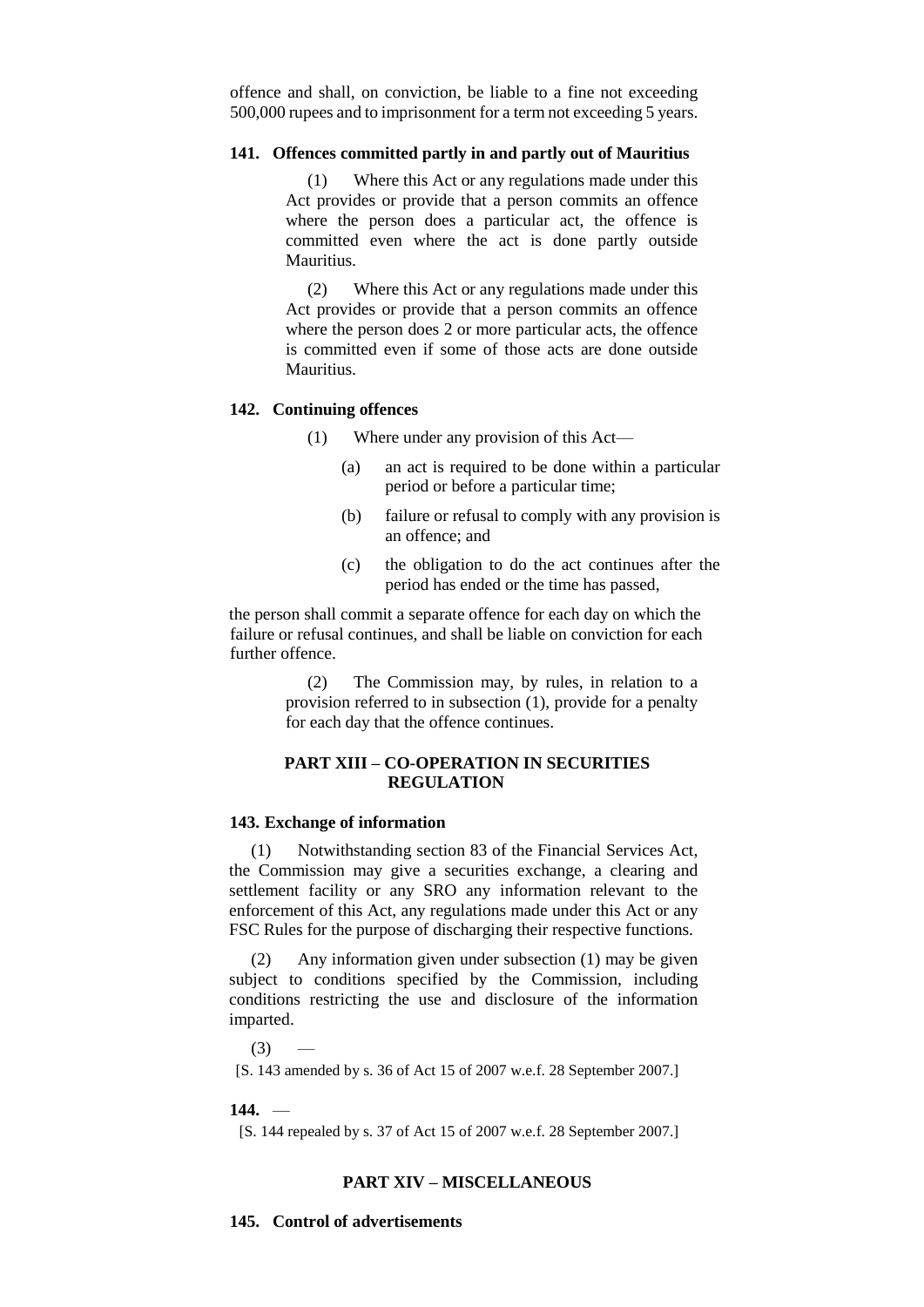offence and shall, on conviction, be liable to a fine not exceeding 500,000 rupees and to imprisonment for a term not exceeding 5 years.

### 141. Offences committed partly in and partly out of Mauritius

(1) Where this Act or any regulations made under this Act provides or provide that a person commits an offence where the person does a particular act, the offence is committed even where the act is done partly outside Mauritius.

(2) Where this Act or any regulations made under this Act provides or provide that a person commits an offence where the person does 2 or more particular acts, the offence is committed even if some of those acts are done outside Mauritius.

### 142. Continuing offences

(1) Where under any provision of this Act—

(a) an act is required to be done within a particular period or before a particular time;

(b) failure or refusal to comply with any provision is an offence; and

(c) the obligation to do the act continues after the period has ended or the time has passed,

the person shall commit a separate offence for each day on which the failure or refusal continues, and shall be liable on conviction for each further offence.

(2) The Commission may, by rules, in relation to a provision referred to in subsection (1), provide for a penalty for each day that the offence continues.

## PART XIII – CO-OPERATION IN SECURITIES REGULATION

### 143. Exchange of information

(1) Notwithstanding section 83 of the Financial Services Act, the Commission may give a securities exchange, a clearing and settlement facility or any SRO any information relevant to the enforcement of this Act, any regulations made under this Act or any FSC Rules for the purpose of discharging their respective functions.

(2) Any information given under subsection (1) may be given subject to conditions specified by the Commission, including conditions restricting the use and disclosure of the information imparted.

(3) —

[S. 143 amended by s. 36 of Act 15 of 2007 w.e.f. 28 September 2007.]

### 144. —

[S. 144 repealed by s. 37 of Act 15 of 2007 w.e.f. 28 September 2007.]

## PART XIV – MISCELLANEOUS

### 145. Control of advertisements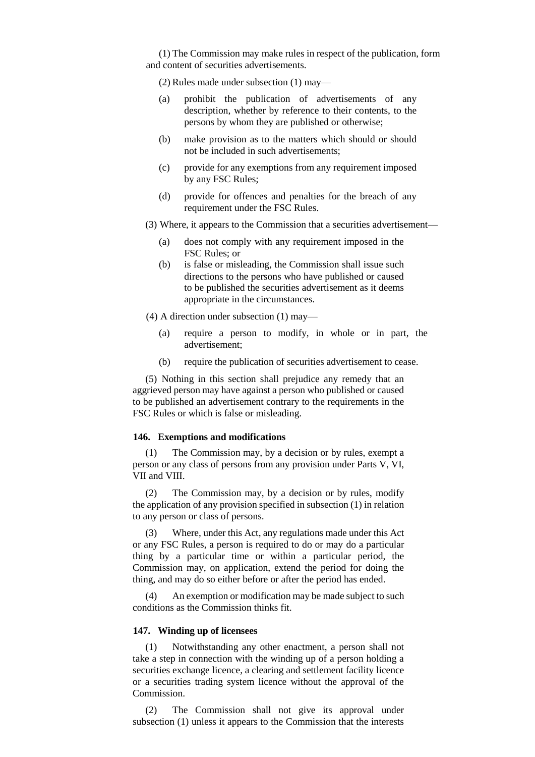(1) The Commission may make rules in respect of the publication, form and content of securities advertisements.

(2) Rules made under subsection (1) may—

(a) prohibit the publication of advertisements of any description, whether by reference to their contents, to the persons by whom they are published or otherwise;

(b) make provision as to the matters which should or should not be included in such advertisements;

(c) provide for any exemptions from any requirement imposed by any FSC Rules;

(d) provide for offences and penalties for the breach of any requirement under the FSC Rules.

(3) Where, it appears to the Commission that a securities advertisement—

(a) does not comply with any requirement imposed in the FSC Rules; or

(b) is false or misleading, the Commission shall issue such directions to the persons who have published or caused to be published the securities advertisement as it deems appropriate in the circumstances.

(4) A direction under subsection (1) may—

(a) require a person to modify, in whole or in part, the advertisement;

(b) require the publication of securities advertisement to cease.

(5) Nothing in this section shall prejudice any remedy that an aggrieved person may have against a person who published or caused to be published an advertisement contrary to the requirements in the FSC Rules or which is false or misleading.

**146. Exemptions and modifications**

(1) The Commission may, by a decision or by rules, exempt a person or any class of persons from any provision under Parts V, VI, VII and VIII.

(2) The Commission may, by a decision or by rules, modify the application of any provision specified in subsection (1) in relation to any person or class of persons.

(3) Where, under this Act, any regulations made under this Act or any FSC Rules, a person is required to do or may do a particular thing by a particular time or within a particular period, the Commission may, on application, extend the period for doing the thing, and may do so either before or after the period has ended.

(4) An exemption or modification may be made subject to such conditions as the Commission thinks fit.

**147. Winding up of licensees**

(1) Notwithstanding any other enactment, a person shall not take a step in connection with the winding up of a person holding a securities exchange licence, a clearing and settlement facility licence or a securities trading system licence without the approval of the Commission.

(2) The Commission shall not give its approval under subsection (1) unless it appears to the Commission that the interests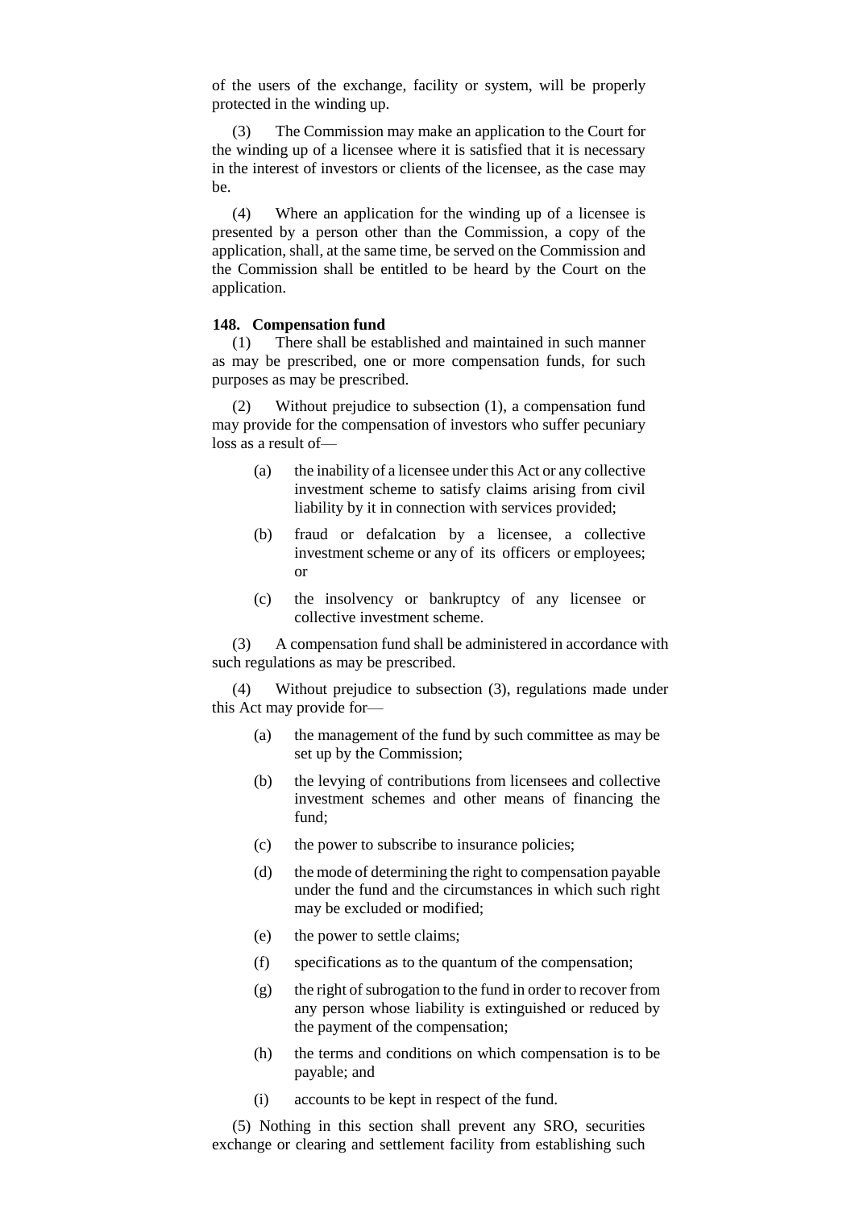of the users of the exchange, facility or system, will be properly protected in the winding up.

(3) The Commission may make an application to the Court for the winding up of a licensee where it is satisfied that it is necessary in the interest of investors or clients of the licensee, as the case may be.

(4) Where an application for the winding up of a licensee is presented by a person other than the Commission, a copy of the application, shall, at the same time, be served on the Commission and the Commission shall be entitled to be heard by the Court on the application.

**148. Compensation fund**

(1) There shall be established and maintained in such manner as may be prescribed, one or more compensation funds, for such purposes as may be prescribed.

(2) Without prejudice to subsection (1), a compensation fund may provide for the compensation of investors who suffer pecuniary loss as a result of—

- (a) the inability of a licensee under this Act or any collective investment scheme to satisfy claims arising from civil liability by it in connection with services provided;
- (b) fraud or defalcation by a licensee, a collective investment scheme or any of its officers or employees; or
- (c) the insolvency or bankruptcy of any licensee or collective investment scheme.

(3) A compensation fund shall be administered in accordance with such regulations as may be prescribed.

(4) Without prejudice to subsection (3), regulations made under this Act may provide for—

- (a) the management of the fund by such committee as may be set up by the Commission;
- (b) the levying of contributions from licensees and collective investment schemes and other means of financing the fund;
- (c) the power to subscribe to insurance policies;
- (d) the mode of determining the right to compensation payable under the fund and the circumstances in which such right may be excluded or modified;
- (e) the power to settle claims;
- (f) specifications as to the quantum of the compensation;
- (g) the right of subrogation to the fund in order to recover from any person whose liability is extinguished or reduced by the payment of the compensation;
- (h) the terms and conditions on which compensation is to be payable; and
- (i) accounts to be kept in respect of the fund.

(5) Nothing in this section shall prevent any SRO, securities exchange or clearing and settlement facility from establishing such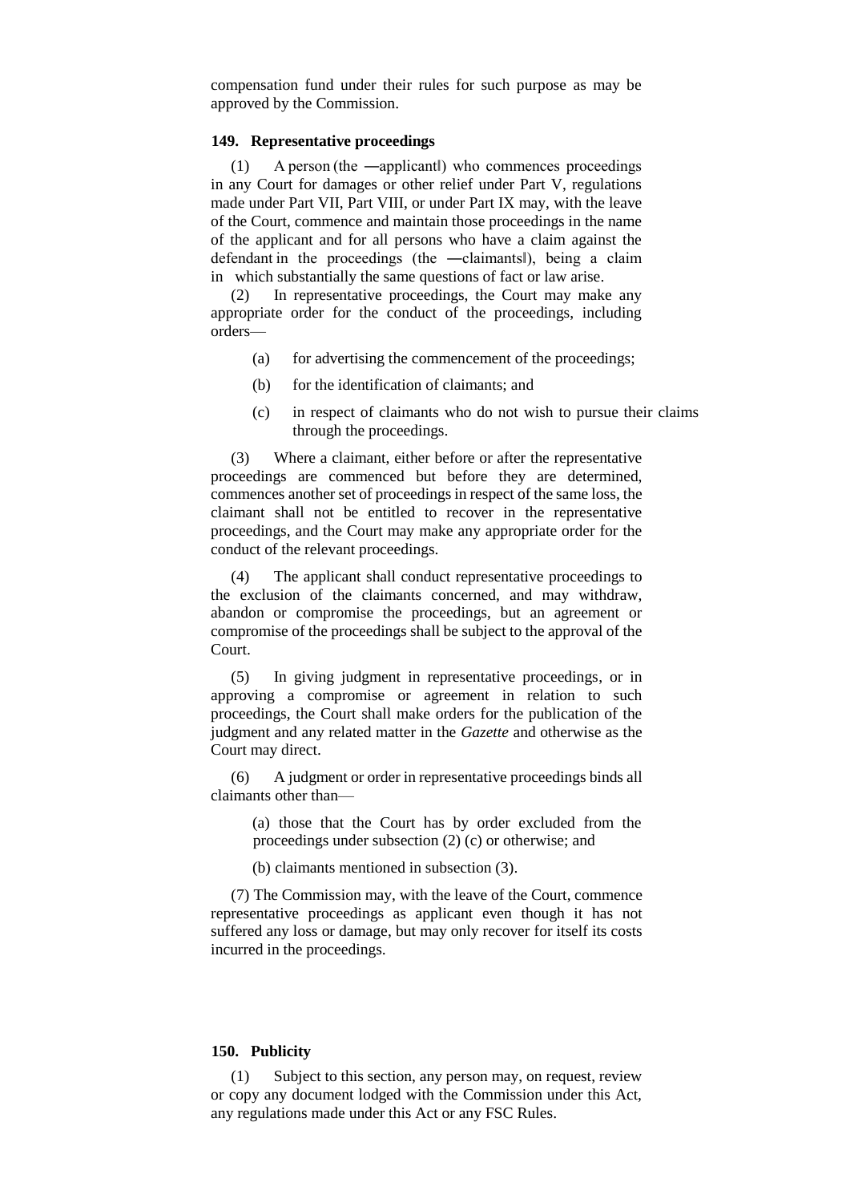compensation fund under their rules for such purpose as may be approved by the Commission.

**149. Representative proceedings**

(1) A person (the ―applicant‖) who commences proceedings in any Court for damages or other relief under Part V, regulations made under Part VII, Part VIII, or under Part IX may, with the leave of the Court, commence and maintain those proceedings in the name of the applicant and for all persons who have a claim against the defendant in the proceedings (the ―claimants‖), being a claim in which substantially the same questions of fact or law arise.

(2) In representative proceedings, the Court may make any appropriate order for the conduct of the proceedings, including orders—

(a) for advertising the commencement of the proceedings;

(b) for the identification of claimants; and

(c) in respect of claimants who do not wish to pursue their claims through the proceedings.

(3) Where a claimant, either before or after the representative proceedings are commenced but before they are determined, commences another set of proceedings in respect of the same loss, the claimant shall not be entitled to recover in the representative proceedings, and the Court may make any appropriate order for the conduct of the relevant proceedings.

(4) The applicant shall conduct representative proceedings to the exclusion of the claimants concerned, and may withdraw, abandon or compromise the proceedings, but an agreement or compromise of the proceedings shall be subject to the approval of the Court.

(5) In giving judgment in representative proceedings, or in approving a compromise or agreement in relation to such proceedings, the Court shall make orders for the publication of the judgment and any related matter in the *Gazette* and otherwise as the Court may direct.

(6) A judgment or order in representative proceedings binds all claimants other than—

(a) those that the Court has by order excluded from the proceedings under subsection (2) (c) or otherwise; and

(b) claimants mentioned in subsection (3).

(7) The Commission may, with the leave of the Court, commence representative proceedings as applicant even though it has not suffered any loss or damage, but may only recover for itself its costs incurred in the proceedings.

**150. Publicity**

(1) Subject to this section, any person may, on request, review or copy any document lodged with the Commission under this Act, any regulations made under this Act or any FSC Rules.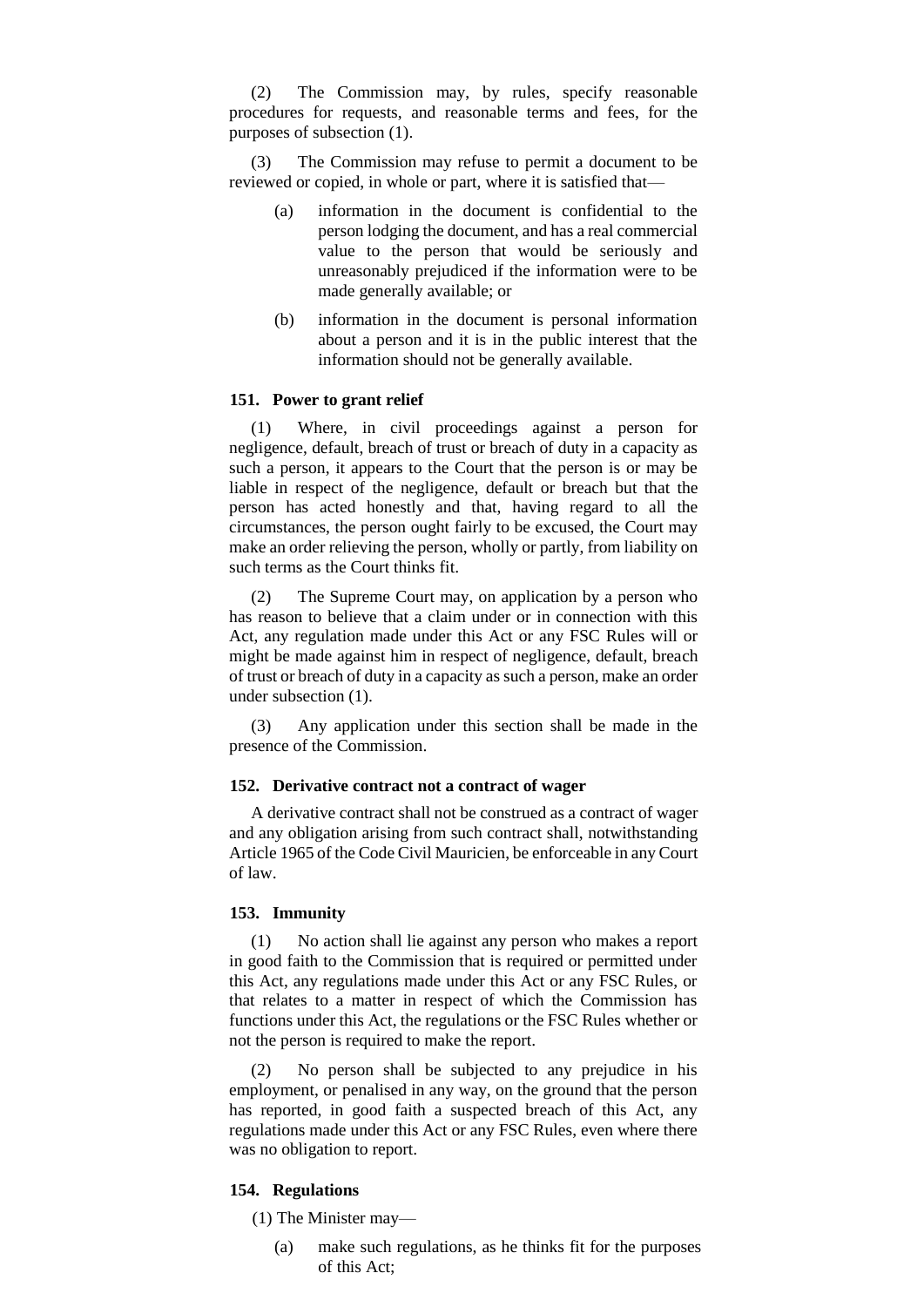(2) The Commission may, by rules, specify reasonable procedures for requests, and reasonable terms and fees, for the purposes of subsection (1).

(3) The Commission may refuse to permit a document to be reviewed or copied, in whole or part, where it is satisfied that—

(a) information in the document is confidential to the person lodging the document, and has a real commercial value to the person that would be seriously and unreasonably prejudiced if the information were to be made generally available; or

(b) information in the document is personal information about a person and it is in the public interest that the information should not be generally available.

**151. Power to grant relief**

(1) Where, in civil proceedings against a person for negligence, default, breach of trust or breach of duty in a capacity as such a person, it appears to the Court that the person is or may be liable in respect of the negligence, default or breach but that the person has acted honestly and that, having regard to all the circumstances, the person ought fairly to be excused, the Court may make an order relieving the person, wholly or partly, from liability on such terms as the Court thinks fit.

(2) The Supreme Court may, on application by a person who has reason to believe that a claim under or in connection with this Act, any regulation made under this Act or any FSC Rules will or might be made against him in respect of negligence, default, breach of trust or breach of duty in a capacity as such a person, make an order under subsection (1).

(3) Any application under this section shall be made in the presence of the Commission.

**152. Derivative contract not a contract of wager**

A derivative contract shall not be construed as a contract of wager and any obligation arising from such contract shall, notwithstanding Article 1965 of the Code Civil Mauricien, be enforceable in any Court of law.

**153. Immunity**

(1) No action shall lie against any person who makes a report in good faith to the Commission that is required or permitted under this Act, any regulations made under this Act or any FSC Rules, or that relates to a matter in respect of which the Commission has functions under this Act, the regulations or the FSC Rules whether or not the person is required to make the report.

(2) No person shall be subjected to any prejudice in his employment, or penalised in any way, on the ground that the person has reported, in good faith a suspected breach of this Act, any regulations made under this Act or any FSC Rules, even where there was no obligation to report.

**154. Regulations**

(1) The Minister may—

(a) make such regulations, as he thinks fit for the purposes of this Act;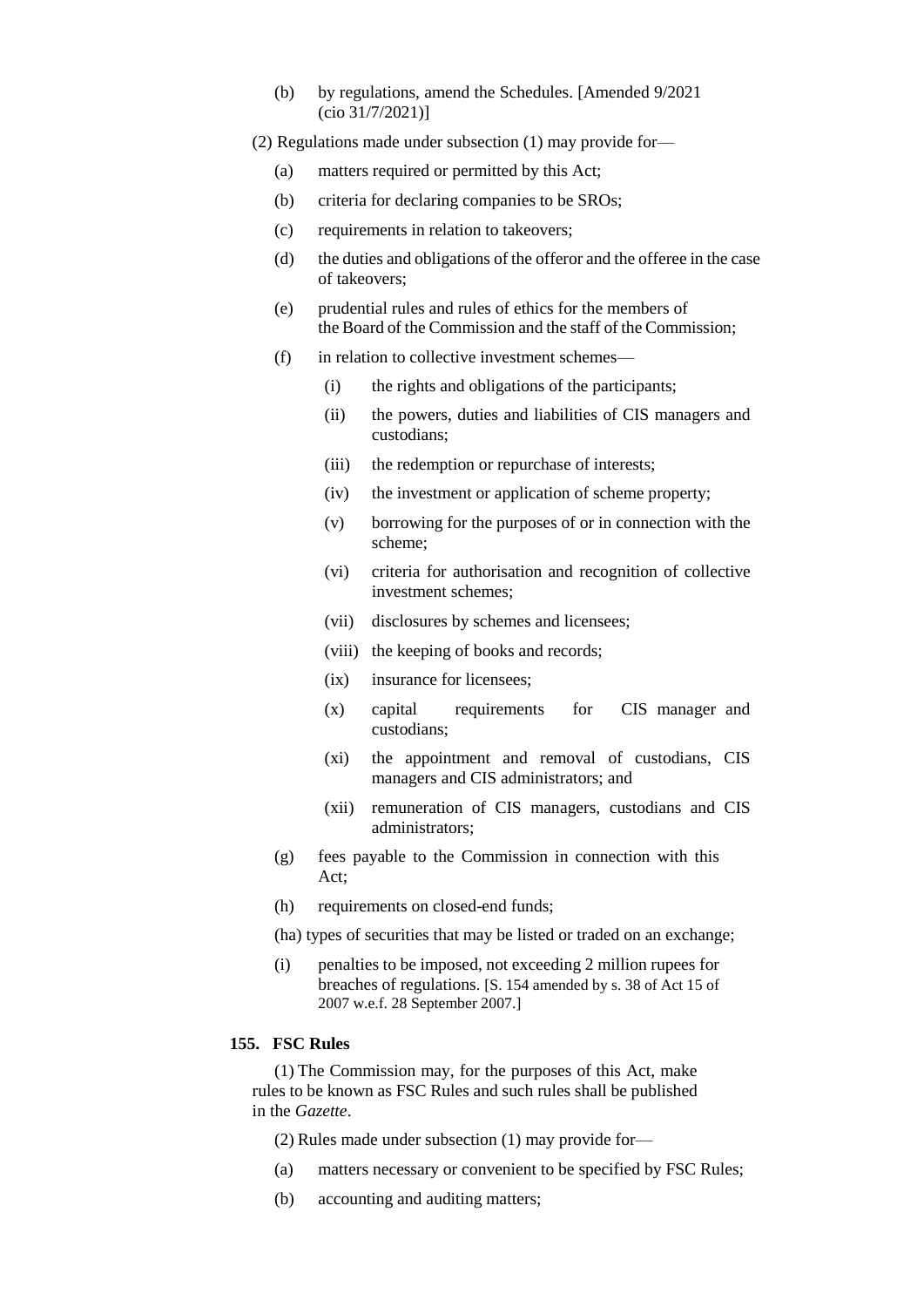(b) by regulations, amend the Schedules. [Amended 9/2021 (cio 31/7/2021)]

(2) Regulations made under subsection (1) may provide for—

(a) matters required or permitted by this Act;

(b) criteria for declaring companies to be SROs;

(c) requirements in relation to takeovers;

(d) the duties and obligations of the offeror and the offeree in the case of takeovers;

(e) prudential rules and rules of ethics for the members of the Board of the Commission and the staff of the Commission;

(f) in relation to collective investment schemes—

(i) the rights and obligations of the participants;

(ii) the powers, duties and liabilities of CIS managers and custodians;

(iii) the redemption or repurchase of interests;

(iv) the investment or application of scheme property;

(v) borrowing for the purposes of or in connection with the scheme;

(vi) criteria for authorisation and recognition of collective investment schemes;

(vii) disclosures by schemes and licensees;

(viii) the keeping of books and records;

(ix) insurance for licensees;

(x) capital requirements for CIS manager and custodians;

(xi) the appointment and removal of custodians, CIS managers and CIS administrators; and

(xii) remuneration of CIS managers, custodians and CIS administrators;

(g) fees payable to the Commission in connection with this Act;

(h) requirements on closed-end funds;

(ha) types of securities that may be listed or traded on an exchange;

(i) penalties to be imposed, not exceeding 2 million rupees for breaches of regulations. [S. 154 amended by s. 38 of Act 15 of 2007 w.e.f. 28 September 2007.]

**155. FSC Rules**

(1) The Commission may, for the purposes of this Act, make rules to be known as FSC Rules and such rules shall be published in the *Gazette*.

(2) Rules made under subsection (1) may provide for—

(a) matters necessary or convenient to be specified by FSC Rules;

(b) accounting and auditing matters;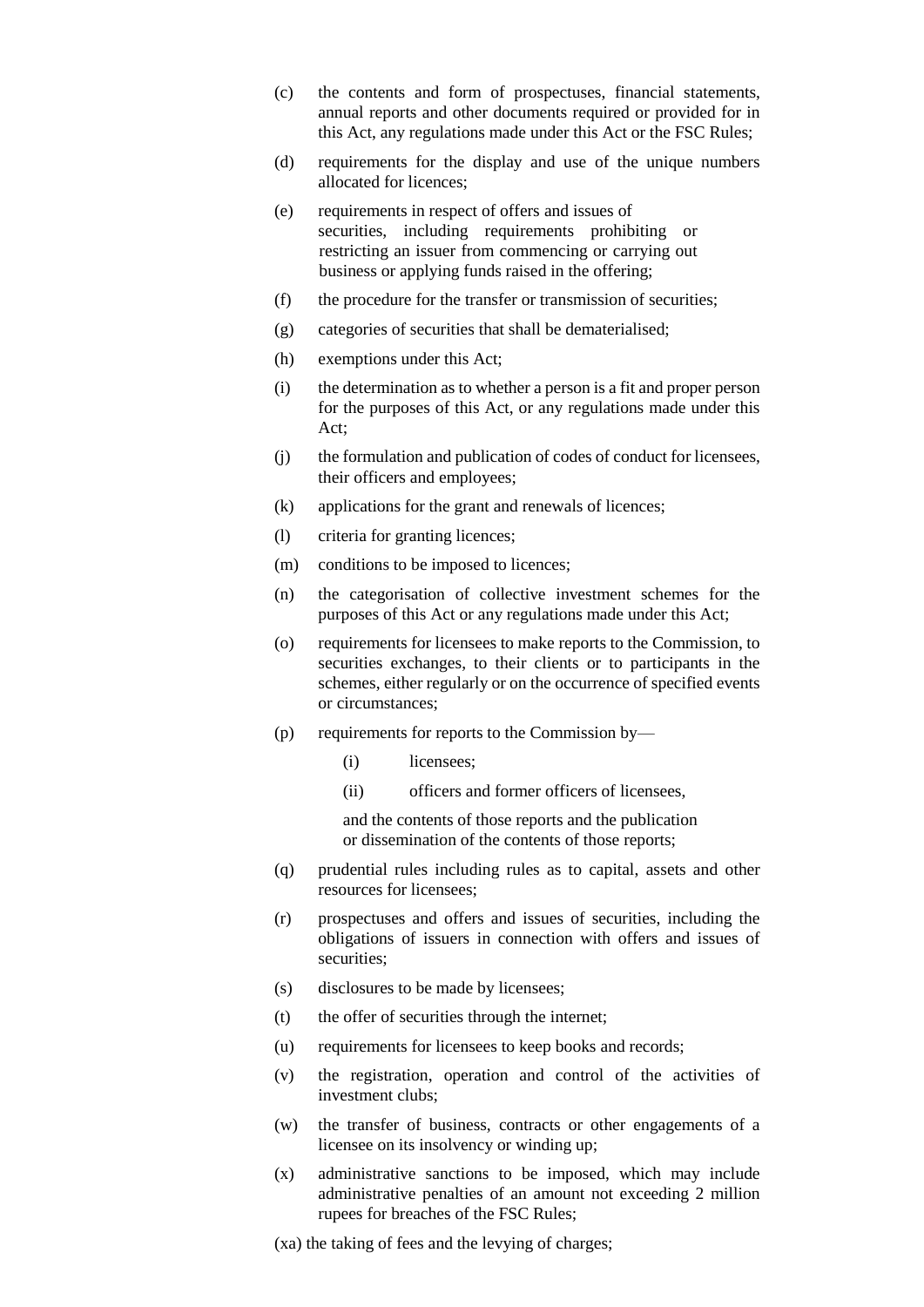(c) the contents and form of prospectuses, financial statements, annual reports and other documents required or provided for in this Act, any regulations made under this Act or the FSC Rules;

(d) requirements for the display and use of the unique numbers allocated for licences;

(e) requirements in respect of offers and issues of securities, including requirements prohibiting or restricting an issuer from commencing or carrying out business or applying funds raised in the offering;

(f) the procedure for the transfer or transmission of securities;

(g) categories of securities that shall be dematerialised;

(h) exemptions under this Act;

(i) the determination as to whether a person is a fit and proper person for the purposes of this Act, or any regulations made under this Act;

(j) the formulation and publication of codes of conduct for licensees, their officers and employees;

(k) applications for the grant and renewals of licences;

(l) criteria for granting licences;

(m) conditions to be imposed to licences;

(n) the categorisation of collective investment schemes for the purposes of this Act or any regulations made under this Act;

(o) requirements for licensees to make reports to the Commission, to securities exchanges, to their clients or to participants in the schemes, either regularly or on the occurrence of specified events or circumstances;

(p) requirements for reports to the Commission by—

  (i) licensees;

  (ii) officers and former officers of licensees,

  and the contents of those reports and the publication or dissemination of the contents of those reports;

(q) prudential rules including rules as to capital, assets and other resources for licensees;

(r) prospectuses and offers and issues of securities, including the obligations of issuers in connection with offers and issues of securities;

(s) disclosures to be made by licensees;

(t) the offer of securities through the internet;

(u) requirements for licensees to keep books and records;

(v) the registration, operation and control of the activities of investment clubs;

(w) the transfer of business, contracts or other engagements of a licensee on its insolvency or winding up;

(x) administrative sanctions to be imposed, which may include administrative penalties of an amount not exceeding 2 million rupees for breaches of the FSC Rules;

(xa) the taking of fees and the levying of charges;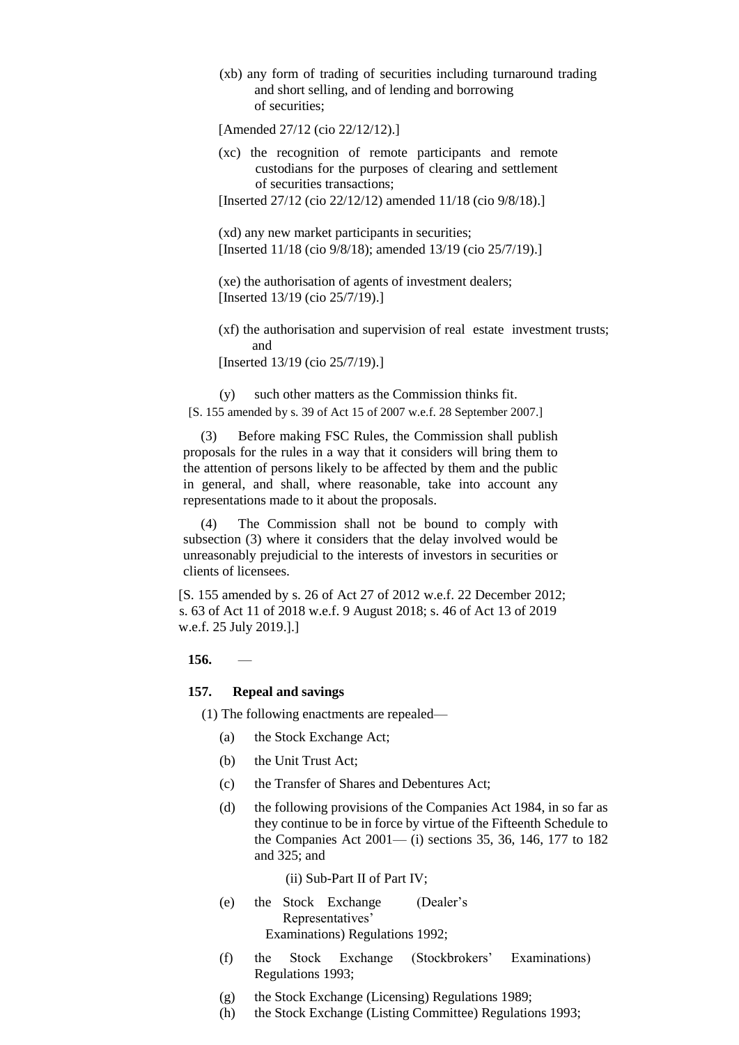(xb) any form of trading of securities including turnaround trading and short selling, and of lending and borrowing of securities;

[Amended 27/12 (cio 22/12/12).]

(xc) the recognition of remote participants and remote custodians for the purposes of clearing and settlement of securities transactions;

[Inserted 27/12 (cio 22/12/12) amended 11/18 (cio 9/8/18).]

(xd) any new market participants in securities;

[Inserted 11/18 (cio 9/8/18); amended 13/19 (cio 25/7/19).]

(xe) the authorisation of agents of investment dealers;

[Inserted 13/19 (cio 25/7/19).]

(xf) the authorisation and supervision of real estate investment trusts; and

[Inserted 13/19 (cio 25/7/19).]

(y) such other matters as the Commission thinks fit.

[S. 155 amended by s. 39 of Act 15 of 2007 w.e.f. 28 September 2007.]

(3) Before making FSC Rules, the Commission shall publish proposals for the rules in a way that it considers will bring them to the attention of persons likely to be affected by them and the public in general, and shall, where reasonable, take into account any representations made to it about the proposals.

(4) The Commission shall not be bound to comply with subsection (3) where it considers that the delay involved would be unreasonably prejudicial to the interests of investors in securities or clients of licensees.

[S. 155 amended by s. 26 of Act 27 of 2012 w.e.f. 22 December 2012; s. 63 of Act 11 of 2018 w.e.f. 9 August 2018; s. 46 of Act 13 of 2019 w.e.f. 25 July 2019.].]

**156.** —

**157. Repeal and savings**

(1) The following enactments are repealed—

(a) the Stock Exchange Act;

(b) the Unit Trust Act;

(c) the Transfer of Shares and Debentures Act;

(d) the following provisions of the Companies Act 1984, in so far as they continue to be in force by virtue of the Fifteenth Schedule to the Companies Act 2001— (i) sections 35, 36, 146, 177 to 182 and 325; and

(ii) Sub-Part II of Part IV;

(e) the Stock Exchange (Dealer's Representatives' Examinations) Regulations 1992;

(f) the Stock Exchange (Stockbrokers' Examinations) Regulations 1993;

(g) the Stock Exchange (Licensing) Regulations 1989;

(h) the Stock Exchange (Listing Committee) Regulations 1993;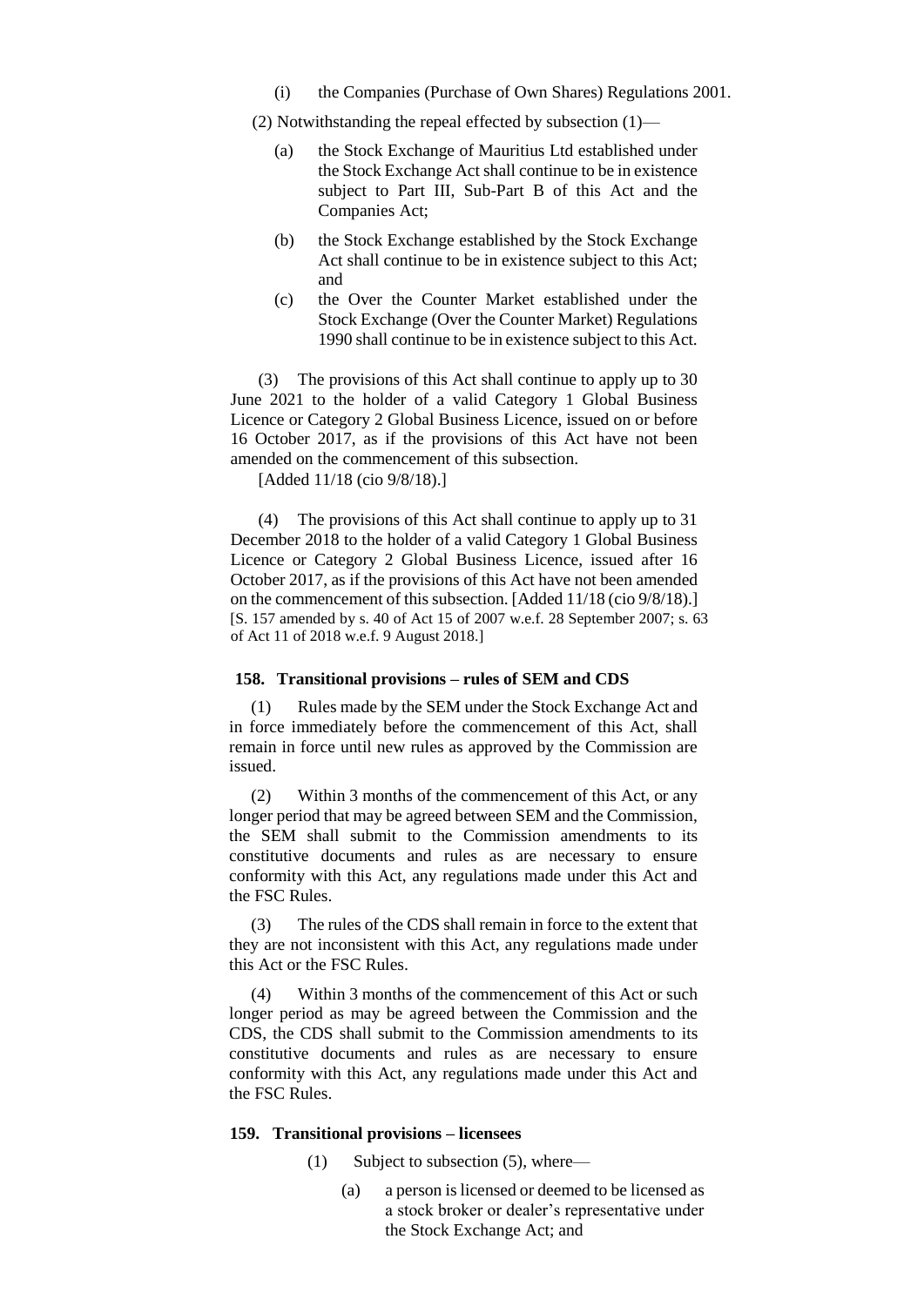(i) the Companies (Purchase of Own Shares) Regulations 2001.

(2) Notwithstanding the repeal effected by subsection (1)—

(a) the Stock Exchange of Mauritius Ltd established under the Stock Exchange Act shall continue to be in existence subject to Part III, Sub-Part B of this Act and the Companies Act;

(b) the Stock Exchange established by the Stock Exchange Act shall continue to be in existence subject to this Act; and

(c) the Over the Counter Market established under the Stock Exchange (Over the Counter Market) Regulations 1990 shall continue to be in existence subject to this Act.

(3) The provisions of this Act shall continue to apply up to 30 June 2021 to the holder of a valid Category 1 Global Business Licence or Category 2 Global Business Licence, issued on or before 16 October 2017, as if the provisions of this Act have not been amended on the commencement of this subsection.

[Added 11/18 (cio 9/8/18).]

(4) The provisions of this Act shall continue to apply up to 31 December 2018 to the holder of a valid Category 1 Global Business Licence or Category 2 Global Business Licence, issued after 16 October 2017, as if the provisions of this Act have not been amended on the commencement of this subsection. [Added 11/18 (cio 9/8/18).]

[S. 157 amended by s. 40 of Act 15 of 2007 w.e.f. 28 September 2007; s. 63 of Act 11 of 2018 w.e.f. 9 August 2018.]

### 158. Transitional provisions – rules of SEM and CDS

(1) Rules made by the SEM under the Stock Exchange Act and in force immediately before the commencement of this Act, shall remain in force until new rules as approved by the Commission are issued.

(2) Within 3 months of the commencement of this Act, or any longer period that may be agreed between SEM and the Commission, the SEM shall submit to the Commission amendments to its constitutive documents and rules as are necessary to ensure conformity with this Act, any regulations made under this Act and the FSC Rules.

(3) The rules of the CDS shall remain in force to the extent that they are not inconsistent with this Act, any regulations made under this Act or the FSC Rules.

(4) Within 3 months of the commencement of this Act or such longer period as may be agreed between the Commission and the CDS, the CDS shall submit to the Commission amendments to its constitutive documents and rules as are necessary to ensure conformity with this Act, any regulations made under this Act and the FSC Rules.

### 159. Transitional provisions – licensees

(1) Subject to subsection (5), where—

(a) a person is licensed or deemed to be licensed as a stock broker or dealer's representative under the Stock Exchange Act; and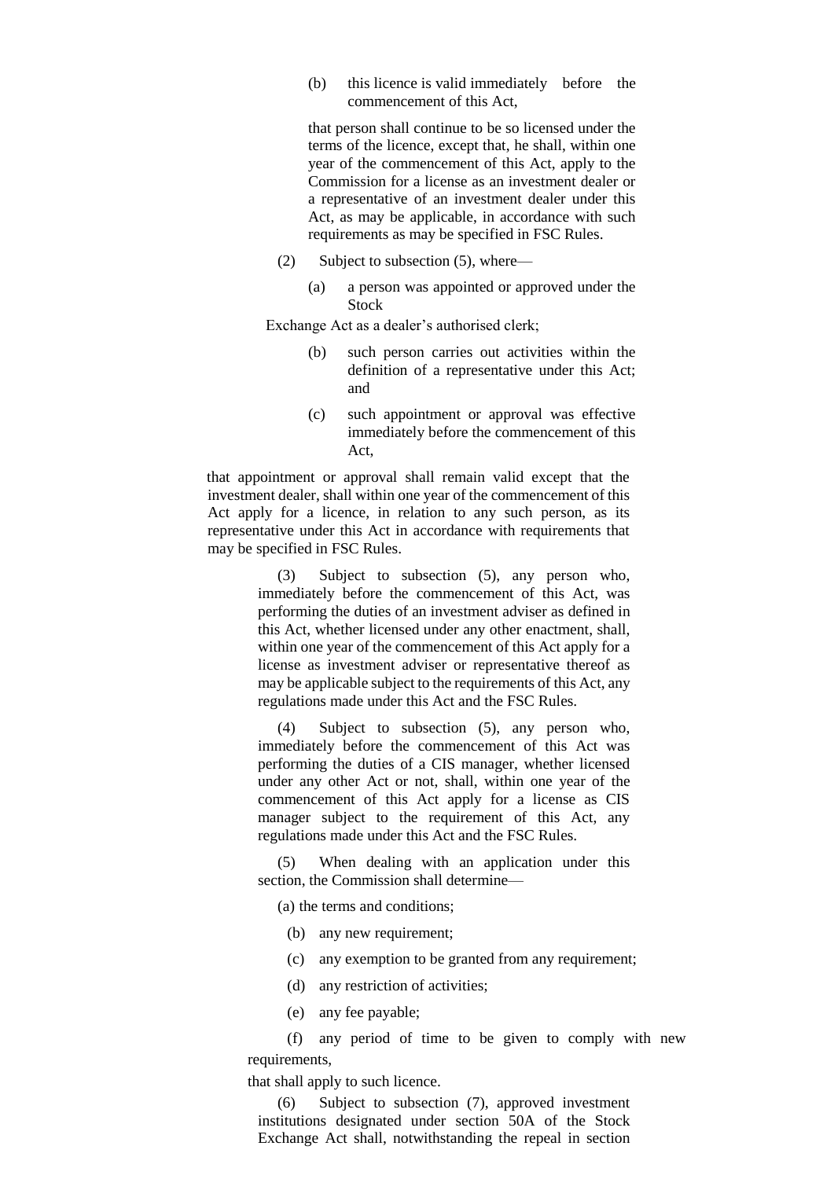(b) this licence is valid immediately before the commencement of this Act,

that person shall continue to be so licensed under the terms of the licence, except that, he shall, within one year of the commencement of this Act, apply to the Commission for a license as an investment dealer or a representative of an investment dealer under this Act, as may be applicable, in accordance with such requirements as may be specified in FSC Rules.

(2) Subject to subsection (5), where—

(a) a person was appointed or approved under the Stock Exchange Act as a dealer's authorised clerk;

(b) such person carries out activities within the definition of a representative under this Act; and

(c) such appointment or approval was effective immediately before the commencement of this Act,

that appointment or approval shall remain valid except that the investment dealer, shall within one year of the commencement of this Act apply for a licence, in relation to any such person, as its representative under this Act in accordance with requirements that may be specified in FSC Rules.

(3) Subject to subsection (5), any person who, immediately before the commencement of this Act, was performing the duties of an investment adviser as defined in this Act, whether licensed under any other enactment, shall, within one year of the commencement of this Act apply for a license as investment adviser or representative thereof as may be applicable subject to the requirements of this Act, any regulations made under this Act and the FSC Rules.

(4) Subject to subsection (5), any person who, immediately before the commencement of this Act was performing the duties of a CIS manager, whether licensed under any other Act or not, shall, within one year of the commencement of this Act apply for a license as CIS manager subject to the requirement of this Act, any regulations made under this Act and the FSC Rules.

(5) When dealing with an application under this section, the Commission shall determine—

(a) the terms and conditions;

(b) any new requirement;

(c) any exemption to be granted from any requirement;

(d) any restriction of activities;

(e) any fee payable;

(f) any period of time to be given to comply with new requirements,

that shall apply to such licence.

(6) Subject to subsection (7), approved investment institutions designated under section 50A of the Stock Exchange Act shall, notwithstanding the repeal in section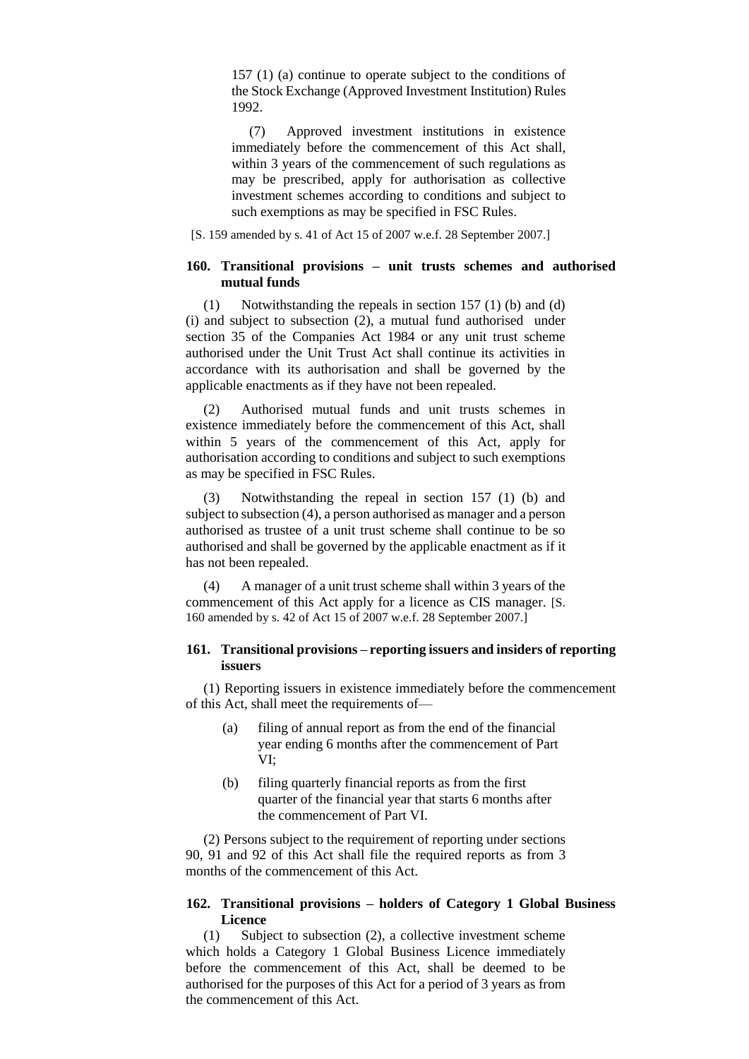157 (1) (a) continue to operate subject to the conditions of the Stock Exchange (Approved Investment Institution) Rules 1992.

(7) Approved investment institutions in existence immediately before the commencement of this Act shall, within 3 years of the commencement of such regulations as may be prescribed, apply for authorisation as collective investment schemes according to conditions and subject to such exemptions as may be specified in FSC Rules.

[S. 159 amended by s. 41 of Act 15 of 2007 w.e.f. 28 September 2007.]

### 160. Transitional provisions – unit trusts schemes and authorised mutual funds

(1) Notwithstanding the repeals in section 157 (1) (b) and (d) (i) and subject to subsection (2), a mutual fund authorised under section 35 of the Companies Act 1984 or any unit trust scheme authorised under the Unit Trust Act shall continue its activities in accordance with its authorisation and shall be governed by the applicable enactments as if they have not been repealed.

(2) Authorised mutual funds and unit trusts schemes in existence immediately before the commencement of this Act, shall within 5 years of the commencement of this Act, apply for authorisation according to conditions and subject to such exemptions as may be specified in FSC Rules.

(3) Notwithstanding the repeal in section 157 (1) (b) and subject to subsection (4), a person authorised as manager and a person authorised as trustee of a unit trust scheme shall continue to be so authorised and shall be governed by the applicable enactment as if it has not been repealed.

(4) A manager of a unit trust scheme shall within 3 years of the commencement of this Act apply for a licence as CIS manager. [S. 160 amended by s. 42 of Act 15 of 2007 w.e.f. 28 September 2007.]

### 161. Transitional provisions – reporting issuers and insiders of reporting issuers

(1) Reporting issuers in existence immediately before the commencement of this Act, shall meet the requirements of—

(a) filing of annual report as from the end of the financial year ending 6 months after the commencement of Part VI;

(b) filing quarterly financial reports as from the first quarter of the financial year that starts 6 months after the commencement of Part VI.

(2) Persons subject to the requirement of reporting under sections 90, 91 and 92 of this Act shall file the required reports as from 3 months of the commencement of this Act.

### 162. Transitional provisions – holders of Category 1 Global Business Licence

(1) Subject to subsection (2), a collective investment scheme which holds a Category 1 Global Business Licence immediately before the commencement of this Act, shall be deemed to be authorised for the purposes of this Act for a period of 3 years as from the commencement of this Act.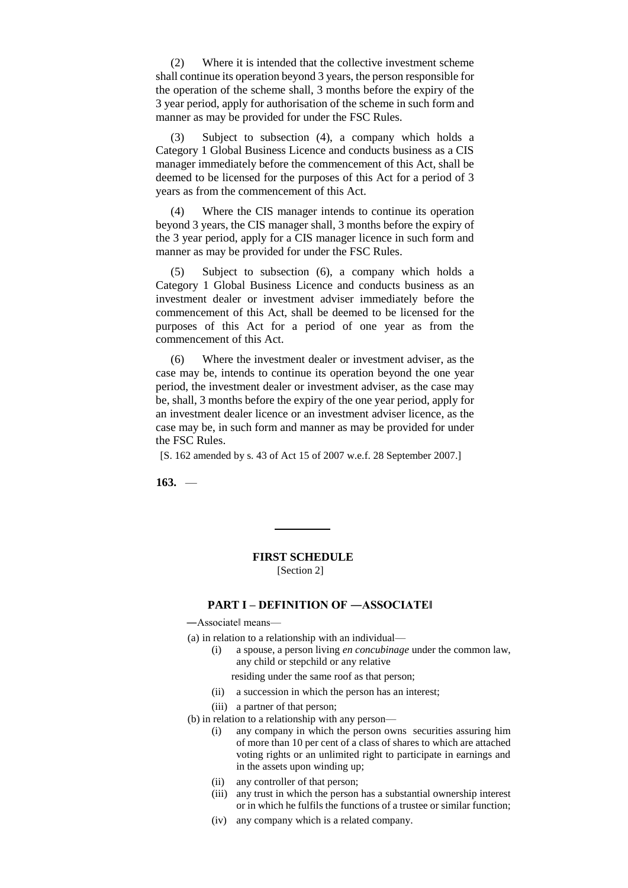(2) Where it is intended that the collective investment scheme shall continue its operation beyond 3 years, the person responsible for the operation of the scheme shall, 3 months before the expiry of the 3 year period, apply for authorisation of the scheme in such form and manner as may be provided for under the FSC Rules.

(3) Subject to subsection (4), a company which holds a Category 1 Global Business Licence and conducts business as a CIS manager immediately before the commencement of this Act, shall be deemed to be licensed for the purposes of this Act for a period of 3 years as from the commencement of this Act.

(4) Where the CIS manager intends to continue its operation beyond 3 years, the CIS manager shall, 3 months before the expiry of the 3 year period, apply for a CIS manager licence in such form and manner as may be provided for under the FSC Rules.

(5) Subject to subsection (6), a company which holds a Category 1 Global Business Licence and conducts business as an investment dealer or investment adviser immediately before the commencement of this Act, shall be deemed to be licensed for the purposes of this Act for a period of one year as from the commencement of this Act.

(6) Where the investment dealer or investment adviser, as the case may be, intends to continue its operation beyond the one year period, the investment dealer or investment adviser, as the case may be, shall, 3 months before the expiry of the one year period, apply for an investment dealer licence or an investment adviser licence, as the case may be, in such form and manner as may be provided for under the FSC Rules.

[S. 162 amended by s. 43 of Act 15 of 2007 w.e.f. 28 September 2007.]

**163.** —

---

## FIRST SCHEDULE

[Section 2]

### PART I – DEFINITION OF ―ASSOCIATE‖

―Associate‖ means—

(a) in relation to a relationship with an individual—

- (i) a spouse, a person living *en concubinage* under the common law, any child or stepchild or any relative

  residing under the same roof as that person;

- (ii) a succession in which the person has an interest;
- (iii) a partner of that person;

(b) in relation to a relationship with any person—

- (i) any company in which the person owns securities assuring him of more than 10 per cent of a class of shares to which are attached voting rights or an unlimited right to participate in earnings and in the assets upon winding up;
- (ii) any controller of that person;
- (iii) any trust in which the person has a substantial ownership interest or in which he fulfils the functions of a trustee or similar function;
- (iv) any company which is a related company.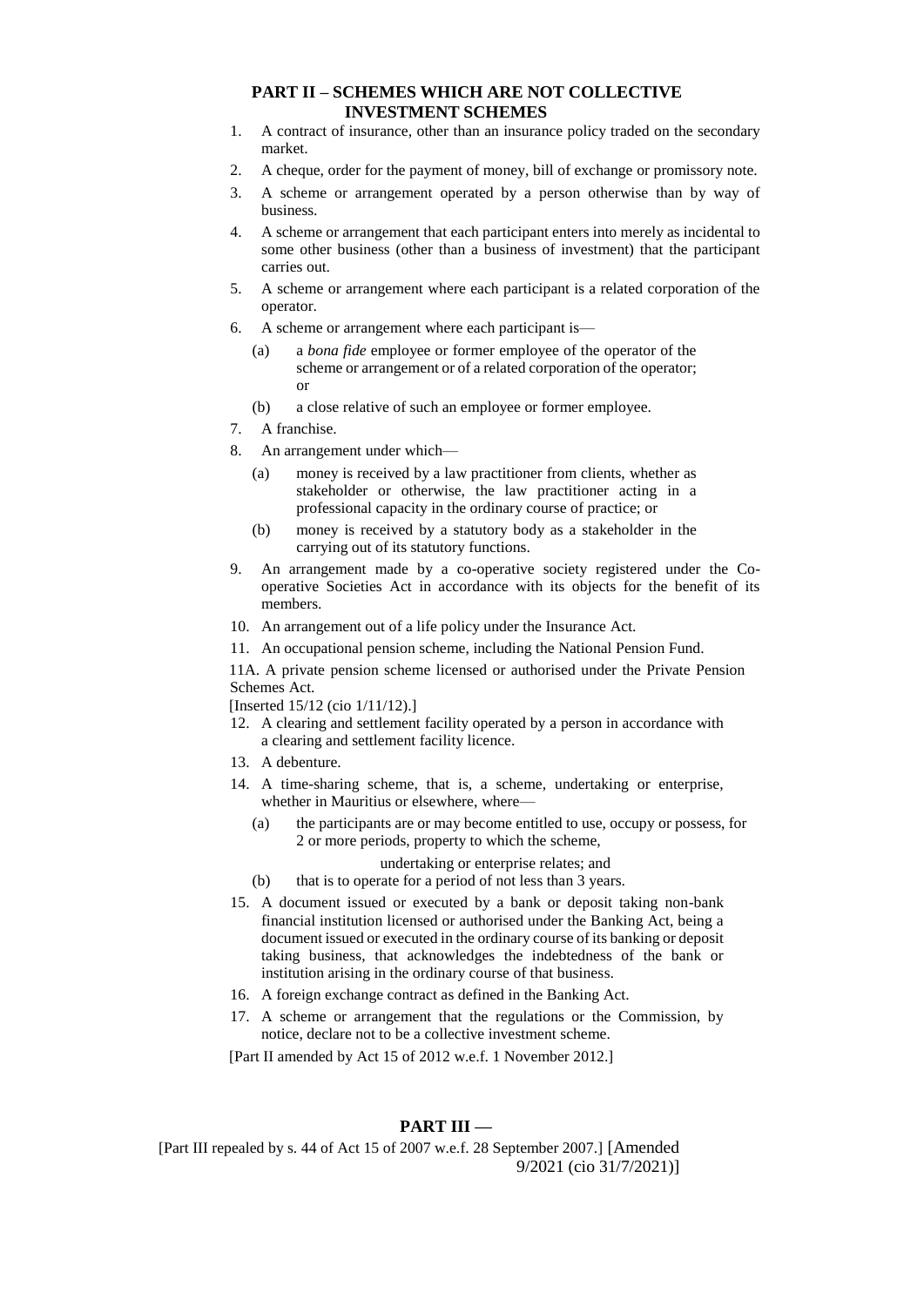## PART II – SCHEMES WHICH ARE NOT COLLECTIVE INVESTMENT SCHEMES

1. A contract of insurance, other than an insurance policy traded on the secondary market.
2. A cheque, order for the payment of money, bill of exchange or promissory note.
3. A scheme or arrangement operated by a person otherwise than by way of business.
4. A scheme or arrangement that each participant enters into merely as incidental to some other business (other than a business of investment) that the participant carries out.
5. A scheme or arrangement where each participant is a related corporation of the operator.
6. A scheme or arrangement where each participant is—
   (a) a *bona fide* employee or former employee of the operator of the scheme or arrangement or of a related corporation of the operator; or
   (b) a close relative of such an employee or former employee.
7. A franchise.
8. An arrangement under which—
   (a) money is received by a law practitioner from clients, whether as stakeholder or otherwise, the law practitioner acting in a professional capacity in the ordinary course of practice; or
   (b) money is received by a statutory body as a stakeholder in the carrying out of its statutory functions.
9. An arrangement made by a co-operative society registered under the Co-operative Societies Act in accordance with its objects for the benefit of its members.
10. An arrangement out of a life policy under the Insurance Act.
11. An occupational pension scheme, including the National Pension Fund.

11A. A private pension scheme licensed or authorised under the Private Pension Schemes Act.

[Inserted 15/12 (cio 1/11/12).]

12. A clearing and settlement facility operated by a person in accordance with a clearing and settlement facility licence.
13. A debenture.
14. A time-sharing scheme, that is, a scheme, undertaking or enterprise, whether in Mauritius or elsewhere, where—
    (a) the participants are or may become entitled to use, occupy or possess, for 2 or more periods, property to which the scheme, undertaking or enterprise relates; and
    (b) that is to operate for a period of not less than 3 years.
15. A document issued or executed by a bank or deposit taking non-bank financial institution licensed or authorised under the Banking Act, being a document issued or executed in the ordinary course of its banking or deposit taking business, that acknowledges the indebtedness of the bank or institution arising in the ordinary course of that business.
16. A foreign exchange contract as defined in the Banking Act.
17. A scheme or arrangement that the regulations or the Commission, by notice, declare not to be a collective investment scheme.

[Part II amended by Act 15 of 2012 w.e.f. 1 November 2012.]

## PART III —

[Part III repealed by s. 44 of Act 15 of 2007 w.e.f. 28 September 2007.] [Amended 9/2021 (cio 31/7/2021)]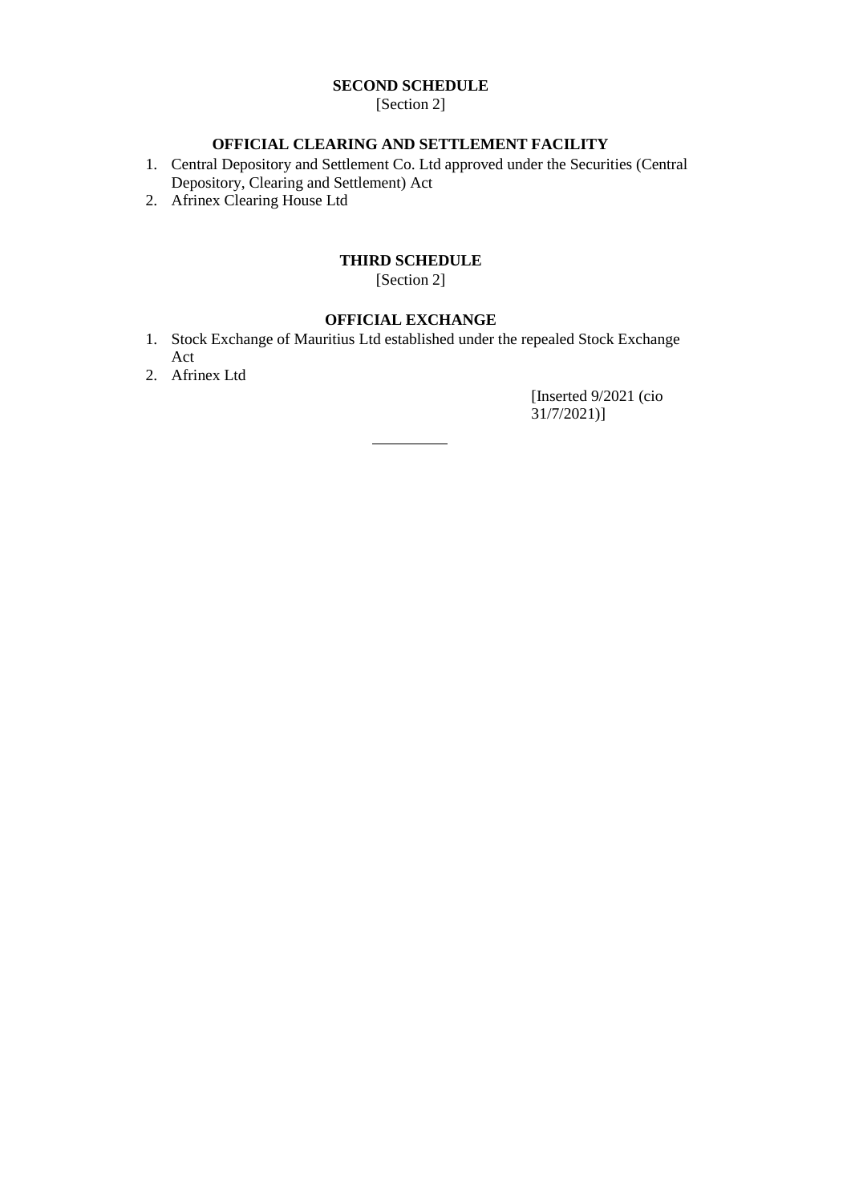## SECOND SCHEDULE

[Section 2]

### OFFICIAL CLEARING AND SETTLEMENT FACILITY

1. Central Depository and Settlement Co. Ltd approved under the Securities (Central Depository, Clearing and Settlement) Act
2. Afrinex Clearing House Ltd

## THIRD SCHEDULE

[Section 2]

### OFFICIAL EXCHANGE

1. Stock Exchange of Mauritius Ltd established under the repealed Stock Exchange Act
2. Afrinex Ltd

[Inserted 9/2021 (cio 31/7/2021)]

---